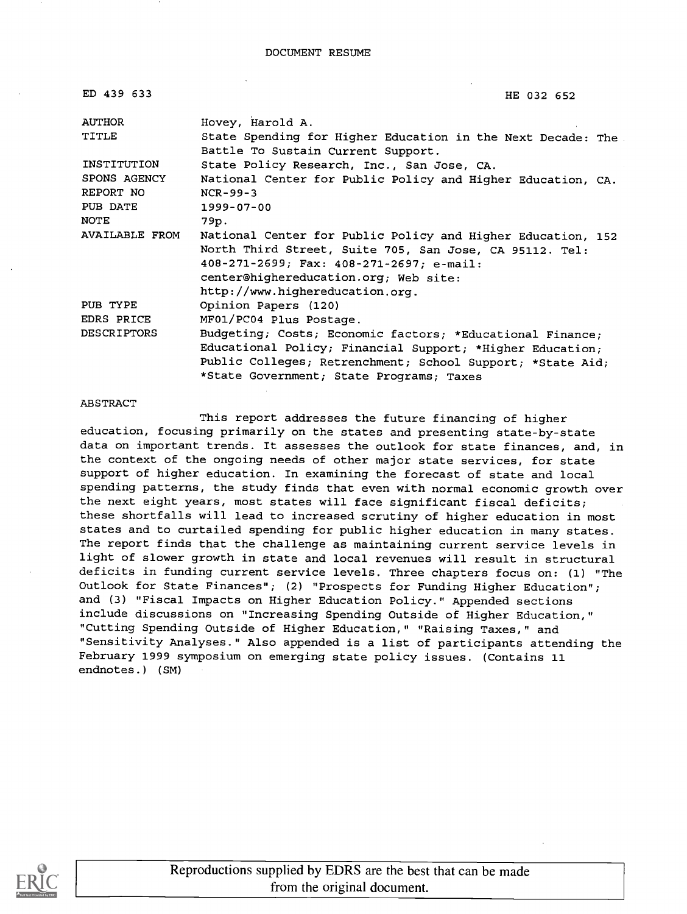DOCUMENT RESUME

| | |
|---|---|
| ED 439 633 | HE 032 652 |
| AUTHOR | Hovey, Harold A. |
| TITLE | State Spending for Higher Education in the Next Decade: The Battle To Sustain Current Support. |
| INSTITUTION | State Policy Research, Inc., San Jose, CA. |
| SPONS AGENCY | National Center for Public Policy and Higher Education, CA. |
| REPORT NO | NCR-99-3 |
| PUB DATE | 1999-07-00 |
| NOTE | 79p. |
| AVAILABLE FROM | National Center for Public Policy and Higher Education, 152 North Third Street, Suite 705, San Jose, CA 95112. Tel: 408-271-2699; Fax: 408-271-2697; e-mail: center@highereducation.org; Web site: http://www.highereducation.org. |
| PUB TYPE | Opinion Papers (120) |
| EDRS PRICE | MF01/PC04 Plus Postage. |
| DESCRIPTORS | Budgeting; Costs; Economic factors; *Educational Finance; Educational Policy; Financial Support; *Higher Education; Public Colleges; Retrenchment; School Support; *State Aid; *State Government; State Programs; Taxes |

ABSTRACT

This report addresses the future financing of higher education, focusing primarily on the states and presenting state-by-state data on important trends. It assesses the outlook for state finances, and, in the context of the ongoing needs of other major state services, for state support of higher education. In examining the forecast of state and local spending patterns, the study finds that even with normal economic growth over the next eight years, most states will face significant fiscal deficits; these shortfalls will lead to increased scrutiny of higher education in most states and to curtailed spending for public higher education in many states. The report finds that the challenge as maintaining current service levels in light of slower growth in state and local revenues will result in structural deficits in funding current service levels. Three chapters focus on: (1) "The Outlook for State Finances"; (2) "Prospects for Funding Higher Education"; and (3) "Fiscal Impacts on Higher Education Policy." Appended sections include discussions on "Increasing Spending Outside of Higher Education," "Cutting Spending Outside of Higher Education," "Raising Taxes," and "Sensitivity Analyses." Also appended is a list of participants attending the February 1999 symposium on emerging state policy issues. (Contains 11 endnotes.) (SM)

Reproductions supplied by EDRS are the best that can be made from the original document.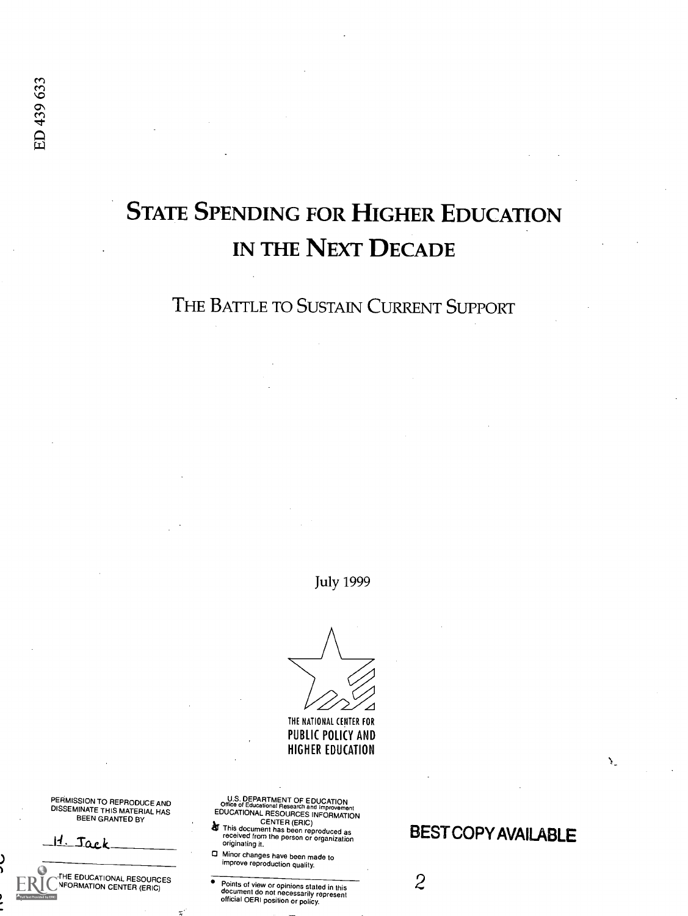ED 439 633

# State Spending for Higher Education in the Next Decade

## The Battle to Sustain Current Support

July 1999

THE NATIONAL CENTER FOR
PUBLIC POLICY AND
HIGHER EDUCATION

PERMISSION TO REPRODUCE AND DISSEMINATE THIS MATERIAL HAS BEEN GRANTED BY

H. Jack

TO THE EDUCATIONAL RESOURCES INFORMATION CENTER (ERIC)

U.S. DEPARTMENT OF EDUCATION
Office of Educational Research and Improvement
EDUCATIONAL RESOURCES INFORMATION CENTER (ERIC)

- This document has been reproduced as received from the person or organization originating it.
- Minor changes have been made to improve reproduction quality.

- Points of view or opinions stated in this document do not necessarily represent official OERI position or policy.

BEST COPY AVAILABLE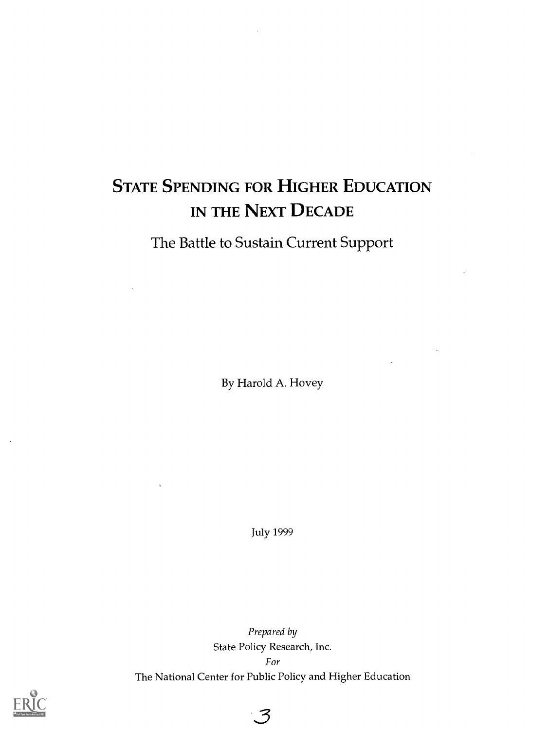# State Spending for Higher Education in the Next Decade

## The Battle to Sustain Current Support

By Harold A. Hovey

July 1999

*Prepared by*

State Policy Research, Inc.

*For*

The National Center for Public Policy and Higher Education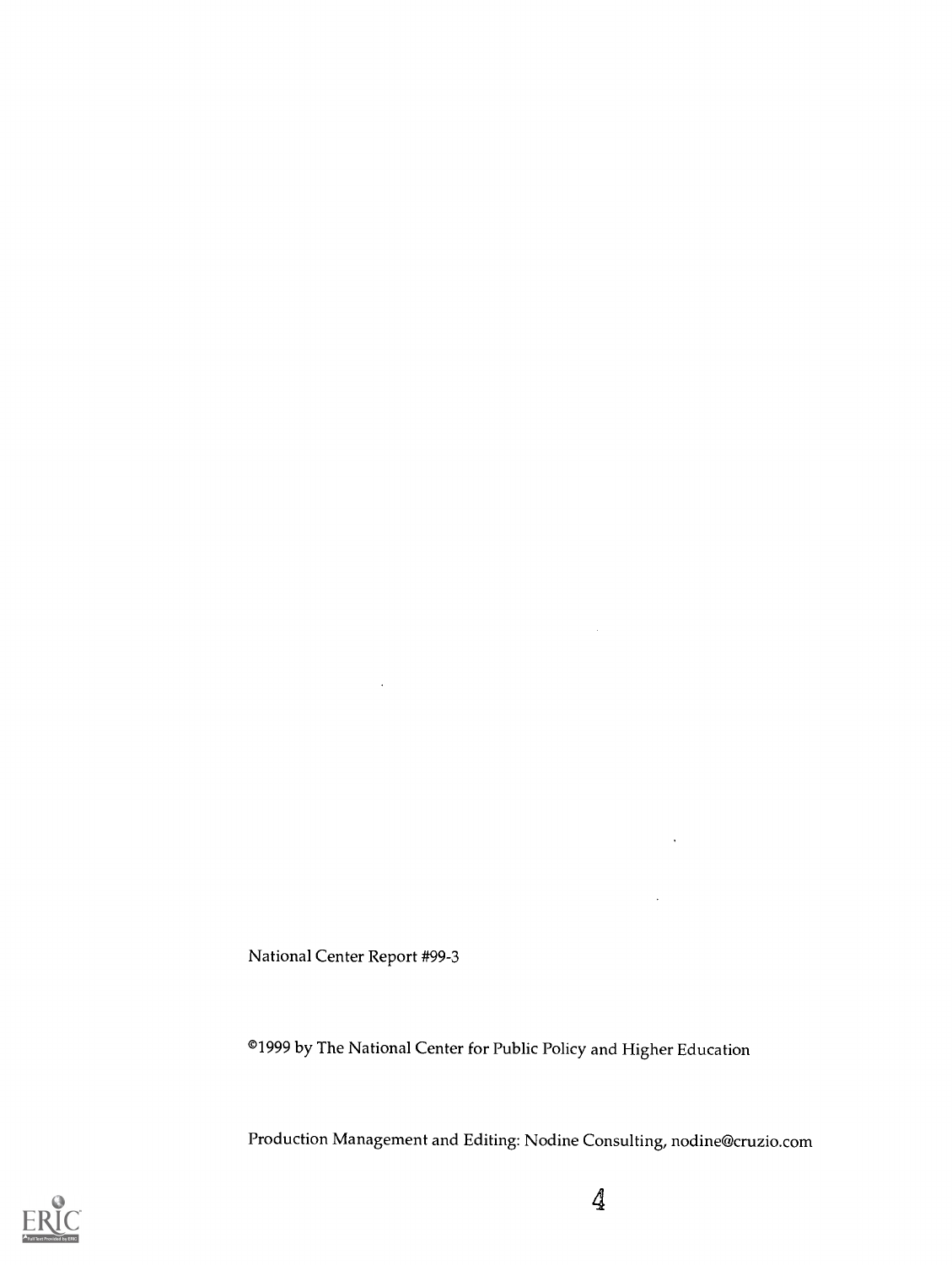National Center Report #99-3

©1999 by The National Center for Public Policy and Higher Education

Production Management and Editing: Nodine Consulting, nodine@cruzio.com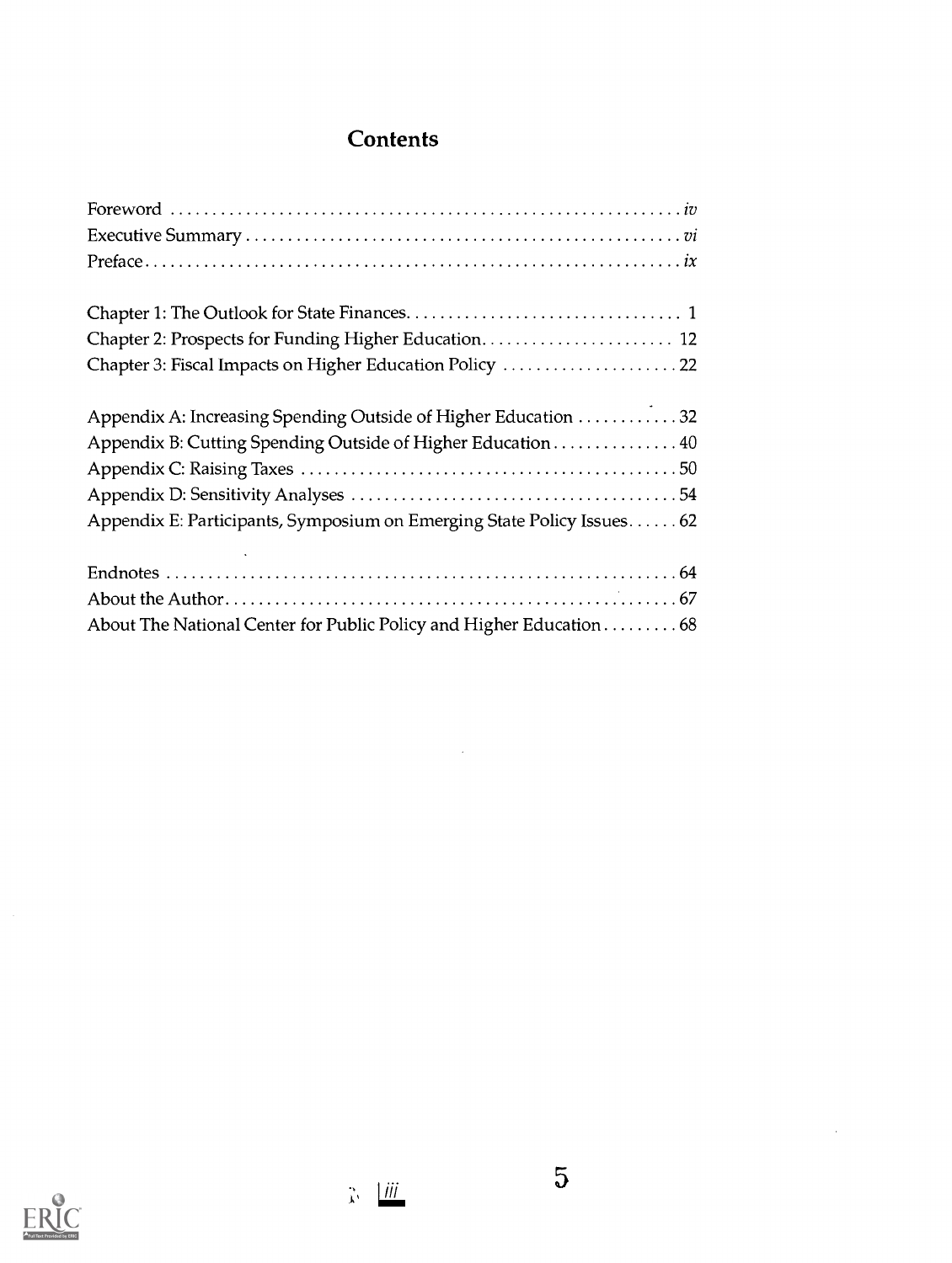# Contents

Foreword . . . . . . . . . . . . . . . . . . . . . . . . . . . . . . . . . . . . . . . . . . . . . . . . . . . . . . . . . . . *iv*
Executive Summary . . . . . . . . . . . . . . . . . . . . . . . . . . . . . . . . . . . . . . . . . . . . . . . . . . *vi*
Preface . . . . . . . . . . . . . . . . . . . . . . . . . . . . . . . . . . . . . . . . . . . . . . . . . . . . . . . . . . . . *ix*

Chapter 1: The Outlook for State Finances . . . . . . . . . . . . . . . . . . . . . . . . . . . . . . . . 1
Chapter 2: Prospects for Funding Higher Education . . . . . . . . . . . . . . . . . . . . . . . 12
Chapter 3: Fiscal Impacts on Higher Education Policy . . . . . . . . . . . . . . . . . . . . . 22

Appendix A: Increasing Spending Outside of Higher Education . . . . . . . . . . . . 32
Appendix B: Cutting Spending Outside of Higher Education . . . . . . . . . . . . . . . 40
Appendix C: Raising Taxes . . . . . . . . . . . . . . . . . . . . . . . . . . . . . . . . . . . . . . . . . . . . 50
Appendix D: Sensitivity Analyses . . . . . . . . . . . . . . . . . . . . . . . . . . . . . . . . . . . . . . . 54
Appendix E: Participants, Symposium on Emerging State Policy Issues . . . . . . 62

Endnotes . . . . . . . . . . . . . . . . . . . . . . . . . . . . . . . . . . . . . . . . . . . . . . . . . . . . . . . . . . . 64
About the Author . . . . . . . . . . . . . . . . . . . . . . . . . . . . . . . . . . . . . . . . . . . . . . . . . . . . 67
About The National Center for Public Policy and Higher Education . . . . . . . . . 68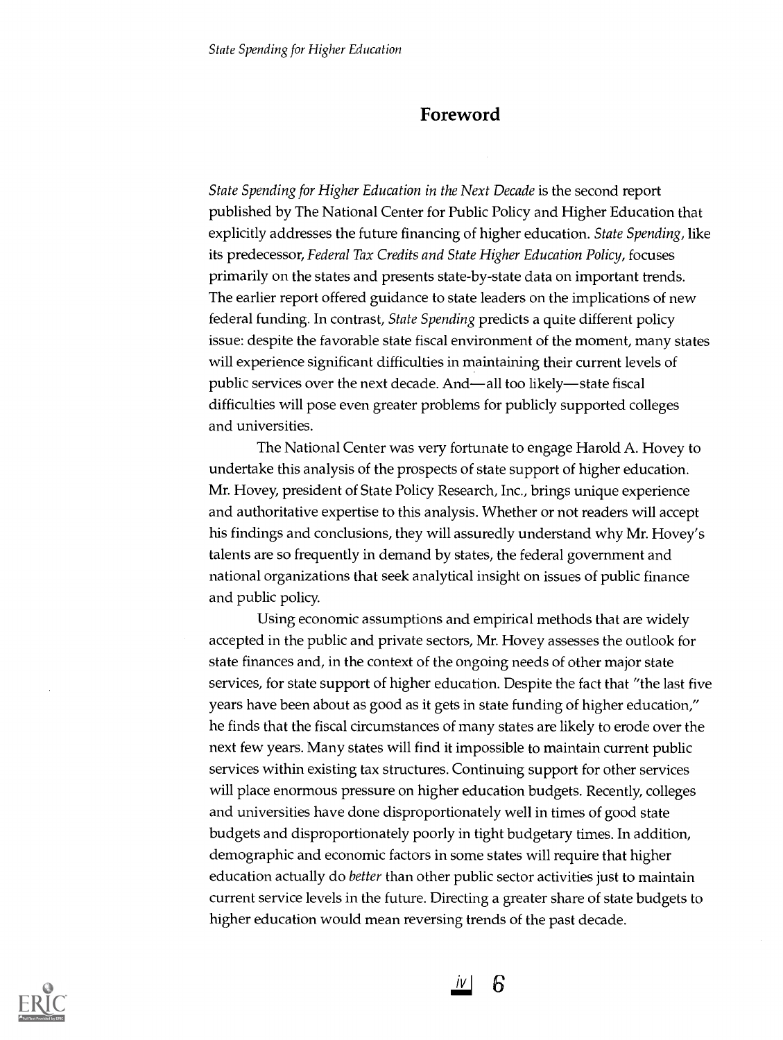## Foreword

*State Spending for Higher Education in the Next Decade* is the second report published by The National Center for Public Policy and Higher Education that explicitly addresses the future financing of higher education. *State Spending*, like its predecessor, *Federal Tax Credits and State Higher Education Policy*, focuses primarily on the states and presents state-by-state data on important trends. The earlier report offered guidance to state leaders on the implications of new federal funding. In contrast, *State Spending* predicts a quite different policy issue: despite the favorable state fiscal environment of the moment, many states will experience significant difficulties in maintaining their current levels of public services over the next decade. And—all too likely—state fiscal difficulties will pose even greater problems for publicly supported colleges and universities.

The National Center was very fortunate to engage Harold A. Hovey to undertake this analysis of the prospects of state support of higher education. Mr. Hovey, president of State Policy Research, Inc., brings unique experience and authoritative expertise to this analysis. Whether or not readers will accept his findings and conclusions, they will assuredly understand why Mr. Hovey's talents are so frequently in demand by states, the federal government and national organizations that seek analytical insight on issues of public finance and public policy.

Using economic assumptions and empirical methods that are widely accepted in the public and private sectors, Mr. Hovey assesses the outlook for state finances and, in the context of the ongoing needs of other major state services, for state support of higher education. Despite the fact that "the last five years have been about as good as it gets in state funding of higher education," he finds that the fiscal circumstances of many states are likely to erode over the next few years. Many states will find it impossible to maintain current public services within existing tax structures. Continuing support for other services will place enormous pressure on higher education budgets. Recently, colleges and universities have done disproportionately well in times of good state budgets and disproportionately poorly in tight budgetary times. In addition, demographic and economic factors in some states will require that higher education actually do *better* than other public sector activities just to maintain current service levels in the future. Directing a greater share of state budgets to higher education would mean reversing trends of the past decade.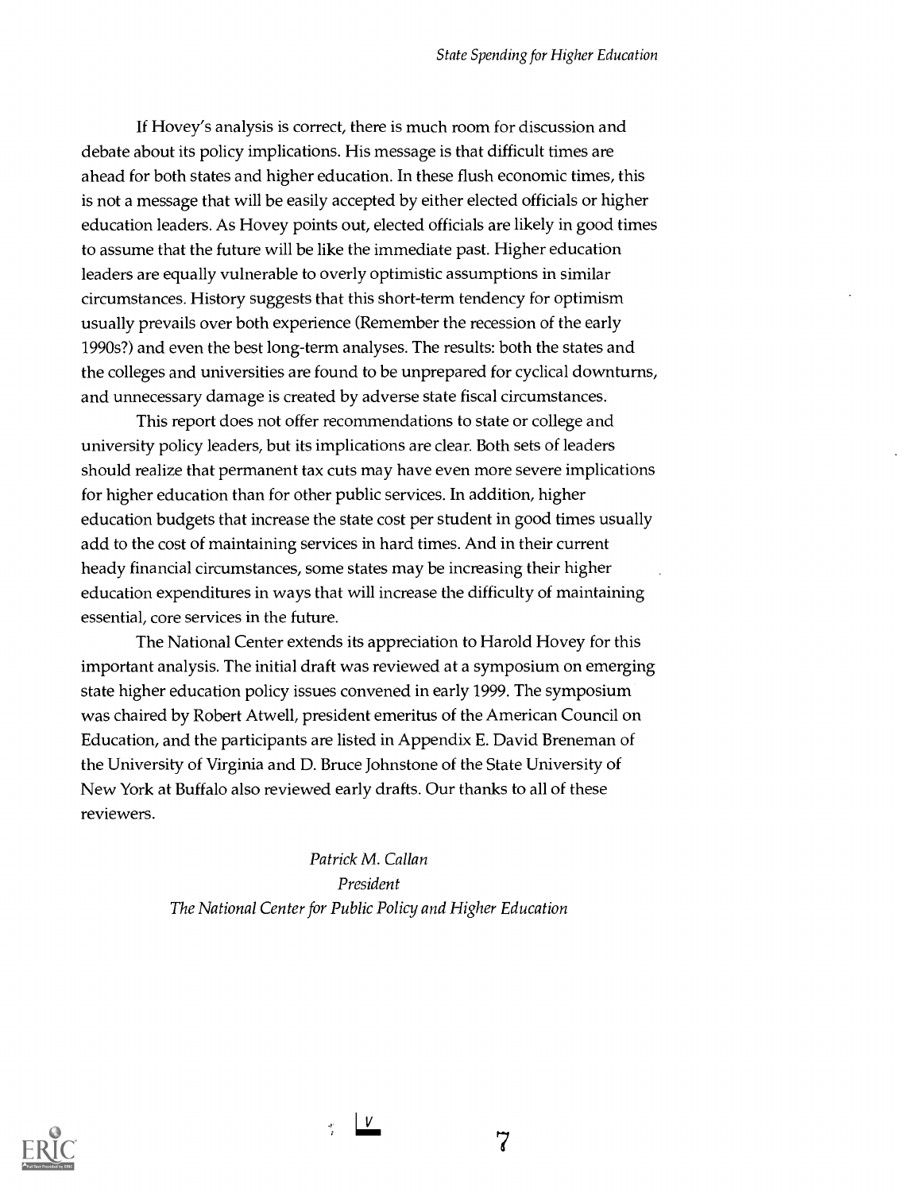If Hovey's analysis is correct, there is much room for discussion and debate about its policy implications. His message is that difficult times are ahead for both states and higher education. In these flush economic times, this is not a message that will be easily accepted by either elected officials or higher education leaders. As Hovey points out, elected officials are likely in good times to assume that the future will be like the immediate past. Higher education leaders are equally vulnerable to overly optimistic assumptions in similar circumstances. History suggests that this short-term tendency for optimism usually prevails over both experience (Remember the recession of the early 1990s?) and even the best long-term analyses. The results: both the states and the colleges and universities are found to be unprepared for cyclical downturns, and unnecessary damage is created by adverse state fiscal circumstances.

This report does not offer recommendations to state or college and university policy leaders, but its implications are clear. Both sets of leaders should realize that permanent tax cuts may have even more severe implications for higher education than for other public services. In addition, higher education budgets that increase the state cost per student in good times usually add to the cost of maintaining services in hard times. And in their current heady financial circumstances, some states may be increasing their higher education expenditures in ways that will increase the difficulty of maintaining essential, core services in the future.

The National Center extends its appreciation to Harold Hovey for this important analysis. The initial draft was reviewed at a symposium on emerging state higher education policy issues convened in early 1999. The symposium was chaired by Robert Atwell, president emeritus of the American Council on Education, and the participants are listed in Appendix E. David Breneman of the University of Virginia and D. Bruce Johnstone of the State University of New York at Buffalo also reviewed early drafts. Our thanks to all of these reviewers.

*Patrick M. Callan*
*President*
*The National Center for Public Policy and Higher Education*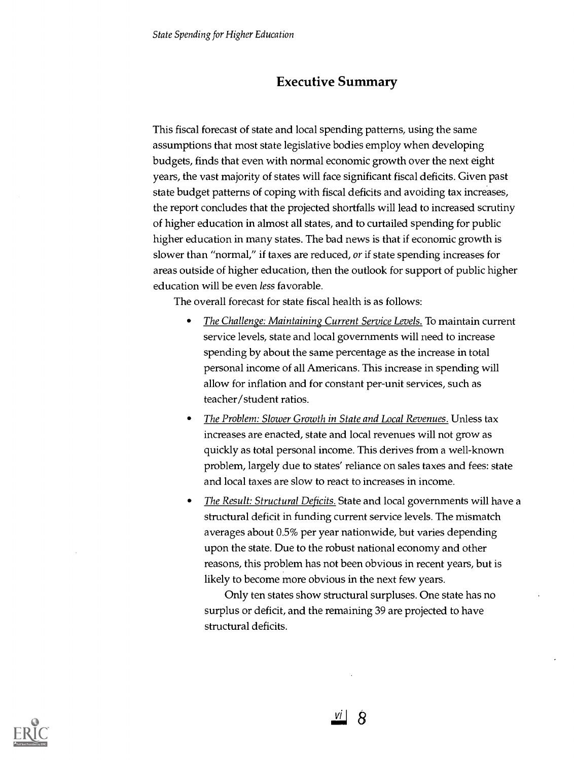## Executive Summary

This fiscal forecast of state and local spending patterns, using the same assumptions that most state legislative bodies employ when developing budgets, finds that even with normal economic growth over the next eight years, the vast majority of states will face significant fiscal deficits. Given past state budget patterns of coping with fiscal deficits and avoiding tax increases, the report concludes that the projected shortfalls will lead to increased scrutiny of higher education in almost all states, and to curtailed spending for public higher education in many states. The bad news is that if economic growth is slower than "normal," if taxes are reduced, *or* if state spending increases for areas outside of higher education, then the outlook for support of public higher education will be even *less* favorable.

The overall forecast for state fiscal health is as follows:

- *The Challenge: Maintaining Current Service Levels.* To maintain current service levels, state and local governments will need to increase spending by about the same percentage as the increase in total personal income of all Americans. This increase in spending will allow for inflation and for constant per-unit services, such as teacher/student ratios.
- *The Problem: Slower Growth in State and Local Revenues.* Unless tax increases are enacted, state and local revenues will not grow as quickly as total personal income. This derives from a well-known problem, largely due to states' reliance on sales taxes and fees: state and local taxes are slow to react to increases in income.
- *The Result: Structural Deficits.* State and local governments will have a structural deficit in funding current service levels. The mismatch averages about 0.5% per year nationwide, but varies depending upon the state. Due to the robust national economy and other reasons, this problem has not been obvious in recent years, but is likely to become more obvious in the next few years.

  Only ten states show structural surpluses. One state has no surplus or deficit, and the remaining 39 are projected to have structural deficits.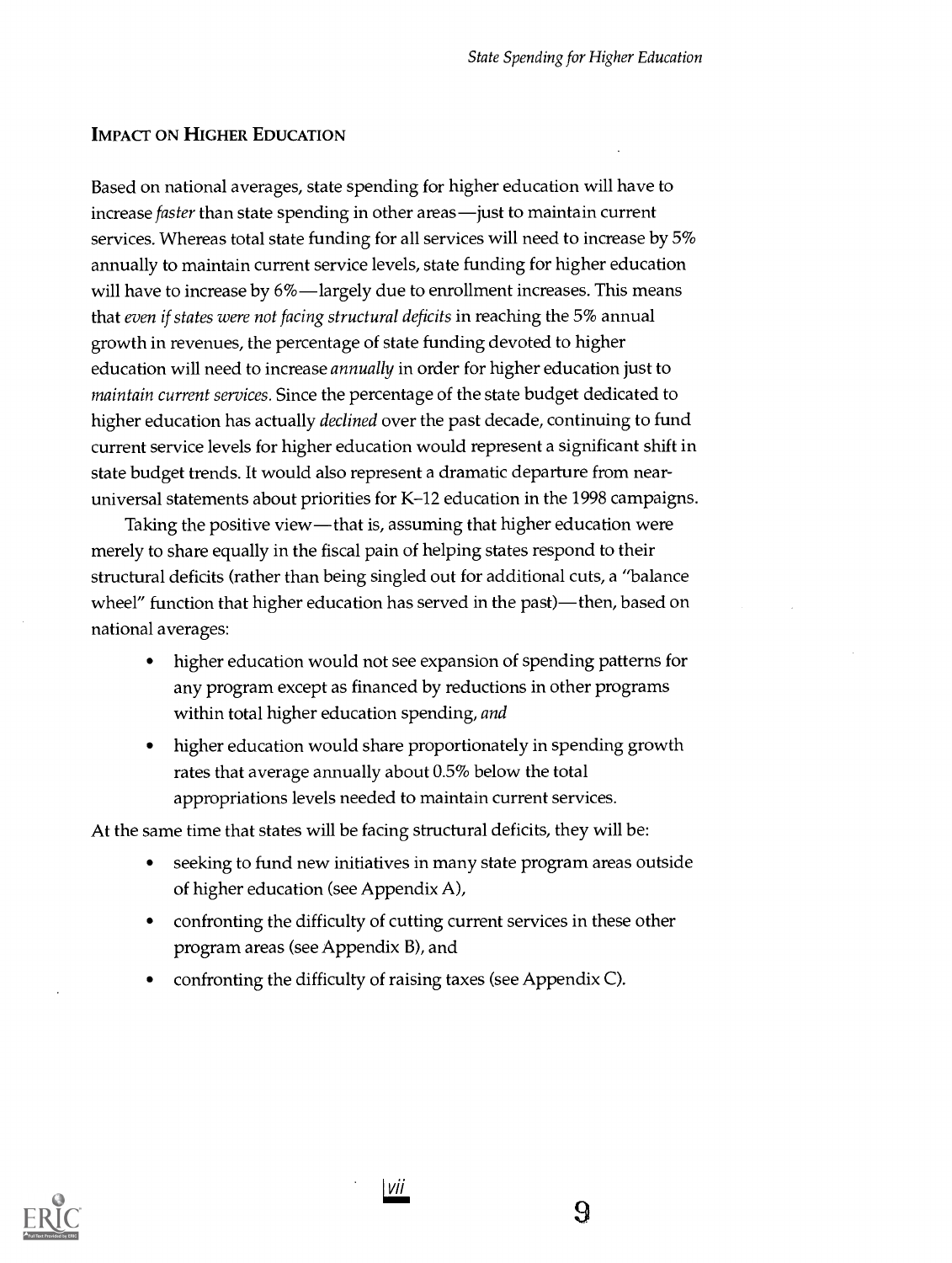## IMPACT ON HIGHER EDUCATION

Based on national averages, state spending for higher education will have to increase *faster* than state spending in other areas—just to maintain current services. Whereas total state funding for all services will need to increase by 5% annually to maintain current service levels, state funding for higher education will have to increase by 6%—largely due to enrollment increases. This means that *even if states were not facing structural deficits* in reaching the 5% annual growth in revenues, the percentage of state funding devoted to higher education will need to increase *annually* in order for higher education just to *maintain current services.* Since the percentage of the state budget dedicated to higher education has actually *declined* over the past decade, continuing to fund current service levels for higher education would represent a significant shift in state budget trends. It would also represent a dramatic departure from near-universal statements about priorities for K–12 education in the 1998 campaigns.

Taking the positive view—that is, assuming that higher education were merely to share equally in the fiscal pain of helping states respond to their structural deficits (rather than being singled out for additional cuts, a "balance wheel" function that higher education has served in the past)—then, based on national averages:

- higher education would not see expansion of spending patterns for any program except as financed by reductions in other programs within total higher education spending, *and*
- higher education would share proportionately in spending growth rates that average annually about 0.5% below the total appropriations levels needed to maintain current services.

At the same time that states will be facing structural deficits, they will be:

- seeking to fund new initiatives in many state program areas outside of higher education (see Appendix A),
- confronting the difficulty of cutting current services in these other program areas (see Appendix B), and
- confronting the difficulty of raising taxes (see Appendix C).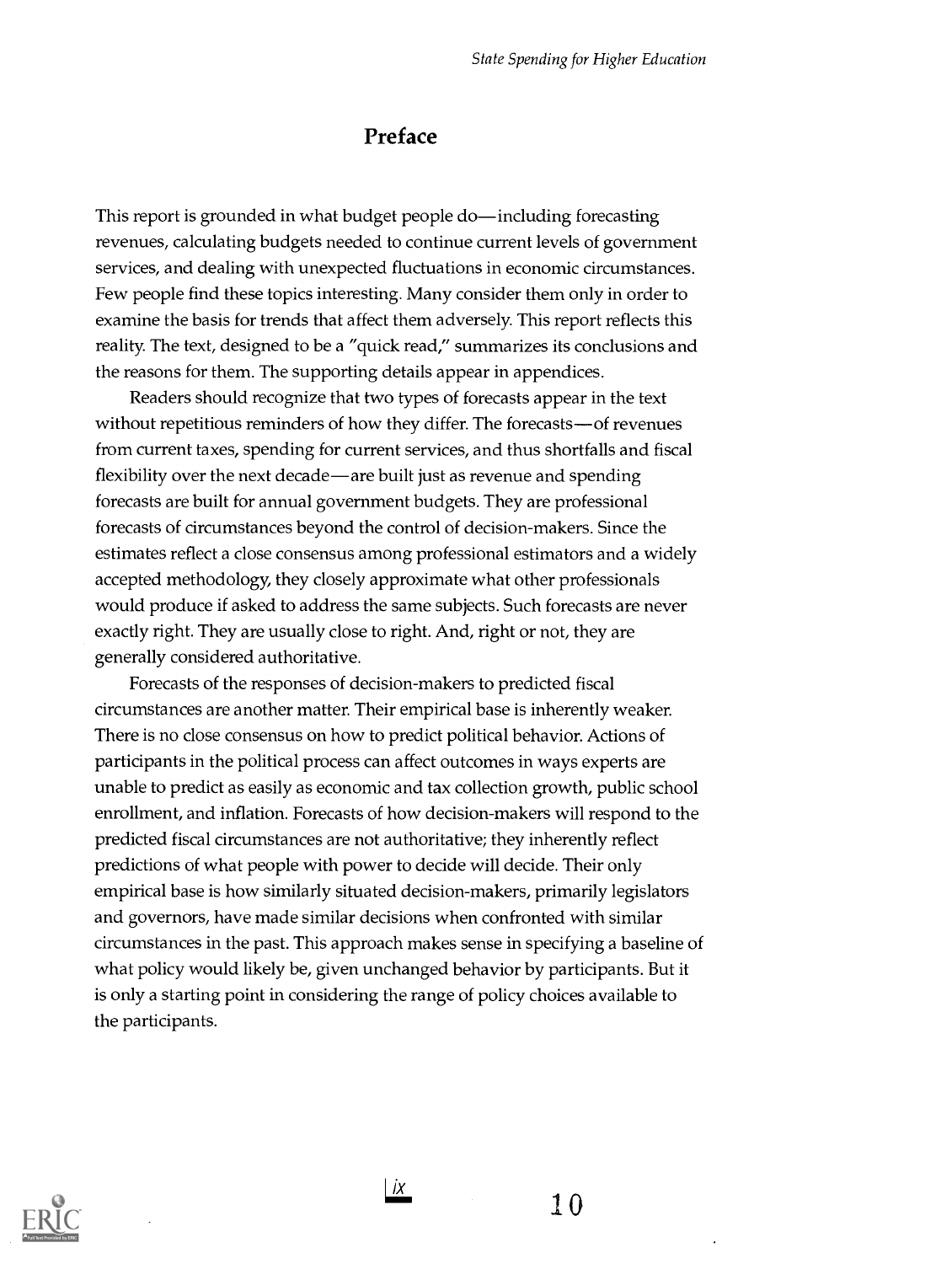# Preface

This report is grounded in what budget people do—including forecasting revenues, calculating budgets needed to continue current levels of government services, and dealing with unexpected fluctuations in economic circumstances. Few people find these topics interesting. Many consider them only in order to examine the basis for trends that affect them adversely. This report reflects this reality. The text, designed to be a "quick read," summarizes its conclusions and the reasons for them. The supporting details appear in appendices.

Readers should recognize that two types of forecasts appear in the text without repetitious reminders of how they differ. The forecasts—of revenues from current taxes, spending for current services, and thus shortfalls and fiscal flexibility over the next decade—are built just as revenue and spending forecasts are built for annual government budgets. They are professional forecasts of circumstances beyond the control of decision-makers. Since the estimates reflect a close consensus among professional estimators and a widely accepted methodology, they closely approximate what other professionals would produce if asked to address the same subjects. Such forecasts are never exactly right. They are usually close to right. And, right or not, they are generally considered authoritative.

Forecasts of the responses of decision-makers to predicted fiscal circumstances are another matter. Their empirical base is inherently weaker. There is no close consensus on how to predict political behavior. Actions of participants in the political process can affect outcomes in ways experts are unable to predict as easily as economic and tax collection growth, public school enrollment, and inflation. Forecasts of how decision-makers will respond to the predicted fiscal circumstances are not authoritative; they inherently reflect predictions of what people with power to decide will decide. Their only empirical base is how similarly situated decision-makers, primarily legislators and governors, have made similar decisions when confronted with similar circumstances in the past. This approach makes sense in specifying a baseline of what policy would likely be, given unchanged behavior by participants. But it is only a starting point in considering the range of policy choices available to the participants.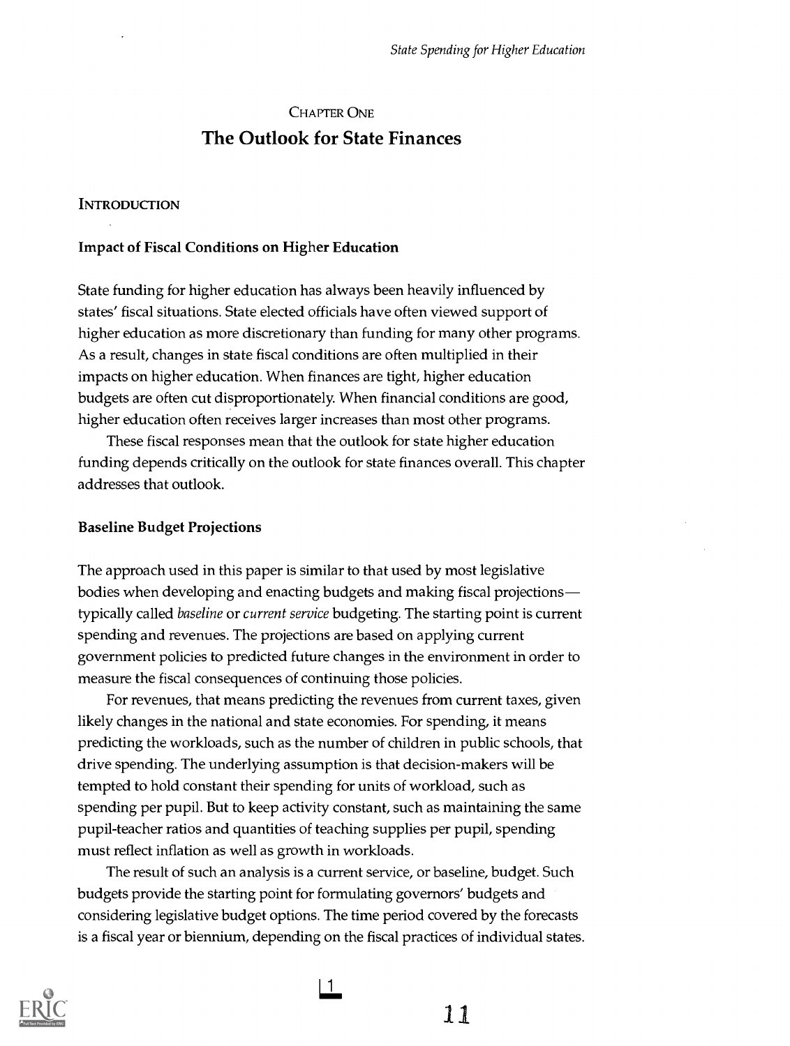## Chapter One

# The Outlook for State Finances

### Introduction

#### Impact of Fiscal Conditions on Higher Education

State funding for higher education has always been heavily influenced by states' fiscal situations. State elected officials have often viewed support of higher education as more discretionary than funding for many other programs. As a result, changes in state fiscal conditions are often multiplied in their impacts on higher education. When finances are tight, higher education budgets are often cut disproportionately. When financial conditions are good, higher education often receives larger increases than most other programs.

These fiscal responses mean that the outlook for state higher education funding depends critically on the outlook for state finances overall. This chapter addresses that outlook.

#### Baseline Budget Projections

The approach used in this paper is similar to that used by most legislative bodies when developing and enacting budgets and making fiscal projections—typically called *baseline* or *current service* budgeting. The starting point is current spending and revenues. The projections are based on applying current government policies to predicted future changes in the environment in order to measure the fiscal consequences of continuing those policies.

For revenues, that means predicting the revenues from current taxes, given likely changes in the national and state economies. For spending, it means predicting the workloads, such as the number of children in public schools, that drive spending. The underlying assumption is that decision-makers will be tempted to hold constant their spending for units of workload, such as spending per pupil. But to keep activity constant, such as maintaining the same pupil-teacher ratios and quantities of teaching supplies per pupil, spending must reflect inflation as well as growth in workloads.

The result of such an analysis is a current service, or baseline, budget. Such budgets provide the starting point for formulating governors' budgets and considering legislative budget options. The time period covered by the forecasts is a fiscal year or biennium, depending on the fiscal practices of individual states.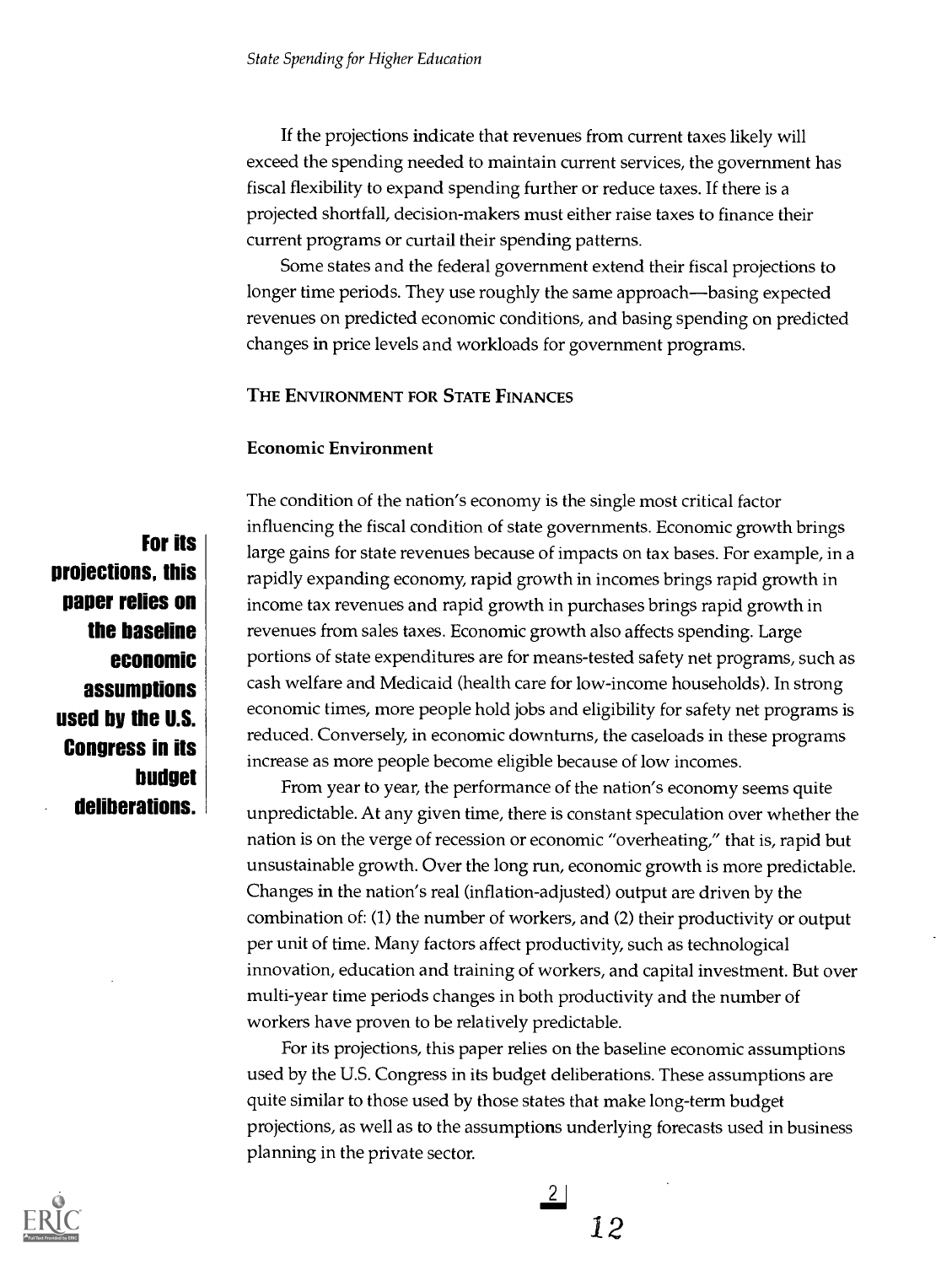If the projections indicate that revenues from current taxes likely will exceed the spending needed to maintain current services, the government has fiscal flexibility to expand spending further or reduce taxes. If there is a projected shortfall, decision-makers must either raise taxes to finance their current programs or curtail their spending patterns.

Some states and the federal government extend their fiscal projections to longer time periods. They use roughly the same approach—basing expected revenues on predicted economic conditions, and basing spending on predicted changes in price levels and workloads for government programs.

## The Environment for State Finances

### Economic Environment

**For its projections, this paper relies on the baseline economic assumptions used by the U.S. Congress in its budget deliberations.**

The condition of the nation's economy is the single most critical factor influencing the fiscal condition of state governments. Economic growth brings large gains for state revenues because of impacts on tax bases. For example, in a rapidly expanding economy, rapid growth in incomes brings rapid growth in income tax revenues and rapid growth in purchases brings rapid growth in revenues from sales taxes. Economic growth also affects spending. Large portions of state expenditures are for means-tested safety net programs, such as cash welfare and Medicaid (health care for low-income households). In strong economic times, more people hold jobs and eligibility for safety net programs is reduced. Conversely, in economic downturns, the caseloads in these programs increase as more people become eligible because of low incomes.

From year to year, the performance of the nation's economy seems quite unpredictable. At any given time, there is constant speculation over whether the nation is on the verge of recession or economic "overheating," that is, rapid but unsustainable growth. Over the long run, economic growth is more predictable. Changes in the nation's real (inflation-adjusted) output are driven by the combination of: (1) the number of workers, and (2) their productivity or output per unit of time. Many factors affect productivity, such as technological innovation, education and training of workers, and capital investment. But over multi-year time periods changes in both productivity and the number of workers have proven to be relatively predictable.

For its projections, this paper relies on the baseline economic assumptions used by the U.S. Congress in its budget deliberations. These assumptions are quite similar to those used by those states that make long-term budget projections, as well as to the assumptions underlying forecasts used in business planning in the private sector.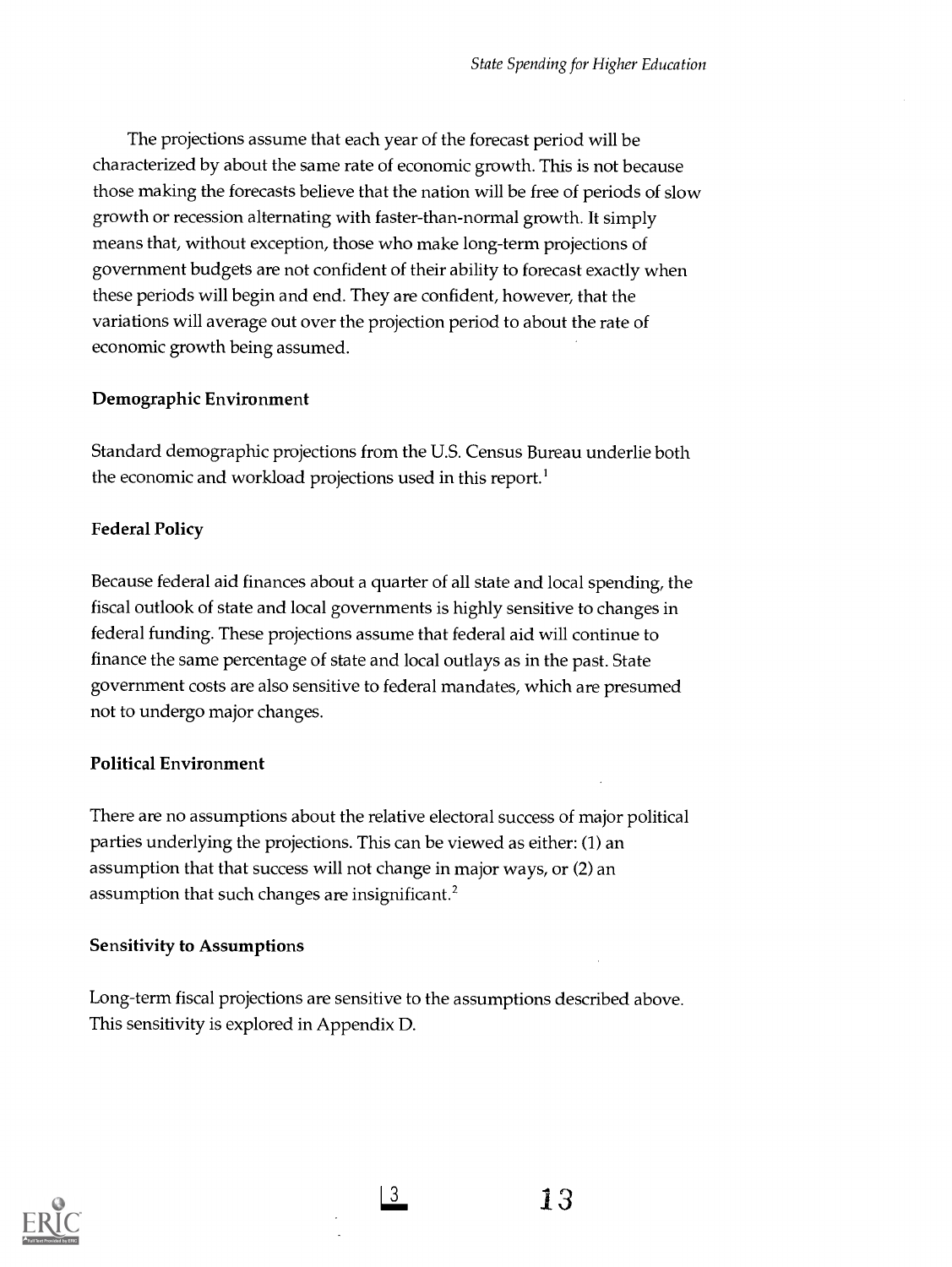The projections assume that each year of the forecast period will be characterized by about the same rate of economic growth. This is not because those making the forecasts believe that the nation will be free of periods of slow growth or recession alternating with faster-than-normal growth. It simply means that, without exception, those who make long-term projections of government budgets are not confident of their ability to forecast exactly when these periods will begin and end. They are confident, however, that the variations will average out over the projection period to about the rate of economic growth being assumed.

### Demographic Environment

Standard demographic projections from the U.S. Census Bureau underlie both the economic and workload projections used in this report.[1]

### Federal Policy

Because federal aid finances about a quarter of all state and local spending, the fiscal outlook of state and local governments is highly sensitive to changes in federal funding. These projections assume that federal aid will continue to finance the same percentage of state and local outlays as in the past. State government costs are also sensitive to federal mandates, which are presumed not to undergo major changes.

### Political Environment

There are no assumptions about the relative electoral success of major political parties underlying the projections. This can be viewed as either: (1) an assumption that that success will not change in major ways, or (2) an assumption that such changes are insignificant.[2]

### Sensitivity to Assumptions

Long-term fiscal projections are sensitive to the assumptions described above. This sensitivity is explored in Appendix D.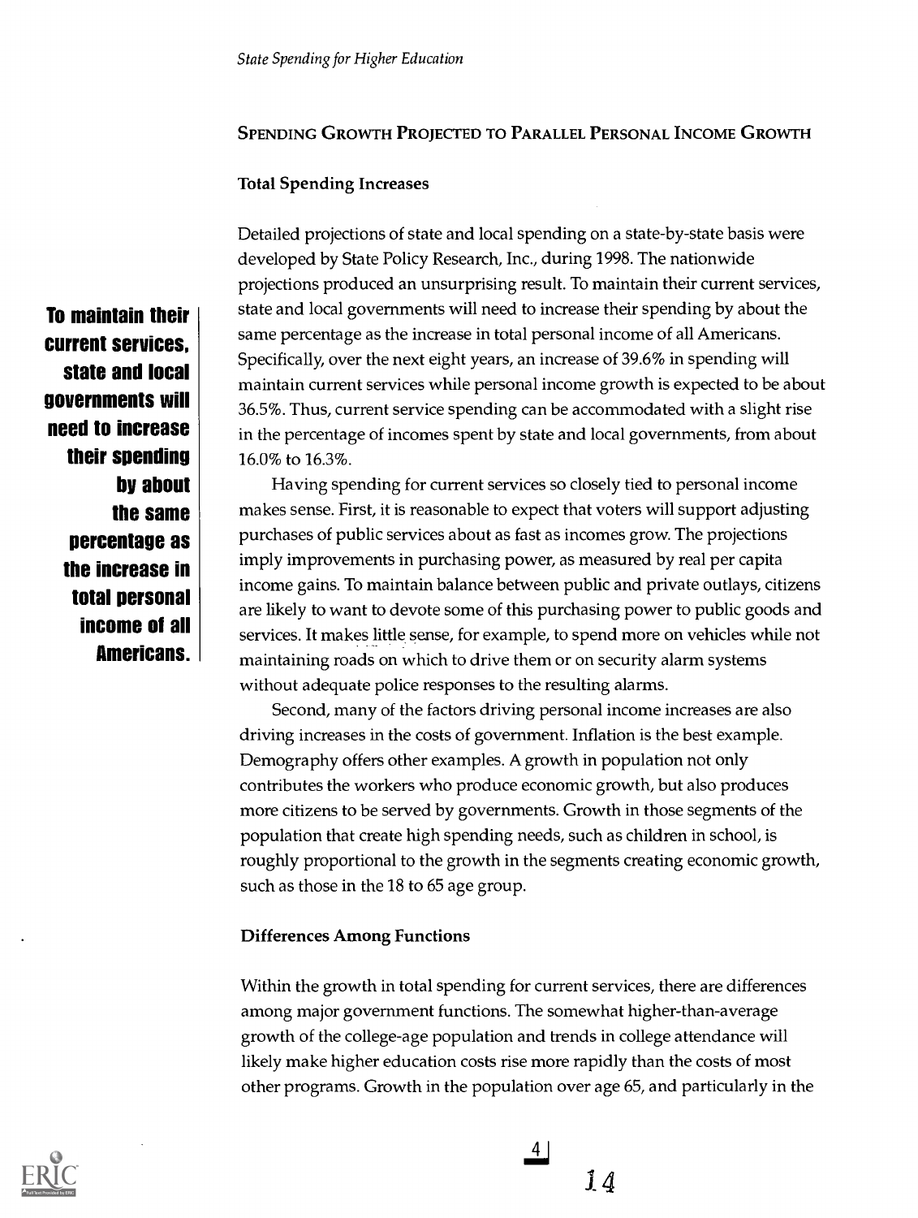## Spending Growth Projected to Parallel Personal Income Growth

### Total Spending Increases

**To maintain their current services, state and local governments will need to increase their spending by about the same percentage as the increase in total personal income of all Americans.**

Detailed projections of state and local spending on a state-by-state basis were developed by State Policy Research, Inc., during 1998. The nationwide projections produced an unsurprising result. To maintain their current services, state and local governments will need to increase their spending by about the same percentage as the increase in total personal income of all Americans. Specifically, over the next eight years, an increase of 39.6% in spending will maintain current services while personal income growth is expected to be about 36.5%. Thus, current service spending can be accommodated with a slight rise in the percentage of incomes spent by state and local governments, from about 16.0% to 16.3%.

Having spending for current services so closely tied to personal income makes sense. First, it is reasonable to expect that voters will support adjusting purchases of public services about as fast as incomes grow. The projections imply improvements in purchasing power, as measured by real per capita income gains. To maintain balance between public and private outlays, citizens are likely to want to devote some of this purchasing power to public goods and services. It makes little sense, for example, to spend more on vehicles while not maintaining roads on which to drive them or on security alarm systems without adequate police responses to the resulting alarms.

Second, many of the factors driving personal income increases are also driving increases in the costs of government. Inflation is the best example. Demography offers other examples. A growth in population not only contributes the workers who produce economic growth, but also produces more citizens to be served by governments. Growth in those segments of the population that create high spending needs, such as children in school, is roughly proportional to the growth in the segments creating economic growth, such as those in the 18 to 65 age group.

### Differences Among Functions

Within the growth in total spending for current services, there are differences among major government functions. The somewhat higher-than-average growth of the college-age population and trends in college attendance will likely make higher education costs rise more rapidly than the costs of most other programs. Growth in the population over age 65, and particularly in the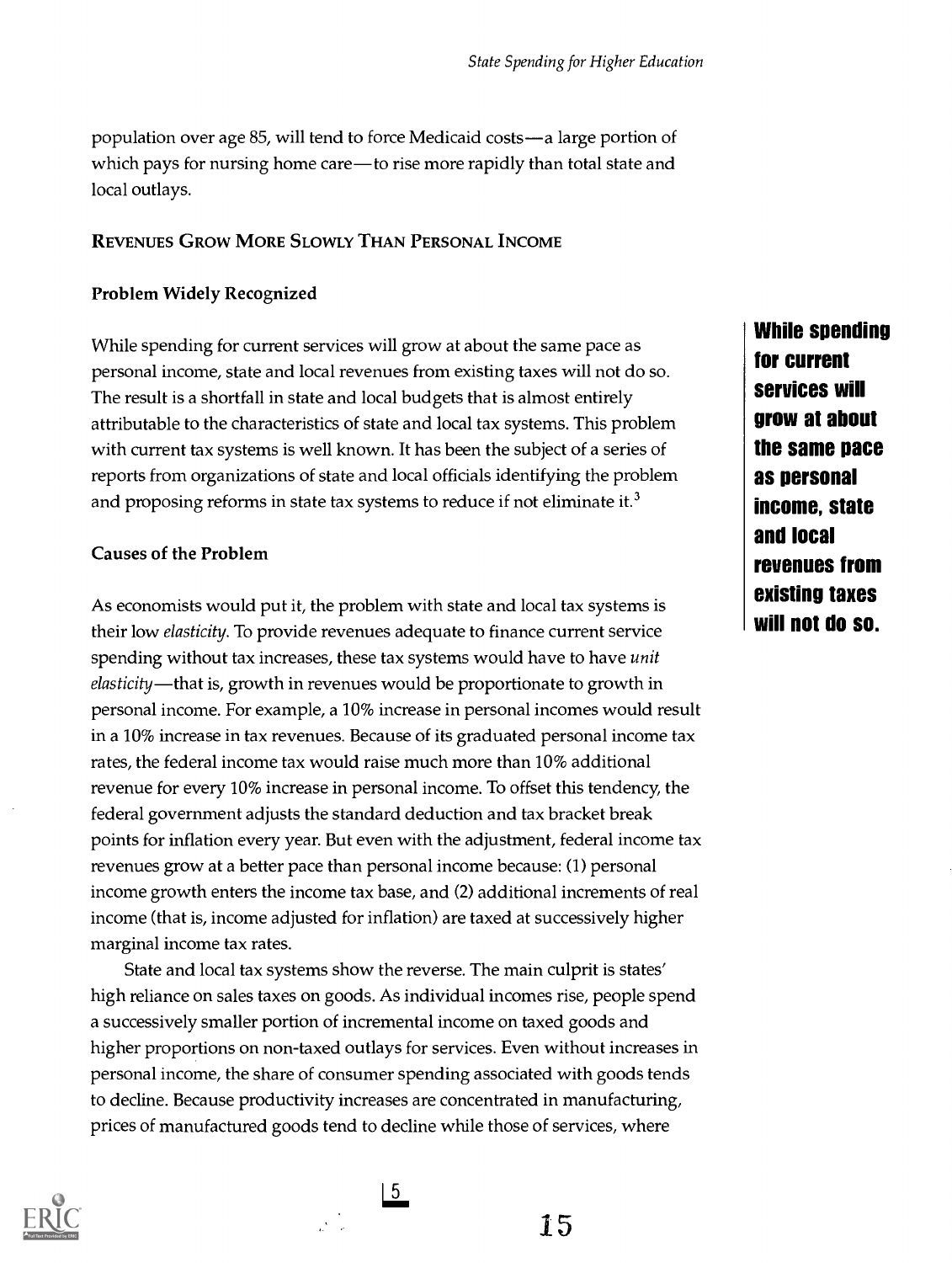population over age 85, will tend to force Medicaid costs—a large portion of which pays for nursing home care—to rise more rapidly than total state and local outlays.

## REVENUES GROW MORE SLOWLY THAN PERSONAL INCOME

### Problem Widely Recognized

While spending for current services will grow at about the same pace as personal income, state and local revenues from existing taxes will not do so. The result is a shortfall in state and local budgets that is almost entirely attributable to the characteristics of state and local tax systems. This problem with current tax systems is well known. It has been the subject of a series of reports from organizations of state and local officials identifying the problem and proposing reforms in state tax systems to reduce if not eliminate it.[3]

**While spending for current services will grow at about the same pace as personal income, state and local revenues from existing taxes will not do so.**

### Causes of the Problem

As economists would put it, the problem with state and local tax systems is their low *elasticity*. To provide revenues adequate to finance current service spending without tax increases, these tax systems would have to have *unit elasticity*—that is, growth in revenues would be proportionate to growth in personal income. For example, a 10% increase in personal incomes would result in a 10% increase in tax revenues. Because of its graduated personal income tax rates, the federal income tax would raise much more than 10% additional revenue for every 10% increase in personal income. To offset this tendency, the federal government adjusts the standard deduction and tax bracket break points for inflation every year. But even with the adjustment, federal income tax revenues grow at a better pace than personal income because: (1) personal income growth enters the income tax base, and (2) additional increments of real income (that is, income adjusted for inflation) are taxed at successively higher marginal income tax rates.

State and local tax systems show the reverse. The main culprit is states' high reliance on sales taxes on goods. As individual incomes rise, people spend a successively smaller portion of incremental income on taxed goods and higher proportions on non-taxed outlays for services. Even without increases in personal income, the share of consumer spending associated with goods tends to decline. Because productivity increases are concentrated in manufacturing, prices of manufactured goods tend to decline while those of services, where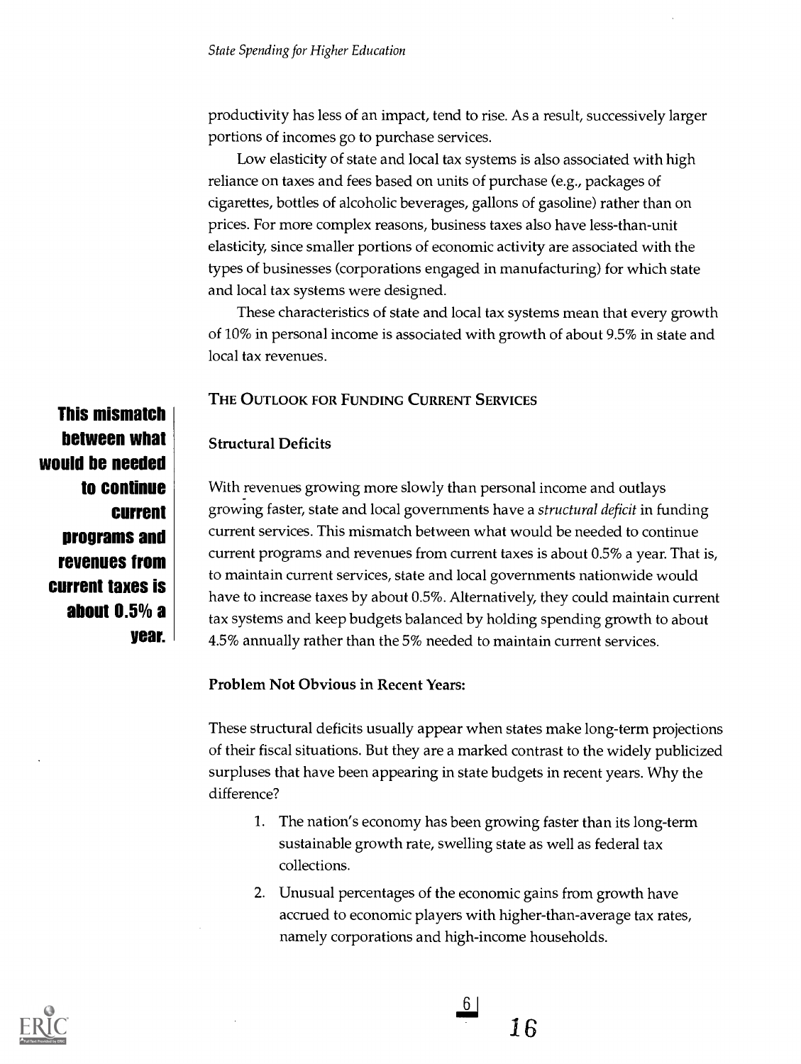productivity has less of an impact, tend to rise. As a result, successively larger portions of incomes go to purchase services.

Low elasticity of state and local tax systems is also associated with high reliance on taxes and fees based on units of purchase (e.g., packages of cigarettes, bottles of alcoholic beverages, gallons of gasoline) rather than on prices. For more complex reasons, business taxes also have less-than-unit elasticity, since smaller portions of economic activity are associated with the types of businesses (corporations engaged in manufacturing) for which state and local tax systems were designed.

These characteristics of state and local tax systems mean that every growth of 10% in personal income is associated with growth of about 9.5% in state and local tax revenues.

## THE OUTLOOK FOR FUNDING CURRENT SERVICES

**This mismatch between what would be needed to continue current programs and revenues from current taxes is about 0.5% a year.**

### Structural Deficits

With revenues growing more slowly than personal income and outlays growing faster, state and local governments have a *structural deficit* in funding current services. This mismatch between what would be needed to continue current programs and revenues from current taxes is about 0.5% a year. That is, to maintain current services, state and local governments nationwide would have to increase taxes by about 0.5%. Alternatively, they could maintain current tax systems and keep budgets balanced by holding spending growth to about 4.5% annually rather than the 5% needed to maintain current services.

### Problem Not Obvious in Recent Years:

These structural deficits usually appear when states make long-term projections of their fiscal situations. But they are a marked contrast to the widely publicized surpluses that have been appearing in state budgets in recent years. Why the difference?

1. The nation's economy has been growing faster than its long-term sustainable growth rate, swelling state as well as federal tax collections.
2. Unusual percentages of the economic gains from growth have accrued to economic players with higher-than-average tax rates, namely corporations and high-income households.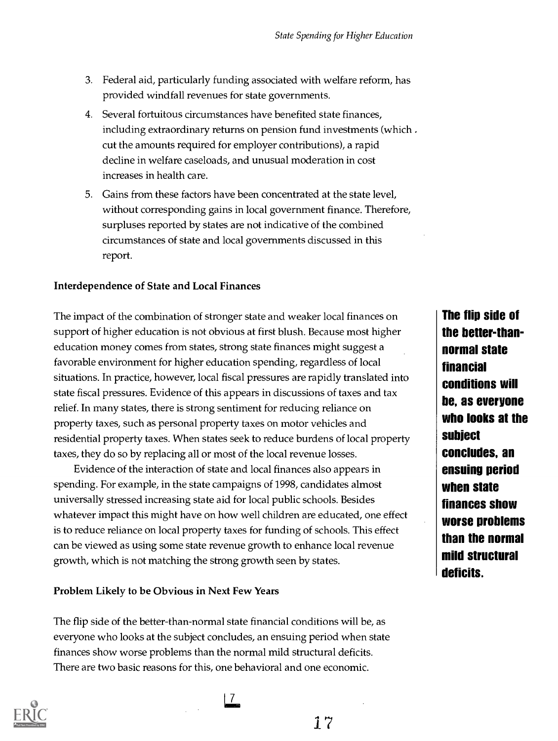3. Federal aid, particularly funding associated with welfare reform, has provided windfall revenues for state governments.
4. Several fortuitous circumstances have benefited state finances, including extraordinary returns on pension fund investments (which cut the amounts required for employer contributions), a rapid decline in welfare caseloads, and unusual moderation in cost increases in health care.
5. Gains from these factors have been concentrated at the state level, without corresponding gains in local government finance. Therefore, surpluses reported by states are not indicative of the combined circumstances of state and local governments discussed in this report.

**Interdependence of State and Local Finances**

The impact of the combination of stronger state and weaker local finances on support of higher education is not obvious at first blush. Because most higher education money comes from states, strong state finances might suggest a favorable environment for higher education spending, regardless of local situations. In practice, however, local fiscal pressures are rapidly translated into state fiscal pressures. Evidence of this appears in discussions of taxes and tax relief. In many states, there is strong sentiment for reducing reliance on property taxes, such as personal property taxes on motor vehicles and residential property taxes. When states seek to reduce burdens of local property taxes, they do so by replacing all or most of the local revenue losses.

Evidence of the interaction of state and local finances also appears in spending. For example, in the state campaigns of 1998, candidates almost universally stressed increasing state aid for local public schools. Besides whatever impact this might have on how well children are educated, one effect is to reduce reliance on local property taxes for funding of schools. This effect can be viewed as using some state revenue growth to enhance local revenue growth, which is not matching the strong growth seen by states.

**The flip side of the better-than-normal state financial conditions will be, as everyone who looks at the subject concludes, an ensuing period when state finances show worse problems than the normal mild structural deficits.**

**Problem Likely to be Obvious in Next Few Years**

The flip side of the better-than-normal state financial conditions will be, as everyone who looks at the subject concludes, an ensuing period when state finances show worse problems than the normal mild structural deficits. There are two basic reasons for this, one behavioral and one economic.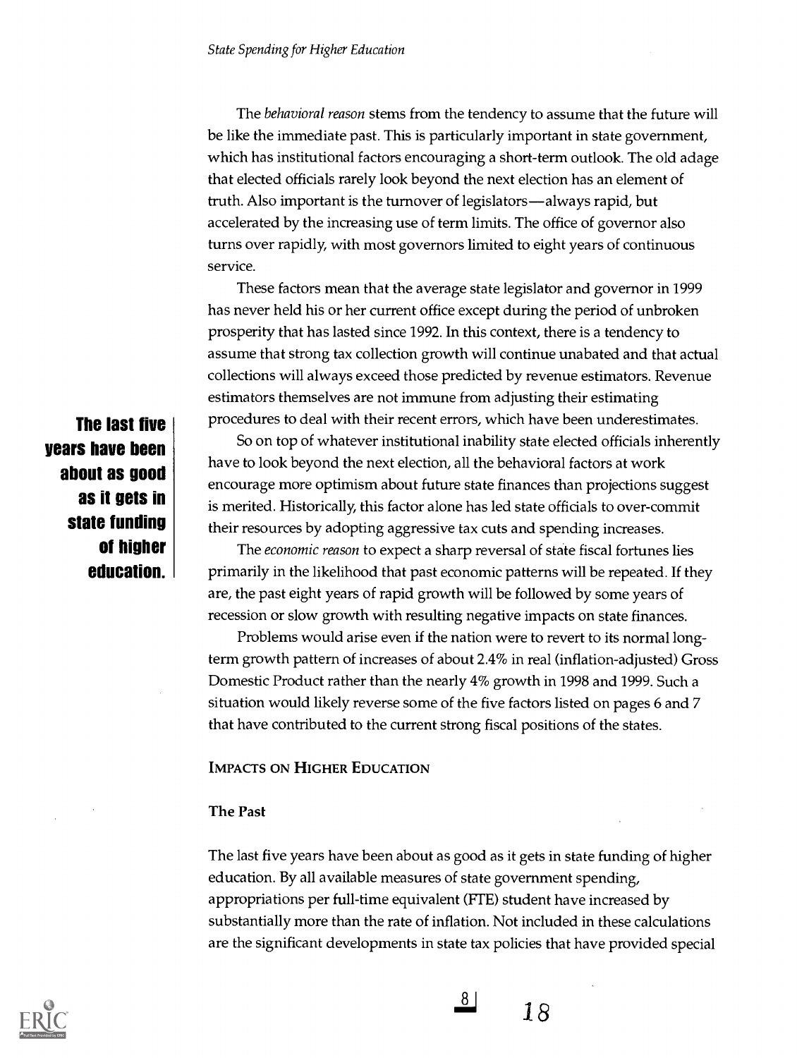The *behavioral reason* stems from the tendency to assume that the future will be like the immediate past. This is particularly important in state government, which has institutional factors encouraging a short-term outlook. The old adage that elected officials rarely look beyond the next election has an element of truth. Also important is the turnover of legislators—always rapid, but accelerated by the increasing use of term limits. The office of governor also turns over rapidly, with most governors limited to eight years of continuous service.

These factors mean that the average state legislator and governor in 1999 has never held his or her current office except during the period of unbroken prosperity that has lasted since 1992. In this context, there is a tendency to assume that strong tax collection growth will continue unabated and that actual collections will always exceed those predicted by revenue estimators. Revenue estimators themselves are not immune from adjusting their estimating procedures to deal with their recent errors, which have been underestimates.

**The last five years have been about as good as it gets in state funding of higher education.**

So on top of whatever institutional inability state elected officials inherently have to look beyond the next election, all the behavioral factors at work encourage more optimism about future state finances than projections suggest is merited. Historically, this factor alone has led state officials to over-commit their resources by adopting aggressive tax cuts and spending increases.

The *economic reason* to expect a sharp reversal of state fiscal fortunes lies primarily in the likelihood that past economic patterns will be repeated. If they are, the past eight years of rapid growth will be followed by some years of recession or slow growth with resulting negative impacts on state finances.

Problems would arise even if the nation were to revert to its normal long-term growth pattern of increases of about 2.4% in real (inflation-adjusted) Gross Domestic Product rather than the nearly 4% growth in 1998 and 1999. Such a situation would likely reverse some of the five factors listed on pages 6 and 7 that have contributed to the current strong fiscal positions of the states.

## Impacts on Higher Education

### The Past

The last five years have been about as good as it gets in state funding of higher education. By all available measures of state government spending, appropriations per full-time equivalent (FTE) student have increased by substantially more than the rate of inflation. Not included in these calculations are the significant developments in state tax policies that have provided special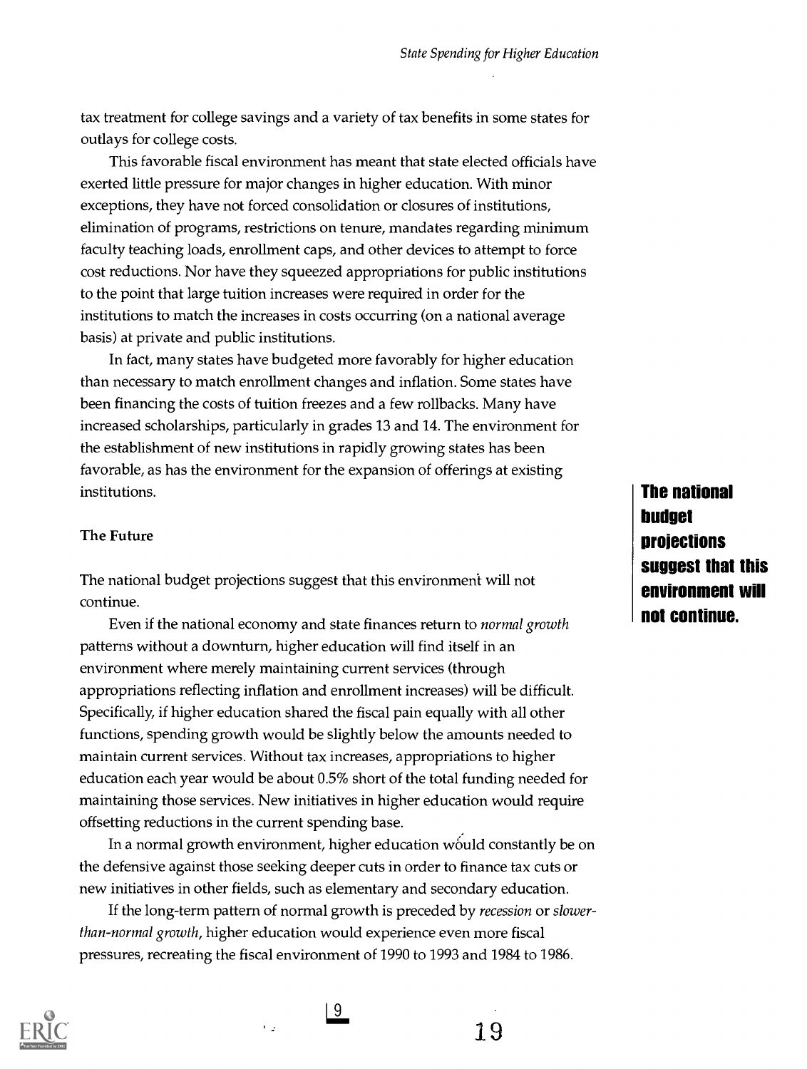tax treatment for college savings and a variety of tax benefits in some states for outlays for college costs.

This favorable fiscal environment has meant that state elected officials have exerted little pressure for major changes in higher education. With minor exceptions, they have not forced consolidation or closures of institutions, elimination of programs, restrictions on tenure, mandates regarding minimum faculty teaching loads, enrollment caps, and other devices to attempt to force cost reductions. Nor have they squeezed appropriations for public institutions to the point that large tuition increases were required in order for the institutions to match the increases in costs occurring (on a national average basis) at private and public institutions.

In fact, many states have budgeted more favorably for higher education than necessary to match enrollment changes and inflation. Some states have been financing the costs of tuition freezes and a few rollbacks. Many have increased scholarships, particularly in grades 13 and 14. The environment for the establishment of new institutions in rapidly growing states has been favorable, as has the environment for the expansion of offerings at existing institutions.

**The national budget projections suggest that this environment will not continue.**

### The Future

The national budget projections suggest that this environment will not continue.

Even if the national economy and state finances return to *normal growth* patterns without a downturn, higher education will find itself in an environment where merely maintaining current services (through appropriations reflecting inflation and enrollment increases) will be difficult. Specifically, if higher education shared the fiscal pain equally with all other functions, spending growth would be slightly below the amounts needed to maintain current services. Without tax increases, appropriations to higher education each year would be about 0.5% short of the total funding needed for maintaining those services. New initiatives in higher education would require offsetting reductions in the current spending base.

In a normal growth environment, higher education would constantly be on the defensive against those seeking deeper cuts in order to finance tax cuts or new initiatives in other fields, such as elementary and secondary education.

If the long-term pattern of normal growth is preceded by *recession* or *slower-than-normal growth*, higher education would experience even more fiscal pressures, recreating the fiscal environment of 1990 to 1993 and 1984 to 1986.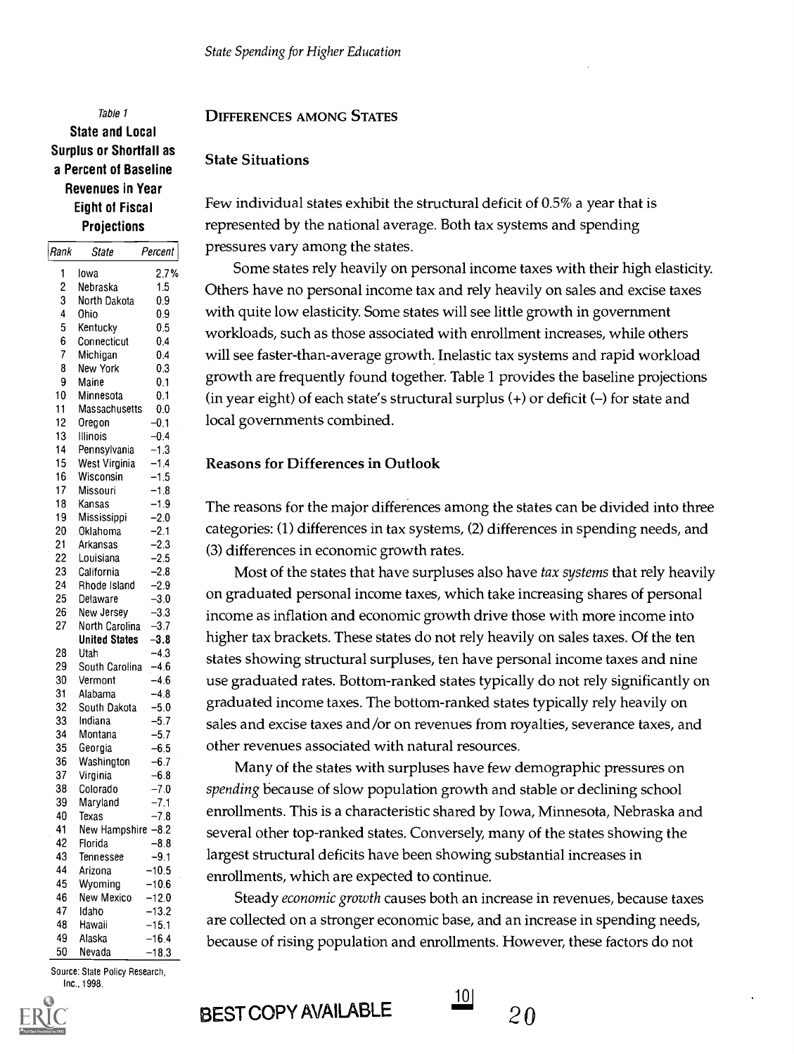Table 1

**State and Local Surplus or Shortfall as a Percent of Baseline Revenues in Year Eight of Fiscal Projections**

| Rank | State | Percent |
|---|---|---|
| 1 | Iowa | 2.7% |
| 2 | Nebraska | 1.5 |
| 3 | North Dakota | 0.9 |
| 4 | Ohio | 0.9 |
| 5 | Kentucky | 0.5 |
| 6 | Connecticut | 0.4 |
| 7 | Michigan | 0.4 |
| 8 | New York | 0.3 |
| 9 | Maine | 0.1 |
| 10 | Minnesota | 0.1 |
| 11 | Massachusetts | 0.0 |
| 12 | Oregon | −0.1 |
| 13 | Illinois | −0.4 |
| 14 | Pennsylvania | −1.3 |
| 15 | West Virginia | −1.4 |
| 16 | Wisconsin | −1.5 |
| 17 | Missouri | −1.8 |
| 18 | Kansas | −1.9 |
| 19 | Mississippi | −2.0 |
| 20 | Oklahoma | −2.1 |
| 21 | Arkansas | −2.3 |
| 22 | Louisiana | −2.5 |
| 23 | California | −2.8 |
| 24 | Rhode Island | −2.9 |
| 25 | Delaware | −3.0 |
| 26 | New Jersey | −3.3 |
| 27 | North Carolina | −3.7 |
| | **United States** | **−3.8** |
| 28 | Utah | −4.3 |
| 29 | South Carolina | −4.6 |
| 30 | Vermont | −4.6 |
| 31 | Alabama | −4.8 |
| 32 | South Dakota | −5.0 |
| 33 | Indiana | −5.7 |
| 34 | Montana | −5.7 |
| 35 | Georgia | −6.5 |
| 36 | Washington | −6.7 |
| 37 | Virginia | −6.8 |
| 38 | Colorado | −7.0 |
| 39 | Maryland | −7.1 |
| 40 | Texas | −7.8 |
| 41 | New Hampshire | −8.2 |
| 42 | Florida | −8.8 |
| 43 | Tennessee | −9.1 |
| 44 | Arizona | −10.5 |
| 45 | Wyoming | −10.6 |
| 46 | New Mexico | −12.0 |
| 47 | Idaho | −13.2 |
| 48 | Hawaii | −15.1 |
| 49 | Alaska | −16.4 |
| 50 | Nevada | −18.3 |

Source: State Policy Research, Inc., 1998.

## Differences among States

### State Situations

Few individual states exhibit the structural deficit of 0.5% a year that is represented by the national average. Both tax systems and spending pressures vary among the states.

Some states rely heavily on personal income taxes with their high elasticity. Others have no personal income tax and rely heavily on sales and excise taxes with quite low elasticity. Some states will see little growth in government workloads, such as those associated with enrollment increases, while others will see faster-than-average growth. Inelastic tax systems and rapid workload growth are frequently found together. Table 1 provides the baseline projections (in year eight) of each state's structural surplus (+) or deficit (–) for state and local governments combined.

### Reasons for Differences in Outlook

The reasons for the major differences among the states can be divided into three categories: (1) differences in tax systems, (2) differences in spending needs, and (3) differences in economic growth rates.

Most of the states that have surpluses also have *tax systems* that rely heavily on graduated personal income taxes, which take increasing shares of personal income as inflation and economic growth drive those with more income into higher tax brackets. These states do not rely heavily on sales taxes. Of the ten states showing structural surpluses, ten have personal income taxes and nine use graduated rates. Bottom-ranked states typically do not rely significantly on graduated income taxes. The bottom-ranked states typically rely heavily on sales and excise taxes and/or on revenues from royalties, severance taxes, and other revenues associated with natural resources.

Many of the states with surpluses have few demographic pressures on *spending* because of slow population growth and stable or declining school enrollments. This is a characteristic shared by Iowa, Minnesota, Nebraska and several other top-ranked states. Conversely, many of the states showing the largest structural deficits have been showing substantial increases in enrollments, which are expected to continue.

Steady *economic growth* causes both an increase in revenues, because taxes are collected on a stronger economic base, and an increase in spending needs, because of rising population and enrollments. However, these factors do not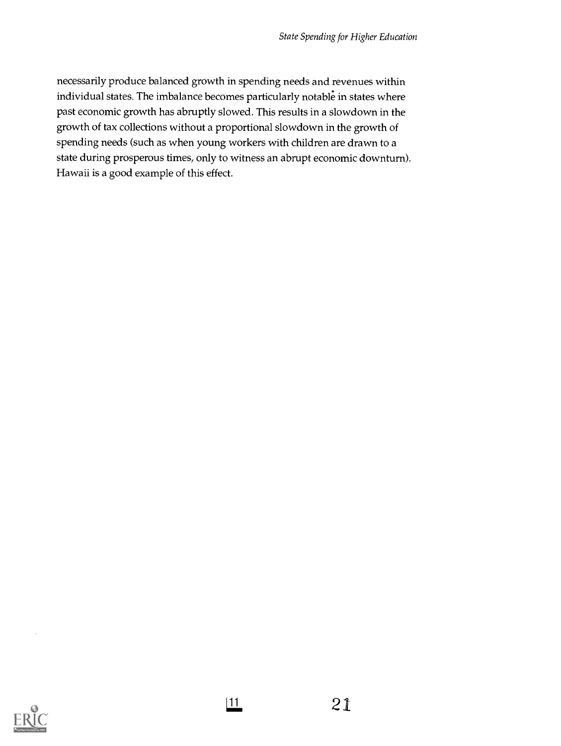necessarily produce balanced growth in spending needs and revenues within individual states. The imbalance becomes particularly notable in states where past economic growth has abruptly slowed. This results in a slowdown in the growth of tax collections without a proportional slowdown in the growth of spending needs (such as when young workers with children are drawn to a state during prosperous times, only to witness an abrupt economic downturn). Hawaii is a good example of this effect.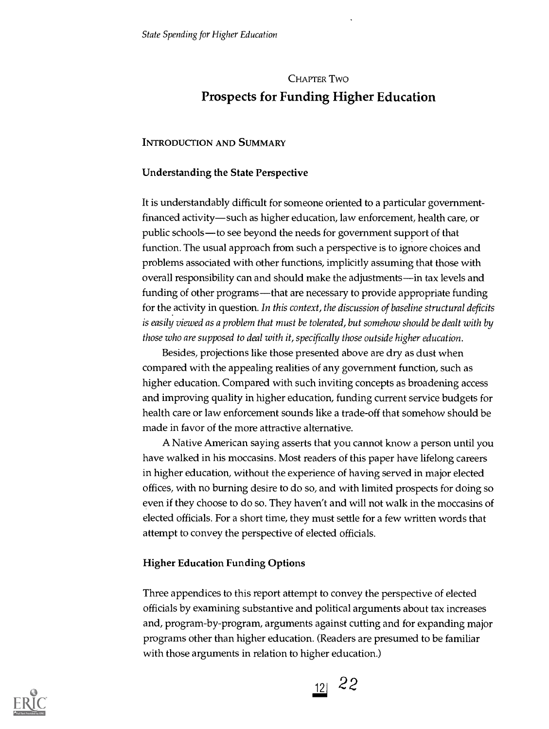## CHAPTER TWO

# Prospects for Funding Higher Education

### INTRODUCTION AND SUMMARY

#### Understanding the State Perspective

It is understandably difficult for someone oriented to a particular government-financed activity—such as higher education, law enforcement, health care, or public schools—to see beyond the needs for government support of that function. The usual approach from such a perspective is to ignore choices and problems associated with other functions, implicitly assuming that those with overall responsibility can and should make the adjustments—in tax levels and funding of other programs—that are necessary to provide appropriate funding for the activity in question. *In this context, the discussion of baseline structural deficits is easily viewed as a problem that must be tolerated, but somehow should be dealt with by those who are supposed to deal with it, specifically those outside higher education.*

Besides, projections like those presented above are dry as dust when compared with the appealing realities of any government function, such as higher education. Compared with such inviting concepts as broadening access and improving quality in higher education, funding current service budgets for health care or law enforcement sounds like a trade-off that somehow should be made in favor of the more attractive alternative.

A Native American saying asserts that you cannot know a person until you have walked in his moccasins. Most readers of this paper have lifelong careers in higher education, without the experience of having served in major elected offices, with no burning desire to do so, and with limited prospects for doing so even if they choose to do so. They haven't and will not walk in the moccasins of elected officials. For a short time, they must settle for a few written words that attempt to convey the perspective of elected officials.

#### Higher Education Funding Options

Three appendices to this report attempt to convey the perspective of elected officials by examining substantive and political arguments about tax increases and, program-by-program, arguments against cutting and for expanding major programs other than higher education. (Readers are presumed to be familiar with those arguments in relation to higher education.)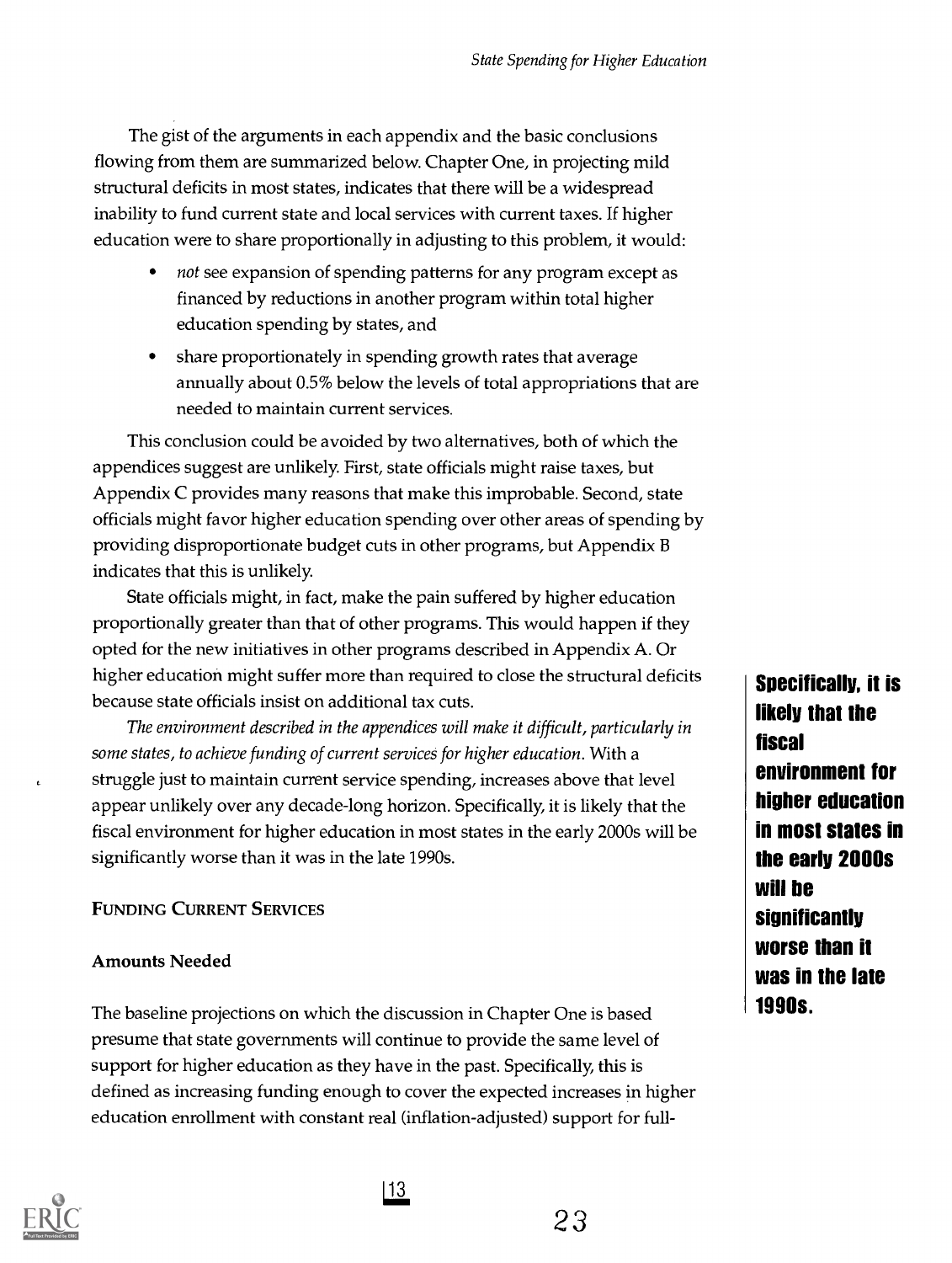The gist of the arguments in each appendix and the basic conclusions flowing from them are summarized below. Chapter One, in projecting mild structural deficits in most states, indicates that there will be a widespread inability to fund current state and local services with current taxes. If higher education were to share proportionally in adjusting to this problem, it would:

- *not* see expansion of spending patterns for any program except as financed by reductions in another program within total higher education spending by states, and
- share proportionately in spending growth rates that average annually about 0.5% below the levels of total appropriations that are needed to maintain current services.

This conclusion could be avoided by two alternatives, both of which the appendices suggest are unlikely. First, state officials might raise taxes, but Appendix C provides many reasons that make this improbable. Second, state officials might favor higher education spending over other areas of spending by providing disproportionate budget cuts in other programs, but Appendix B indicates that this is unlikely.

State officials might, in fact, make the pain suffered by higher education proportionally greater than that of other programs. This would happen if they opted for the new initiatives in other programs described in Appendix A. Or higher education might suffer more than required to close the structural deficits because state officials insist on additional tax cuts.

*The environment described in the appendices will make it difficult, particularly in some states, to achieve funding of current services for higher education.* With a struggle just to maintain current service spending, increases above that level appear unlikely over any decade-long horizon. Specifically, it is likely that the fiscal environment for higher education in most states in the early 2000s will be significantly worse than it was in the late 1990s.

**Specifically, it is likely that the fiscal environment for higher education in most states in the early 2000s will be significantly worse than it was in the late 1990s.**

## FUNDING CURRENT SERVICES

### Amounts Needed

The baseline projections on which the discussion in Chapter One is based presume that state governments will continue to provide the same level of support for higher education as they have in the past. Specifically, this is defined as increasing funding enough to cover the expected increases in higher education enrollment with constant real (inflation-adjusted) support for full-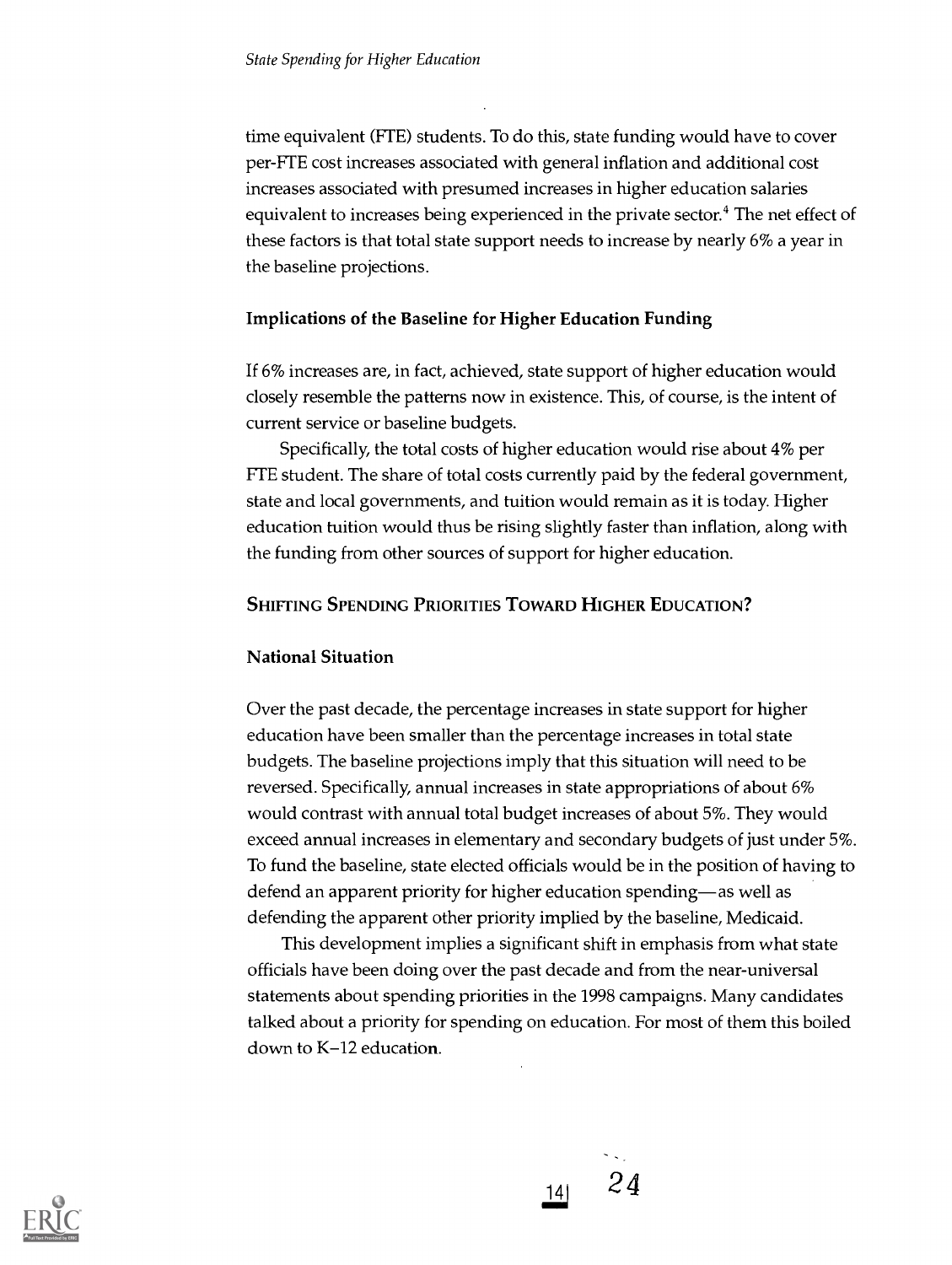time equivalent (FTE) students. To do this, state funding would have to cover per-FTE cost increases associated with general inflation and additional cost increases associated with presumed increases in higher education salaries equivalent to increases being experienced in the private sector.[4] The net effect of these factors is that total state support needs to increase by nearly 6% a year in the baseline projections.

### Implications of the Baseline for Higher Education Funding

If 6% increases are, in fact, achieved, state support of higher education would closely resemble the patterns now in existence. This, of course, is the intent of current service or baseline budgets.

Specifically, the total costs of higher education would rise about 4% per FTE student. The share of total costs currently paid by the federal government, state and local governments, and tuition would remain as it is today. Higher education tuition would thus be rising slightly faster than inflation, along with the funding from other sources of support for higher education.

## Shifting Spending Priorities Toward Higher Education?

### National Situation

Over the past decade, the percentage increases in state support for higher education have been smaller than the percentage increases in total state budgets. The baseline projections imply that this situation will need to be reversed. Specifically, annual increases in state appropriations of about 6% would contrast with annual total budget increases of about 5%. They would exceed annual increases in elementary and secondary budgets of just under 5%. To fund the baseline, state elected officials would be in the position of having to defend an apparent priority for higher education spending—as well as defending the apparent other priority implied by the baseline, Medicaid.

This development implies a significant shift in emphasis from what state officials have been doing over the past decade and from the near-universal statements about spending priorities in the 1998 campaigns. Many candidates talked about a priority for spending on education. For most of them this boiled down to K–12 education.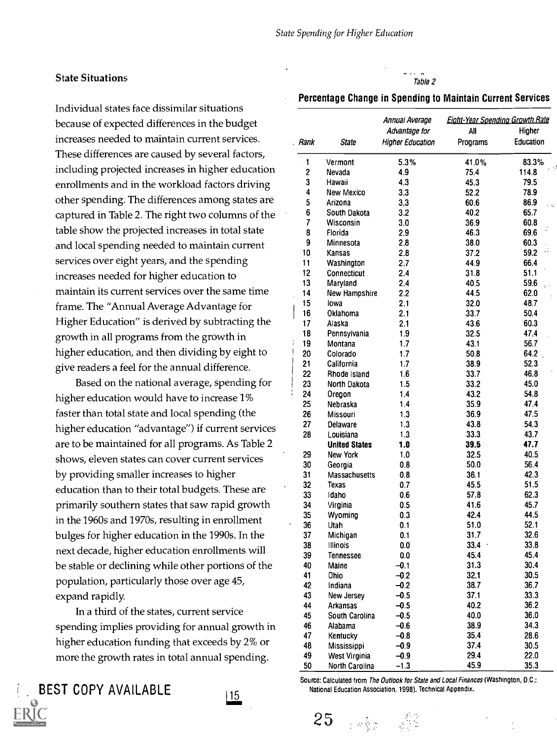### State Situations

Individual states face dissimilar situations because of expected differences in the budget increases needed to maintain current services. These differences are caused by several factors, including projected increases in higher education enrollments and in the workload factors driving other spending. The differences among states are captured in Table 2. The right two columns of the table show the projected increases in total state and local spending needed to maintain current services over eight years, and the spending increases needed for higher education to maintain its current services over the same time frame. The "Annual Average Advantage for Higher Education" is derived by subtracting the growth in all programs from the growth in higher education, and then dividing by eight to give readers a feel for the annual difference.

Based on the national average, spending for higher education would have to increase 1% faster than total state and local spending (the higher education "advantage") if current services are to be maintained for all programs. As Table 2 shows, eleven states can cover current services by providing smaller increases to higher education than to their total budgets. These are primarily southern states that saw rapid growth in the 1960s and 1970s, resulting in enrollment bulges for higher education in the 1990s. In the next decade, higher education enrollments will be stable or declining while other portions of the population, particularly those over age 45, expand rapidly.

In a third of the states, current service spending implies providing for annual growth in higher education funding that exceeds by 2% or more the growth rates in total annual spending.

*Table 2*

**Percentage Change in Spending to Maintain Current Services**

| Rank | State | Annual Average Advantage for Higher Education | Eight-Year Spending Growth Rate | |
|---|---|---|---|---|
| | | | All Programs | Higher Education |
| 1 | Vermont | 5.3% | 41.0% | 83.3% |
| 2 | Nevada | 4.9 | 75.4 | 114.8 |
| 3 | Hawaii | 4.3 | 45.3 | 79.5 |
| 4 | New Mexico | 3.3 | 52.2 | 78.9 |
| 5 | Arizona | 3.3 | 60.6 | 86.9 |
| 6 | South Dakota | 3.2 | 40.2 | 65.7 |
| 7 | Wisconsin | 3.0 | 36.9 | 60.8 |
| 8 | Florida | 2.9 | 46.3 | 69.6 |
| 9 | Minnesota | 2.8 | 38.0 | 60.3 |
| 10 | Kansas | 2.8 | 37.2 | 59.2 |
| 11 | Washington | 2.7 | 44.9 | 66.4 |
| 12 | Connecticut | 2.4 | 31.8 | 51.1 |
| 13 | Maryland | 2.4 | 40.5 | 59.6 |
| 14 | New Hampshire | 2.2 | 44.5 | 62.0 |
| 15 | Iowa | 2.1 | 32.0 | 48.7 |
| 16 | Oklahoma | 2.1 | 33.7 | 50.4 |
| 17 | Alaska | 2.1 | 43.6 | 60.3 |
| 18 | Pennsylvania | 1.9 | 32.5 | 47.4 |
| 19 | Montana | 1.7 | 43.1 | 56.7 |
| 20 | Colorado | 1.7 | 50.8 | 64.2 |
| 21 | California | 1.7 | 38.9 | 52.3 |
| 22 | Rhode Island | 1.6 | 33.7 | 46.8 |
| 23 | North Dakota | 1.5 | 33.2 | 45.0 |
| 24 | Oregon | 1.4 | 43.2 | 54.8 |
| 25 | Nebraska | 1.4 | 35.9 | 47.4 |
| 26 | Missouri | 1.3 | 36.9 | 47.5 |
| 27 | Delaware | 1.3 | 43.8 | 54.3 |
| 28 | Louisiana | 1.3 | 33.3 | 43.7 |
| | **United States** | **1.0** | **39.5** | **47.7** |
| 29 | New York | 1.0 | 32.5 | 40.5 |
| 30 | Georgia | 0.8 | 50.0 | 56.4 |
| 31 | Massachusetts | 0.8 | 36.1 | 42.3 |
| 32 | Texas | 0.7 | 45.5 | 51.5 |
| 33 | Idaho | 0.6 | 57.8 | 62.3 |
| 34 | Virginia | 0.5 | 41.6 | 45.7 |
| 35 | Wyoming | 0.3 | 42.4 | 44.5 |
| 36 | Utah | 0.1 | 51.0 | 52.1 |
| 37 | Michigan | 0.1 | 31.7 | 32.6 |
| 38 | Illinois | 0.0 | 33.4 | 33.8 |
| 39 | Tennessee | 0.0 | 45.4 | 45.4 |
| 40 | Maine | −0.1 | 31.3 | 30.4 |
| 41 | Ohio | −0.2 | 32.1 | 30.5 |
| 42 | Indiana | −0.2 | 38.7 | 36.7 |
| 43 | New Jersey | −0.5 | 37.1 | 33.3 |
| 44 | Arkansas | −0.5 | 40.2 | 36.2 |
| 45 | South Carolina | −0.5 | 40.0 | 36.0 |
| 46 | Alabama | −0.6 | 38.9 | 34.3 |
| 47 | Kentucky | −0.8 | 35.4 | 28.6 |
| 48 | Mississippi | −0.9 | 37.4 | 30.5 |
| 49 | West Virginia | −0.9 | 29.4 | 22.0 |
| 50 | North Carolina | −1.3 | 45.9 | 35.3 |

Source: Calculated from *The Outlook for State and Local Finances* (Washington, D.C.: National Education Association, 1998), Technical Appendix.

BEST COPY AVAILABLE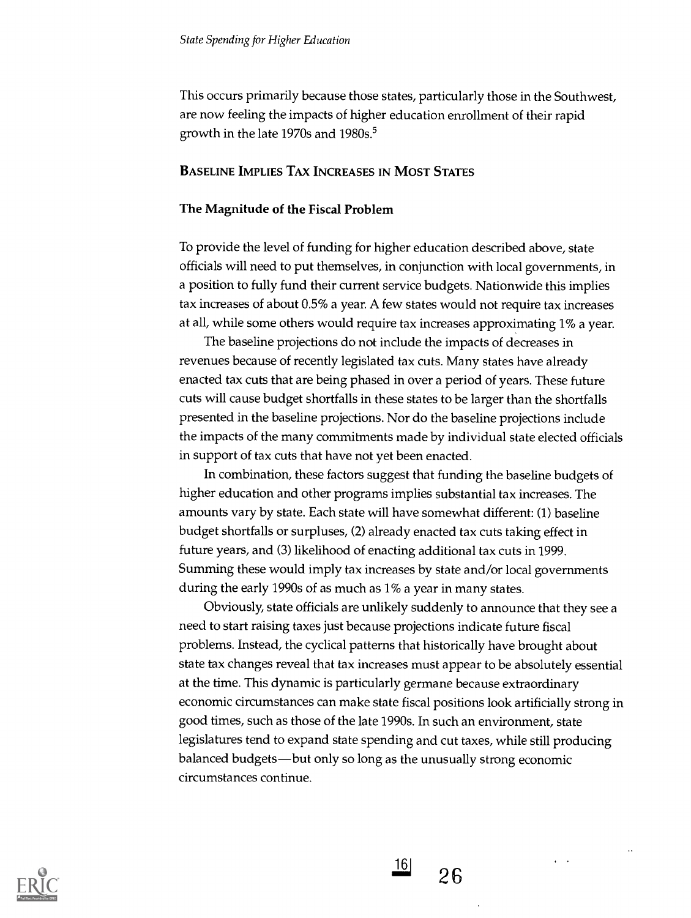This occurs primarily because those states, particularly those in the Southwest, are now feeling the impacts of higher education enrollment of their rapid growth in the late 1970s and 1980s.[5]

## Baseline Implies Tax Increases in Most States

### The Magnitude of the Fiscal Problem

To provide the level of funding for higher education described above, state officials will need to put themselves, in conjunction with local governments, in a position to fully fund their current service budgets. Nationwide this implies tax increases of about 0.5% a year. A few states would not require tax increases at all, while some others would require tax increases approximating 1% a year.

The baseline projections do not include the impacts of decreases in revenues because of recently legislated tax cuts. Many states have already enacted tax cuts that are being phased in over a period of years. These future cuts will cause budget shortfalls in these states to be larger than the shortfalls presented in the baseline projections. Nor do the baseline projections include the impacts of the many commitments made by individual state elected officials in support of tax cuts that have not yet been enacted.

In combination, these factors suggest that funding the baseline budgets of higher education and other programs implies substantial tax increases. The amounts vary by state. Each state will have somewhat different: (1) baseline budget shortfalls or surpluses, (2) already enacted tax cuts taking effect in future years, and (3) likelihood of enacting additional tax cuts in 1999. Summing these would imply tax increases by state and/or local governments during the early 1990s of as much as 1% a year in many states.

Obviously, state officials are unlikely suddenly to announce that they see a need to start raising taxes just because projections indicate future fiscal problems. Instead, the cyclical patterns that historically have brought about state tax changes reveal that tax increases must appear to be absolutely essential at the time. This dynamic is particularly germane because extraordinary economic circumstances can make state fiscal positions look artificially strong in good times, such as those of the late 1990s. In such an environment, state legislatures tend to expand state spending and cut taxes, while still producing balanced budgets—but only so long as the unusually strong economic circumstances continue.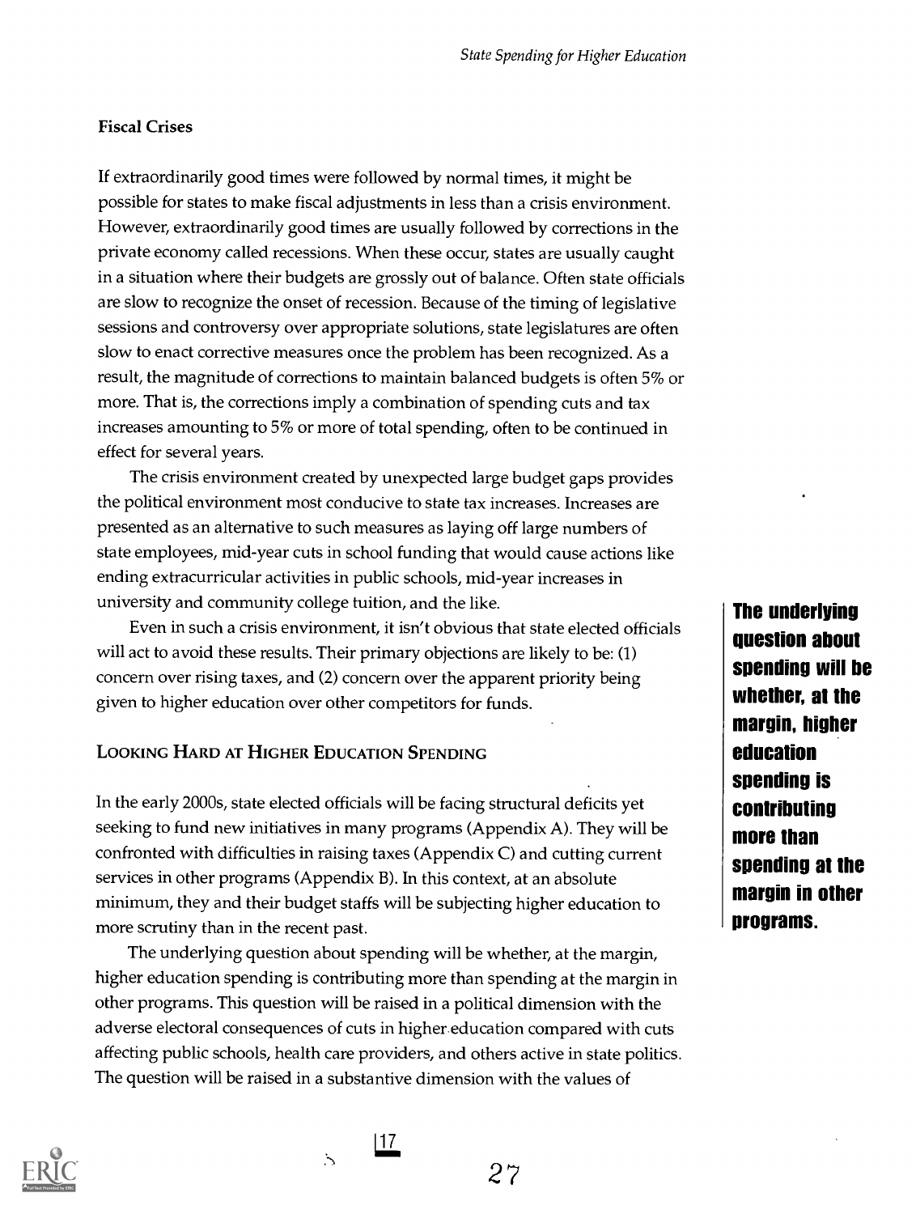### Fiscal Crises

If extraordinarily good times were followed by normal times, it might be possible for states to make fiscal adjustments in less than a crisis environment. However, extraordinarily good times are usually followed by corrections in the private economy called recessions. When these occur, states are usually caught in a situation where their budgets are grossly out of balance. Often state officials are slow to recognize the onset of recession. Because of the timing of legislative sessions and controversy over appropriate solutions, state legislatures are often slow to enact corrective measures once the problem has been recognized. As a result, the magnitude of corrections to maintain balanced budgets is often 5% or more. That is, the corrections imply a combination of spending cuts and tax increases amounting to 5% or more of total spending, often to be continued in effect for several years.

The crisis environment created by unexpected large budget gaps provides the political environment most conducive to state tax increases. Increases are presented as an alternative to such measures as laying off large numbers of state employees, mid-year cuts in school funding that would cause actions like ending extracurricular activities in public schools, mid-year increases in university and community college tuition, and the like.

Even in such a crisis environment, it isn't obvious that state elected officials will act to avoid these results. Their primary objections are likely to be: (1) concern over rising taxes, and (2) concern over the apparent priority being given to higher education over other competitors for funds.

## Looking Hard at Higher Education Spending

In the early 2000s, state elected officials will be facing structural deficits yet seeking to fund new initiatives in many programs (Appendix A). They will be confronted with difficulties in raising taxes (Appendix C) and cutting current services in other programs (Appendix B). In this context, at an absolute minimum, they and their budget staffs will be subjecting higher education to more scrutiny than in the recent past.

**The underlying question about spending will be whether, at the margin, higher education spending is contributing more than spending at the margin in other programs.**

The underlying question about spending will be whether, at the margin, higher education spending is contributing more than spending at the margin in other programs. This question will be raised in a political dimension with the adverse electoral consequences of cuts in higher education compared with cuts affecting public schools, health care providers, and others active in state politics. The question will be raised in a substantive dimension with the values of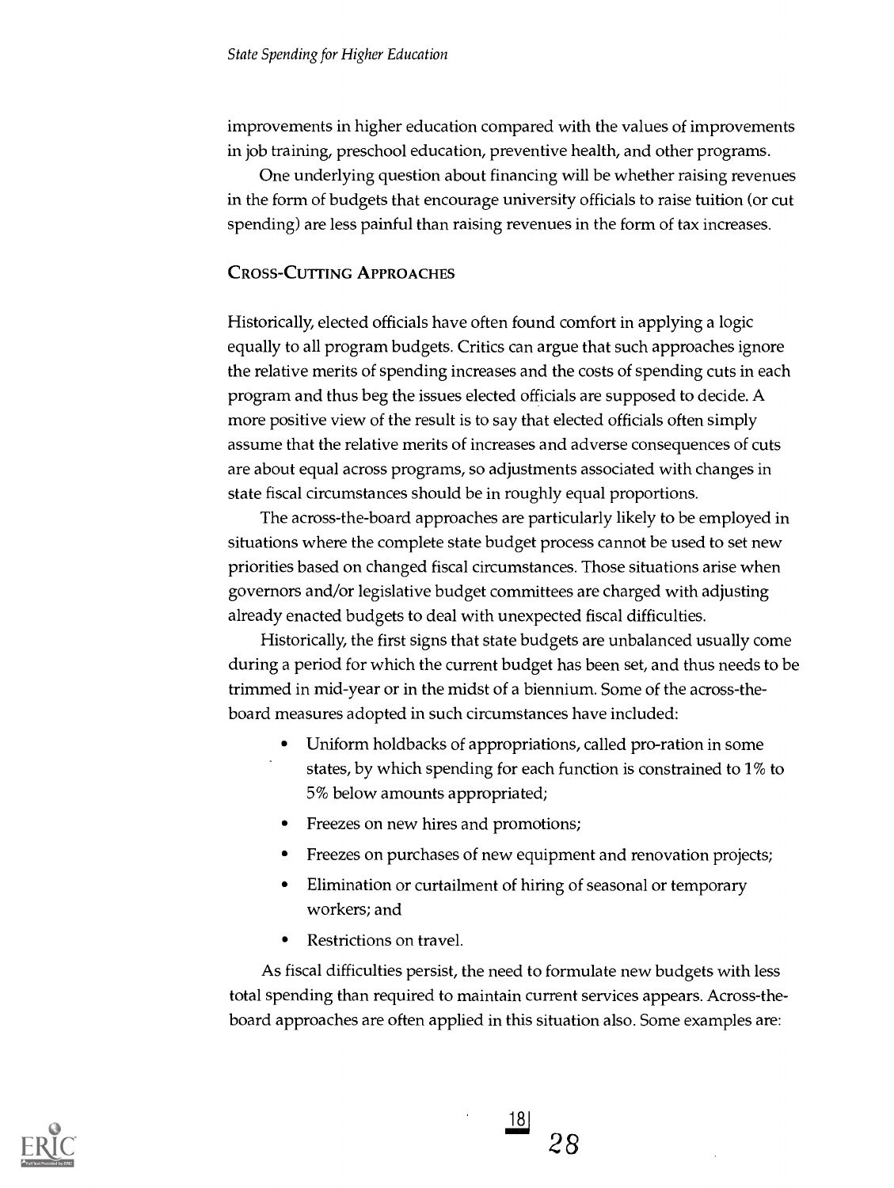improvements in higher education compared with the values of improvements in job training, preschool education, preventive health, and other programs.

One underlying question about financing will be whether raising revenues in the form of budgets that encourage university officials to raise tuition (or cut spending) are less painful than raising revenues in the form of tax increases.

### Cross-Cutting Approaches

Historically, elected officials have often found comfort in applying a logic equally to all program budgets. Critics can argue that such approaches ignore the relative merits of spending increases and the costs of spending cuts in each program and thus beg the issues elected officials are supposed to decide. A more positive view of the result is to say that elected officials often simply assume that the relative merits of increases and adverse consequences of cuts are about equal across programs, so adjustments associated with changes in state fiscal circumstances should be in roughly equal proportions.

The across-the-board approaches are particularly likely to be employed in situations where the complete state budget process cannot be used to set new priorities based on changed fiscal circumstances. Those situations arise when governors and/or legislative budget committees are charged with adjusting already enacted budgets to deal with unexpected fiscal difficulties.

Historically, the first signs that state budgets are unbalanced usually come during a period for which the current budget has been set, and thus needs to be trimmed in mid-year or in the midst of a biennium. Some of the across-the-board measures adopted in such circumstances have included:

- Uniform holdbacks of appropriations, called pro-ration in some states, by which spending for each function is constrained to 1% to 5% below amounts appropriated;
- Freezes on new hires and promotions;
- Freezes on purchases of new equipment and renovation projects;
- Elimination or curtailment of hiring of seasonal or temporary workers; and
- Restrictions on travel.

As fiscal difficulties persist, the need to formulate new budgets with less total spending than required to maintain current services appears. Across-the-board approaches are often applied in this situation also. Some examples are: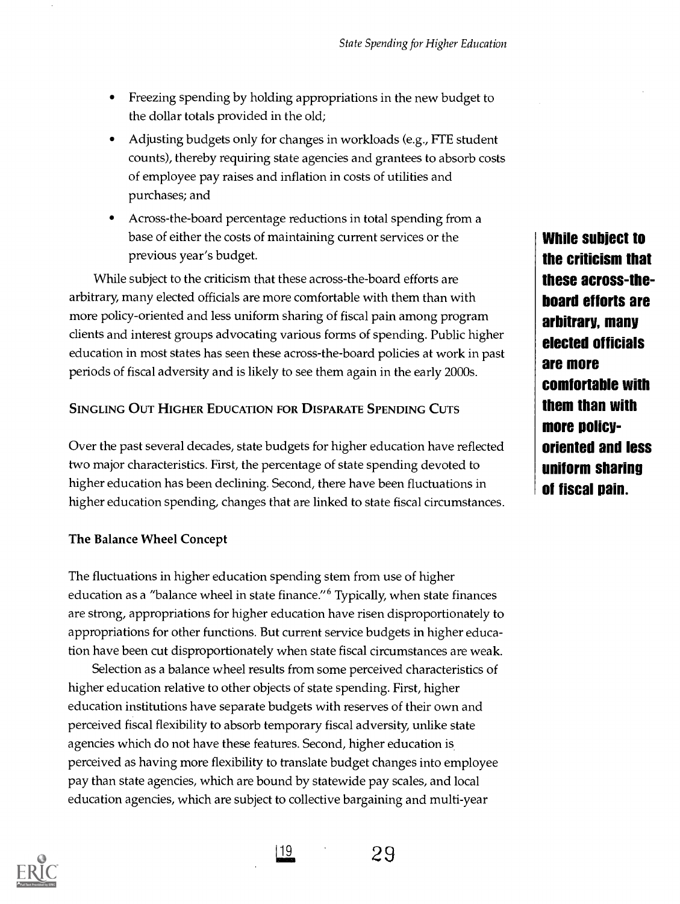- Freezing spending by holding appropriations in the new budget to the dollar totals provided in the old;
- Adjusting budgets only for changes in workloads (e.g., FTE student counts), thereby requiring state agencies and grantees to absorb costs of employee pay raises and inflation in costs of utilities and purchases; and
- Across-the-board percentage reductions in total spending from a base of either the costs of maintaining current services or the previous year's budget.

While subject to the criticism that these across-the-board efforts are arbitrary, many elected officials are more comfortable with them than with more policy-oriented and less uniform sharing of fiscal pain among program clients and interest groups advocating various forms of spending. Public higher education in most states has seen these across-the-board policies at work in past periods of fiscal adversity and is likely to see them again in the early 2000s.

**While subject to the criticism that these across-the-board efforts are arbitrary, many elected officials are more comfortable with them than with more policy-oriented and less uniform sharing of fiscal pain.**

## Singling Out Higher Education for Disparate Spending Cuts

Over the past several decades, state budgets for higher education have reflected two major characteristics. First, the percentage of state spending devoted to higher education has been declining. Second, there have been fluctuations in higher education spending, changes that are linked to state fiscal circumstances.

### The Balance Wheel Concept

The fluctuations in higher education spending stem from use of higher education as a "balance wheel in state finance."[6] Typically, when state finances are strong, appropriations for higher education have risen disproportionately to appropriations for other functions. But current service budgets in higher education have been cut disproportionately when state fiscal circumstances are weak.

Selection as a balance wheel results from some perceived characteristics of higher education relative to other objects of state spending. First, higher education institutions have separate budgets with reserves of their own and perceived fiscal flexibility to absorb temporary fiscal adversity, unlike state agencies which do not have these features. Second, higher education is perceived as having more flexibility to translate budget changes into employee pay than state agencies, which are bound by statewide pay scales, and local education agencies, which are subject to collective bargaining and multi-year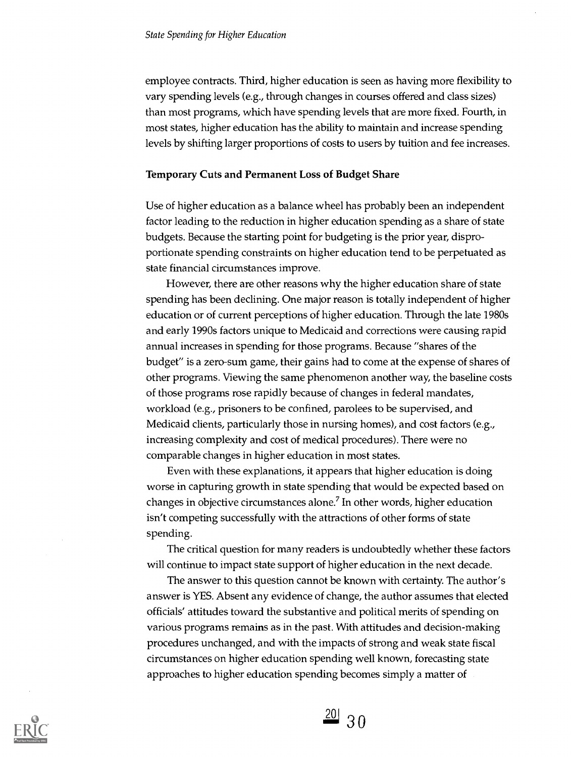employee contracts. Third, higher education is seen as having more flexibility to vary spending levels (e.g., through changes in courses offered and class sizes) than most programs, which have spending levels that are more fixed. Fourth, in most states, higher education has the ability to maintain and increase spending levels by shifting larger proportions of costs to users by tuition and fee increases.

### Temporary Cuts and Permanent Loss of Budget Share

Use of higher education as a balance wheel has probably been an independent factor leading to the reduction in higher education spending as a share of state budgets. Because the starting point for budgeting is the prior year, disproportionate spending constraints on higher education tend to be perpetuated as state financial circumstances improve.

However, there are other reasons why the higher education share of state spending has been declining. One major reason is totally independent of higher education or of current perceptions of higher education. Through the late 1980s and early 1990s factors unique to Medicaid and corrections were causing rapid annual increases in spending for those programs. Because "shares of the budget" is a zero-sum game, their gains had to come at the expense of shares of other programs. Viewing the same phenomenon another way, the baseline costs of those programs rose rapidly because of changes in federal mandates, workload (e.g., prisoners to be confined, parolees to be supervised, and Medicaid clients, particularly those in nursing homes), and cost factors (e.g., increasing complexity and cost of medical procedures). There were no comparable changes in higher education in most states.

Even with these explanations, it appears that higher education is doing worse in capturing growth in state spending that would be expected based on changes in objective circumstances alone.[7] In other words, higher education isn't competing successfully with the attractions of other forms of state spending.

The critical question for many readers is undoubtedly whether these factors will continue to impact state support of higher education in the next decade.

The answer to this question cannot be known with certainty. The author's answer is YES. Absent any evidence of change, the author assumes that elected officials' attitudes toward the substantive and political merits of spending on various programs remains as in the past. With attitudes and decision-making procedures unchanged, and with the impacts of strong and weak state fiscal circumstances on higher education spending well known, forecasting state approaches to higher education spending becomes simply a matter of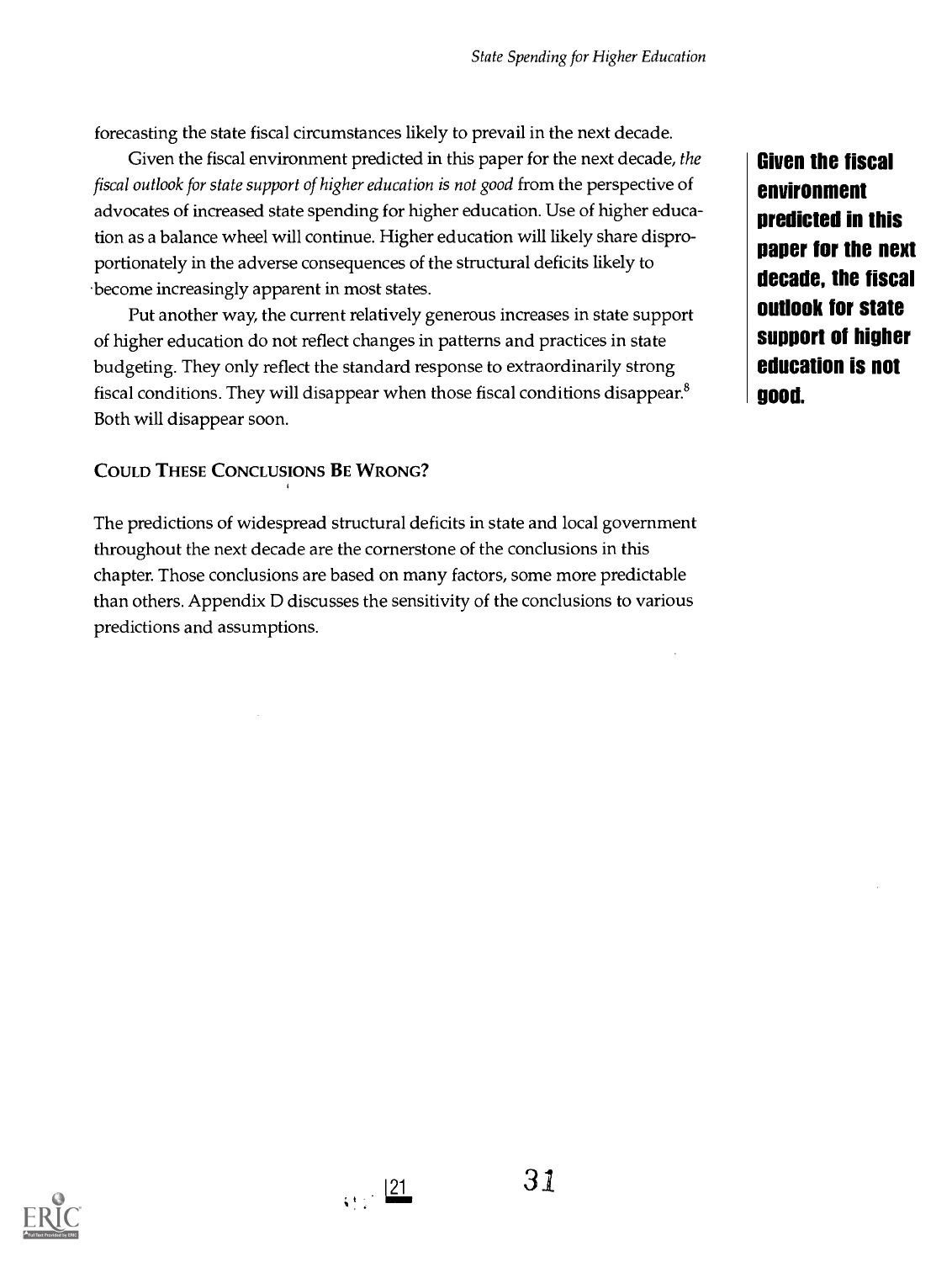forecasting the state fiscal circumstances likely to prevail in the next decade.

Given the fiscal environment predicted in this paper for the next decade, *the fiscal outlook for state support of higher education is not good* from the perspective of advocates of increased state spending for higher education. Use of higher education as a balance wheel will continue. Higher education will likely share disproportionately in the adverse consequences of the structural deficits likely to become increasingly apparent in most states.

**Given the fiscal environment predicted in this paper for the next decade, the fiscal outlook for state support of higher education is not good.**

Put another way, the current relatively generous increases in state support of higher education do not reflect changes in patterns and practices in state budgeting. They only reflect the standard response to extraordinarily strong fiscal conditions. They will disappear when those fiscal conditions disappear.[8] Both will disappear soon.

### Could These Conclusions Be Wrong?

The predictions of widespread structural deficits in state and local government throughout the next decade are the cornerstone of the conclusions in this chapter. Those conclusions are based on many factors, some more predictable than others. Appendix D discusses the sensitivity of the conclusions to various predictions and assumptions.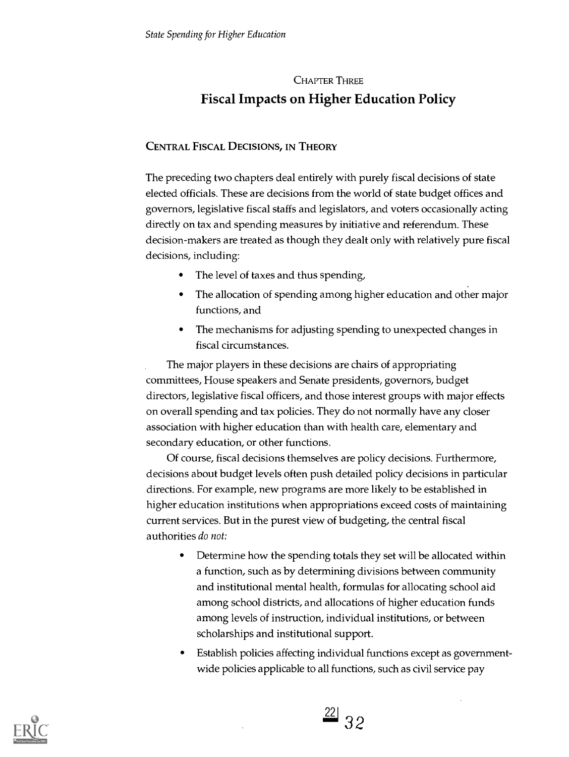## Chapter Three

# Fiscal Impacts on Higher Education Policy

### Central Fiscal Decisions, in Theory

The preceding two chapters deal entirely with purely fiscal decisions of state elected officials. These are decisions from the world of state budget offices and governors, legislative fiscal staffs and legislators, and voters occasionally acting directly on tax and spending measures by initiative and referendum. These decision-makers are treated as though they dealt only with relatively pure fiscal decisions, including:

- The level of taxes and thus spending,
- The allocation of spending among higher education and other major functions, and
- The mechanisms for adjusting spending to unexpected changes in fiscal circumstances.

The major players in these decisions are chairs of appropriating committees, House speakers and Senate presidents, governors, budget directors, legislative fiscal officers, and those interest groups with major effects on overall spending and tax policies. They do not normally have any closer association with higher education than with health care, elementary and secondary education, or other functions.

Of course, fiscal decisions themselves are policy decisions. Furthermore, decisions about budget levels often push detailed policy decisions in particular directions. For example, new programs are more likely to be established in higher education institutions when appropriations exceed costs of maintaining current services. But in the purest view of budgeting, the central fiscal authorities *do not:*

- Determine how the spending totals they set will be allocated within a function, such as by determining divisions between community and institutional mental health, formulas for allocating school aid among school districts, and allocations of higher education funds among levels of instruction, individual institutions, or between scholarships and institutional support.
- Establish policies affecting individual functions except as government-wide policies applicable to all functions, such as civil service pay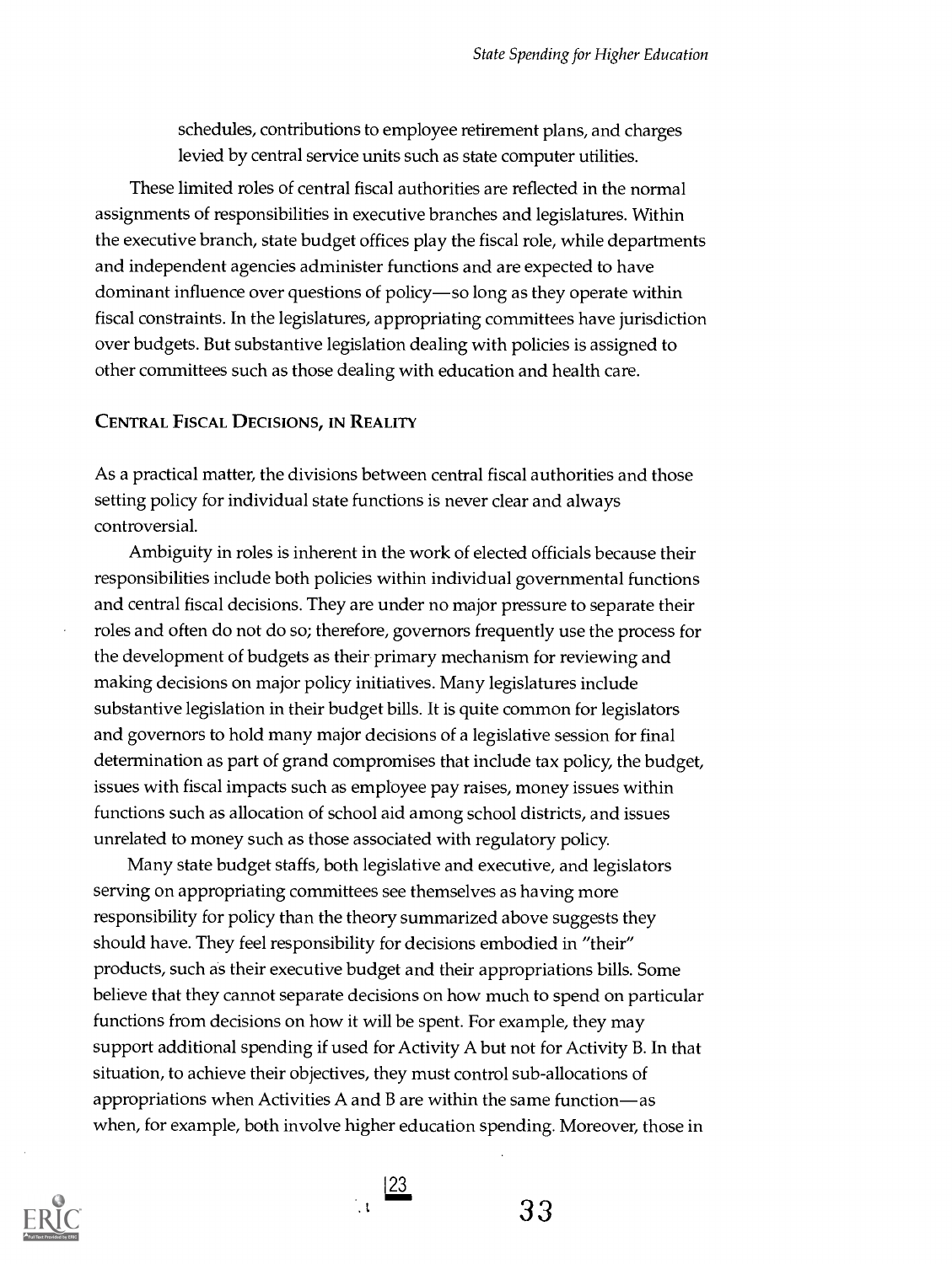schedules, contributions to employee retirement plans, and charges levied by central service units such as state computer utilities.

These limited roles of central fiscal authorities are reflected in the normal assignments of responsibilities in executive branches and legislatures. Within the executive branch, state budget offices play the fiscal role, while departments and independent agencies administer functions and are expected to have dominant influence over questions of policy—so long as they operate within fiscal constraints. In the legislatures, appropriating committees have jurisdiction over budgets. But substantive legislation dealing with policies is assigned to other committees such as those dealing with education and health care.

### Central Fiscal Decisions, in Reality

As a practical matter, the divisions between central fiscal authorities and those setting policy for individual state functions is never clear and always controversial.

Ambiguity in roles is inherent in the work of elected officials because their responsibilities include both policies within individual governmental functions and central fiscal decisions. They are under no major pressure to separate their roles and often do not do so; therefore, governors frequently use the process for the development of budgets as their primary mechanism for reviewing and making decisions on major policy initiatives. Many legislatures include substantive legislation in their budget bills. It is quite common for legislators and governors to hold many major decisions of a legislative session for final determination as part of grand compromises that include tax policy, the budget, issues with fiscal impacts such as employee pay raises, money issues within functions such as allocation of school aid among school districts, and issues unrelated to money such as those associated with regulatory policy.

Many state budget staffs, both legislative and executive, and legislators serving on appropriating committees see themselves as having more responsibility for policy than the theory summarized above suggests they should have. They feel responsibility for decisions embodied in "their" products, such as their executive budget and their appropriations bills. Some believe that they cannot separate decisions on how much to spend on particular functions from decisions on how it will be spent. For example, they may support additional spending if used for Activity A but not for Activity B. In that situation, to achieve their objectives, they must control sub-allocations of appropriations when Activities A and B are within the same function—as when, for example, both involve higher education spending. Moreover, those in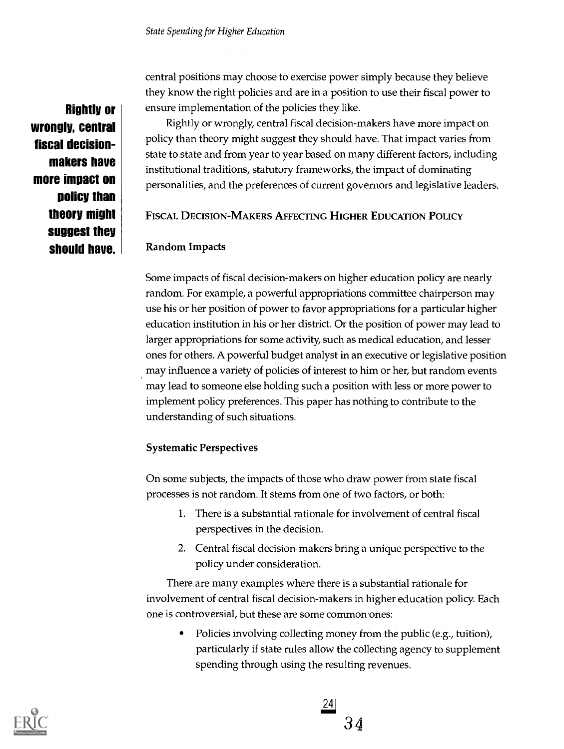central positions may choose to exercise power simply because they believe they know the right policies and are in a position to use their fiscal power to ensure implementation of the policies they like.

**Rightly or wrongly, central fiscal decision-makers have more impact on policy than theory might suggest they should have.**

Rightly or wrongly, central fiscal decision-makers have more impact on policy than theory might suggest they should have. That impact varies from state to state and from year to year based on many different factors, including institutional traditions, statutory frameworks, the impact of dominating personalities, and the preferences of current governors and legislative leaders.

## Fiscal Decision-Makers Affecting Higher Education Policy

### Random Impacts

Some impacts of fiscal decision-makers on higher education policy are nearly random. For example, a powerful appropriations committee chairperson may use his or her position of power to favor appropriations for a particular higher education institution in his or her district. Or the position of power may lead to larger appropriations for some activity, such as medical education, and lesser ones for others. A powerful budget analyst in an executive or legislative position may influence a variety of policies of interest to him or her, but random events may lead to someone else holding such a position with less or more power to implement policy preferences. This paper has nothing to contribute to the understanding of such situations.

### Systematic Perspectives

On some subjects, the impacts of those who draw power from state fiscal processes is not random. It stems from one of two factors, or both:

1. There is a substantial rationale for involvement of central fiscal perspectives in the decision.
2. Central fiscal decision-makers bring a unique perspective to the policy under consideration.

There are many examples where there is a substantial rationale for involvement of central fiscal decision-makers in higher education policy. Each one is controversial, but these are some common ones:

- Policies involving collecting money from the public (e.g., tuition), particularly if state rules allow the collecting agency to supplement spending through using the resulting revenues.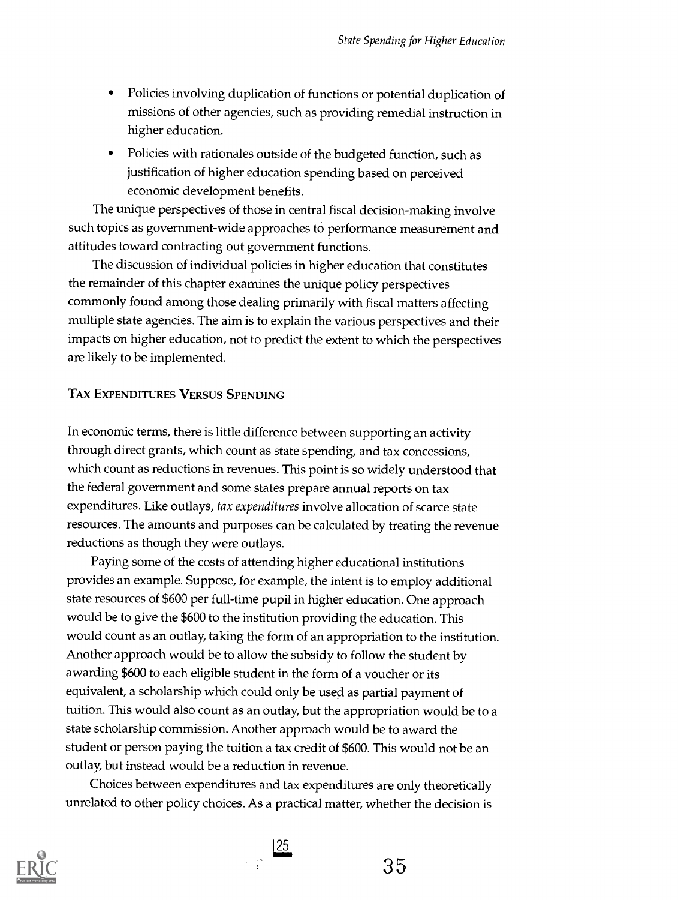- Policies involving duplication of functions or potential duplication of missions of other agencies, such as providing remedial instruction in higher education.
- Policies with rationales outside of the budgeted function, such as justification of higher education spending based on perceived economic development benefits.

The unique perspectives of those in central fiscal decision-making involve such topics as government-wide approaches to performance measurement and attitudes toward contracting out government functions.

The discussion of individual policies in higher education that constitutes the remainder of this chapter examines the unique policy perspectives commonly found among those dealing primarily with fiscal matters affecting multiple state agencies. The aim is to explain the various perspectives and their impacts on higher education, not to predict the extent to which the perspectives are likely to be implemented.

## TAX EXPENDITURES VERSUS SPENDING

In economic terms, there is little difference between supporting an activity through direct grants, which count as state spending, and tax concessions, which count as reductions in revenues. This point is so widely understood that the federal government and some states prepare annual reports on tax expenditures. Like outlays, *tax expenditures* involve allocation of scarce state resources. The amounts and purposes can be calculated by treating the revenue reductions as though they were outlays.

Paying some of the costs of attending higher educational institutions provides an example. Suppose, for example, the intent is to employ additional state resources of $600 per full-time pupil in higher education. One approach would be to give the $600 to the institution providing the education. This would count as an outlay, taking the form of an appropriation to the institution. Another approach would be to allow the subsidy to follow the student by awarding $600 to each eligible student in the form of a voucher or its equivalent, a scholarship which could only be used as partial payment of tuition. This would also count as an outlay, but the appropriation would be to a state scholarship commission. Another approach would be to award the student or person paying the tuition a tax credit of $600. This would not be an outlay, but instead would be a reduction in revenue.

Choices between expenditures and tax expenditures are only theoretically unrelated to other policy choices. As a practical matter, whether the decision is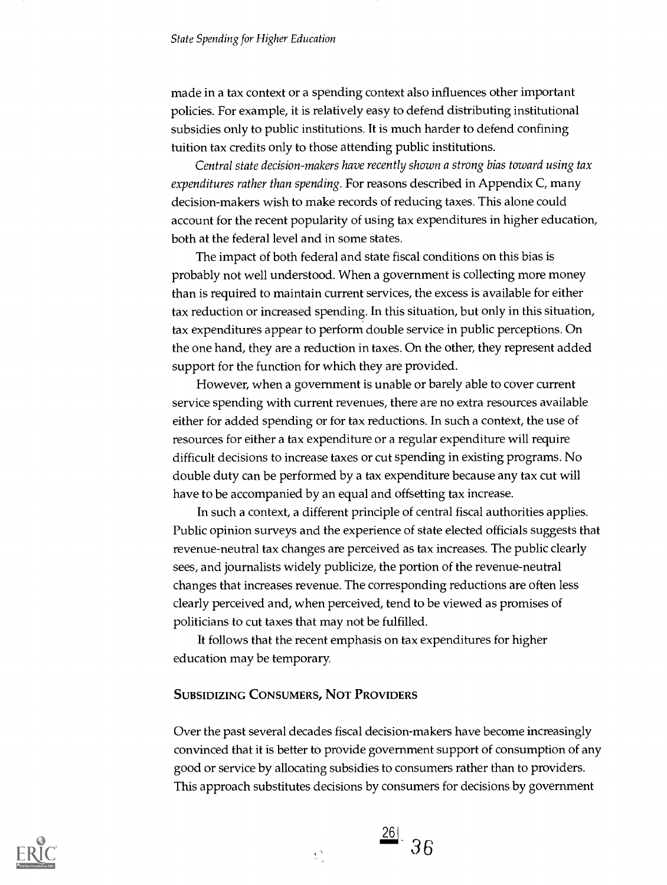made in a tax context or a spending context also influences other important policies. For example, it is relatively easy to defend distributing institutional subsidies only to public institutions. It is much harder to defend confining tuition tax credits only to those attending public institutions.

*Central state decision-makers have recently shown a strong bias toward using tax expenditures rather than spending.* For reasons described in Appendix C, many decision-makers wish to make records of reducing taxes. This alone could account for the recent popularity of using tax expenditures in higher education, both at the federal level and in some states.

The impact of both federal and state fiscal conditions on this bias is probably not well understood. When a government is collecting more money than is required to maintain current services, the excess is available for either tax reduction or increased spending. In this situation, but only in this situation, tax expenditures appear to perform double service in public perceptions. On the one hand, they are a reduction in taxes. On the other, they represent added support for the function for which they are provided.

However, when a government is unable or barely able to cover current service spending with current revenues, there are no extra resources available either for added spending or for tax reductions. In such a context, the use of resources for either a tax expenditure or a regular expenditure will require difficult decisions to increase taxes or cut spending in existing programs. No double duty can be performed by a tax expenditure because any tax cut will have to be accompanied by an equal and offsetting tax increase.

In such a context, a different principle of central fiscal authorities applies. Public opinion surveys and the experience of state elected officials suggests that revenue-neutral tax changes are perceived as tax increases. The public clearly sees, and journalists widely publicize, the portion of the revenue-neutral changes that increases revenue. The corresponding reductions are often less clearly perceived and, when perceived, tend to be viewed as promises of politicians to cut taxes that may not be fulfilled.

It follows that the recent emphasis on tax expenditures for higher education may be temporary.

## Subsidizing Consumers, Not Providers

Over the past several decades fiscal decision-makers have become increasingly convinced that it is better to provide government support of consumption of any good or service by allocating subsidies to consumers rather than to providers. This approach substitutes decisions by consumers for decisions by government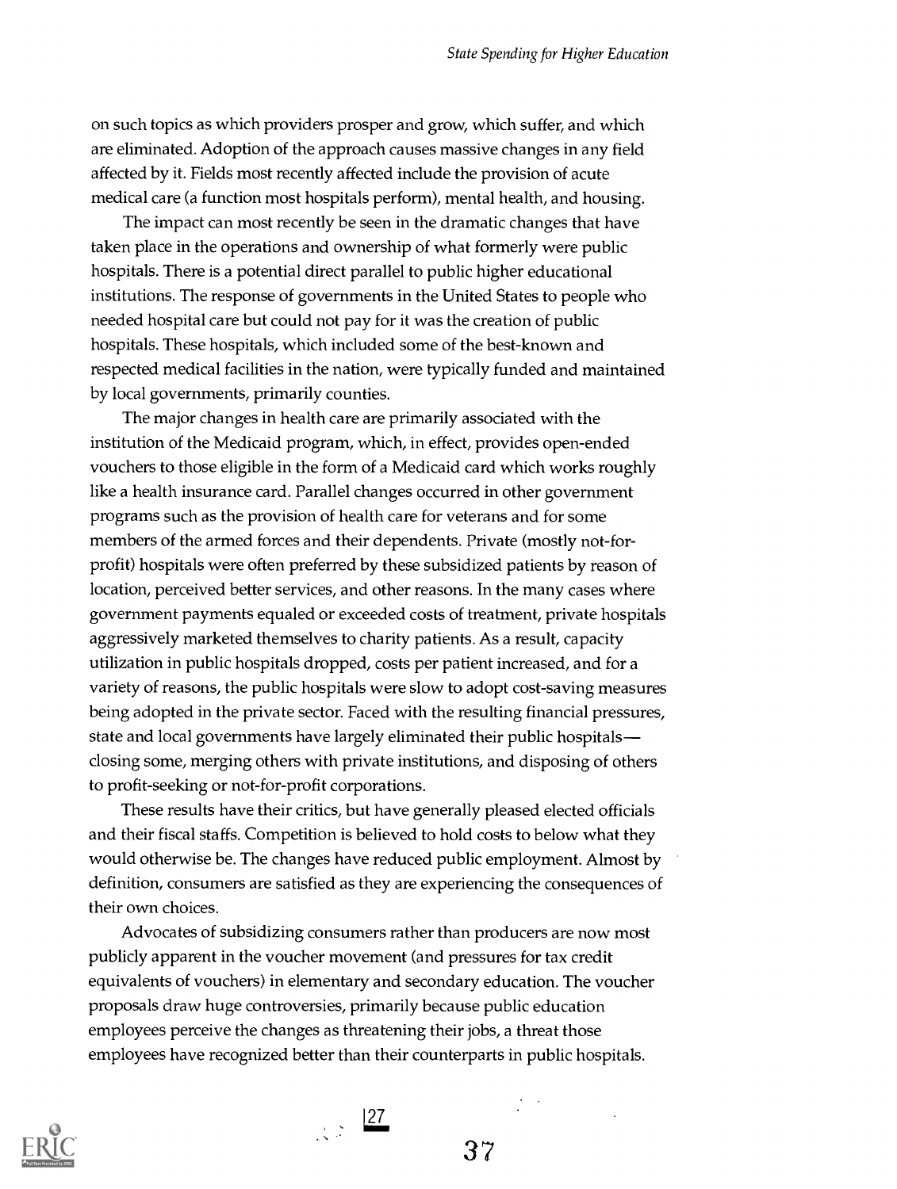on such topics as which providers prosper and grow, which suffer, and which are eliminated. Adoption of the approach causes massive changes in any field affected by it. Fields most recently affected include the provision of acute medical care (a function most hospitals perform), mental health, and housing.

The impact can most recently be seen in the dramatic changes that have taken place in the operations and ownership of what formerly were public hospitals. There is a potential direct parallel to public higher educational institutions. The response of governments in the United States to people who needed hospital care but could not pay for it was the creation of public hospitals. These hospitals, which included some of the best-known and respected medical facilities in the nation, were typically funded and maintained by local governments, primarily counties.

The major changes in health care are primarily associated with the institution of the Medicaid program, which, in effect, provides open-ended vouchers to those eligible in the form of a Medicaid card which works roughly like a health insurance card. Parallel changes occurred in other government programs such as the provision of health care for veterans and for some members of the armed forces and their dependents. Private (mostly not-for-profit) hospitals were often preferred by these subsidized patients by reason of location, perceived better services, and other reasons. In the many cases where government payments equaled or exceeded costs of treatment, private hospitals aggressively marketed themselves to charity patients. As a result, capacity utilization in public hospitals dropped, costs per patient increased, and for a variety of reasons, the public hospitals were slow to adopt cost-saving measures being adopted in the private sector. Faced with the resulting financial pressures, state and local governments have largely eliminated their public hospitals—closing some, merging others with private institutions, and disposing of others to profit-seeking or not-for-profit corporations.

These results have their critics, but have generally pleased elected officials and their fiscal staffs. Competition is believed to hold costs to below what they would otherwise be. The changes have reduced public employment. Almost by definition, consumers are satisfied as they are experiencing the consequences of their own choices.

Advocates of subsidizing consumers rather than producers are now most publicly apparent in the voucher movement (and pressures for tax credit equivalents of vouchers) in elementary and secondary education. The voucher proposals draw huge controversies, primarily because public education employees perceive the changes as threatening their jobs, a threat those employees have recognized better than their counterparts in public hospitals.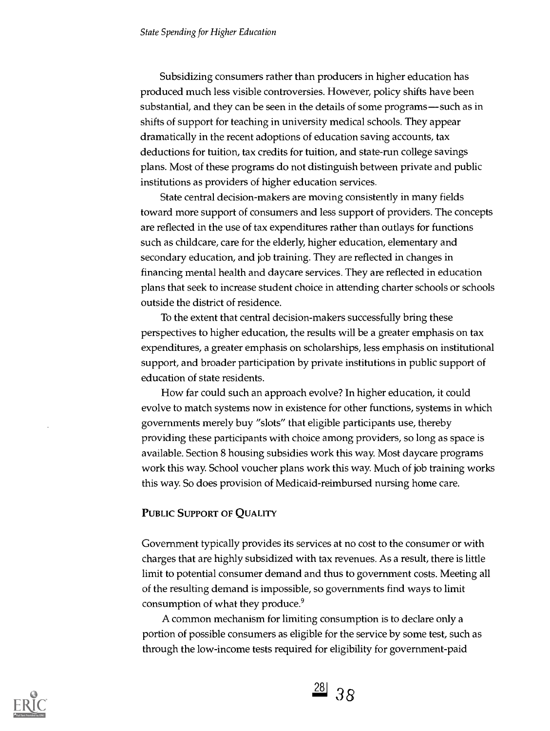Subsidizing consumers rather than producers in higher education has produced much less visible controversies. However, policy shifts have been substantial, and they can be seen in the details of some programs—such as in shifts of support for teaching in university medical schools. They appear dramatically in the recent adoptions of education saving accounts, tax deductions for tuition, tax credits for tuition, and state-run college savings plans. Most of these programs do not distinguish between private and public institutions as providers of higher education services.

State central decision-makers are moving consistently in many fields toward more support of consumers and less support of providers. The concepts are reflected in the use of tax expenditures rather than outlays for functions such as childcare, care for the elderly, higher education, elementary and secondary education, and job training. They are reflected in changes in financing mental health and daycare services. They are reflected in education plans that seek to increase student choice in attending charter schools or schools outside the district of residence.

To the extent that central decision-makers successfully bring these perspectives to higher education, the results will be a greater emphasis on tax expenditures, a greater emphasis on scholarships, less emphasis on institutional support, and broader participation by private institutions in public support of education of state residents.

How far could such an approach evolve? In higher education, it could evolve to match systems now in existence for other functions, systems in which governments merely buy "slots" that eligible participants use, thereby providing these participants with choice among providers, so long as space is available. Section 8 housing subsidies work this way. Most daycare programs work this way. School voucher plans work this way. Much of job training works this way. So does provision of Medicaid-reimbursed nursing home care.

## PUBLIC SUPPORT OF QUALITY

Government typically provides its services at no cost to the consumer or with charges that are highly subsidized with tax revenues. As a result, there is little limit to potential consumer demand and thus to government costs. Meeting all of the resulting demand is impossible, so governments find ways to limit consumption of what they produce.[9]

A common mechanism for limiting consumption is to declare only a portion of possible consumers as eligible for the service by some test, such as through the low-income tests required for eligibility for government-paid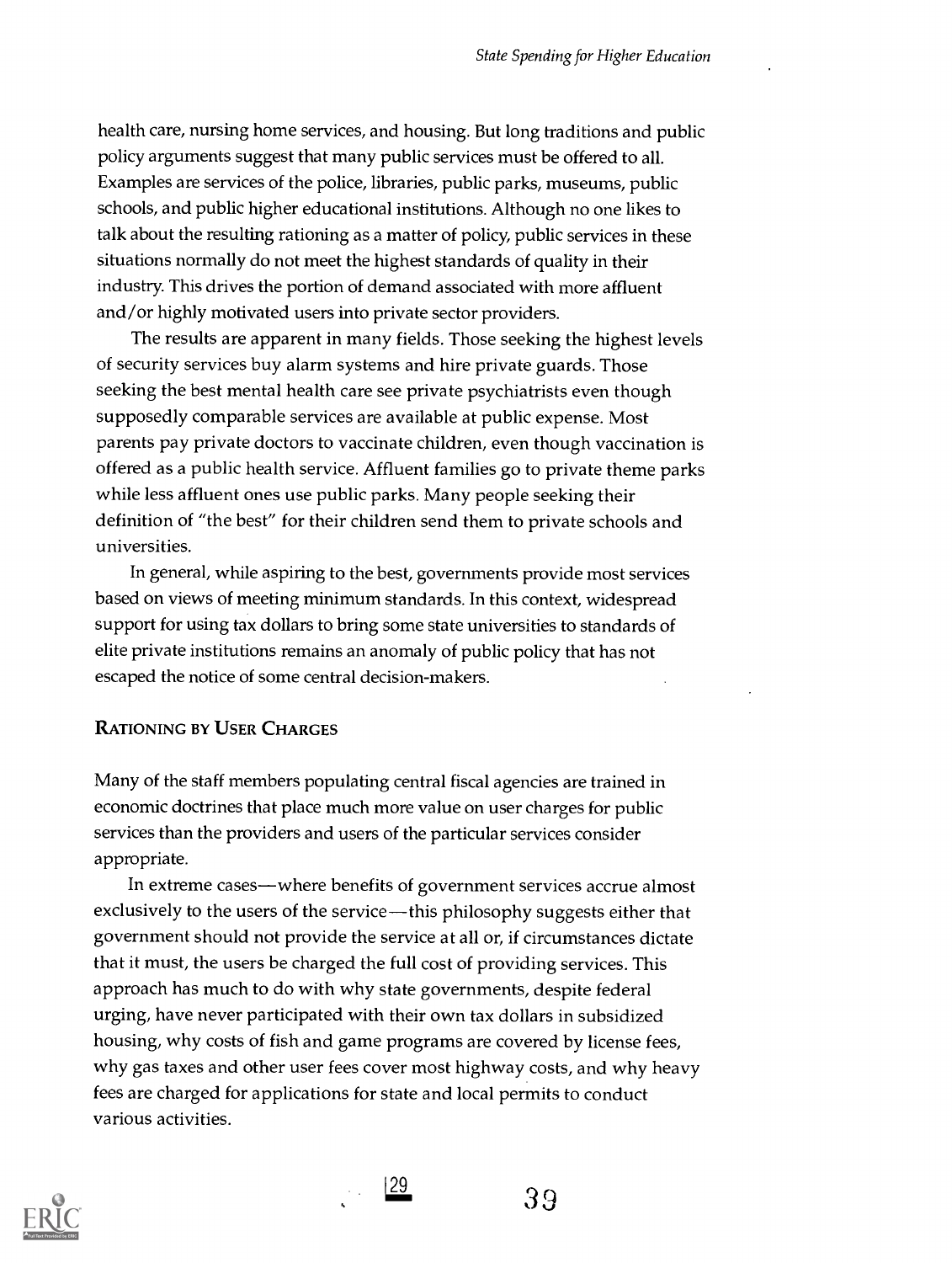health care, nursing home services, and housing. But long traditions and public policy arguments suggest that many public services must be offered to all. Examples are services of the police, libraries, public parks, museums, public schools, and public higher educational institutions. Although no one likes to talk about the resulting rationing as a matter of policy, public services in these situations normally do not meet the highest standards of quality in their industry. This drives the portion of demand associated with more affluent and/or highly motivated users into private sector providers.

The results are apparent in many fields. Those seeking the highest levels of security services buy alarm systems and hire private guards. Those seeking the best mental health care see private psychiatrists even though supposedly comparable services are available at public expense. Most parents pay private doctors to vaccinate children, even though vaccination is offered as a public health service. Affluent families go to private theme parks while less affluent ones use public parks. Many people seeking their definition of "the best" for their children send them to private schools and universities.

In general, while aspiring to the best, governments provide most services based on views of meeting minimum standards. In this context, widespread support for using tax dollars to bring some state universities to standards of elite private institutions remains an anomaly of public policy that has not escaped the notice of some central decision-makers.

## Rationing by User Charges

Many of the staff members populating central fiscal agencies are trained in economic doctrines that place much more value on user charges for public services than the providers and users of the particular services consider appropriate.

In extreme cases—where benefits of government services accrue almost exclusively to the users of the service—this philosophy suggests either that government should not provide the service at all or, if circumstances dictate that it must, the users be charged the full cost of providing services. This approach has much to do with why state governments, despite federal urging, have never participated with their own tax dollars in subsidized housing, why costs of fish and game programs are covered by license fees, why gas taxes and other user fees cover most highway costs, and why heavy fees are charged for applications for state and local permits to conduct various activities.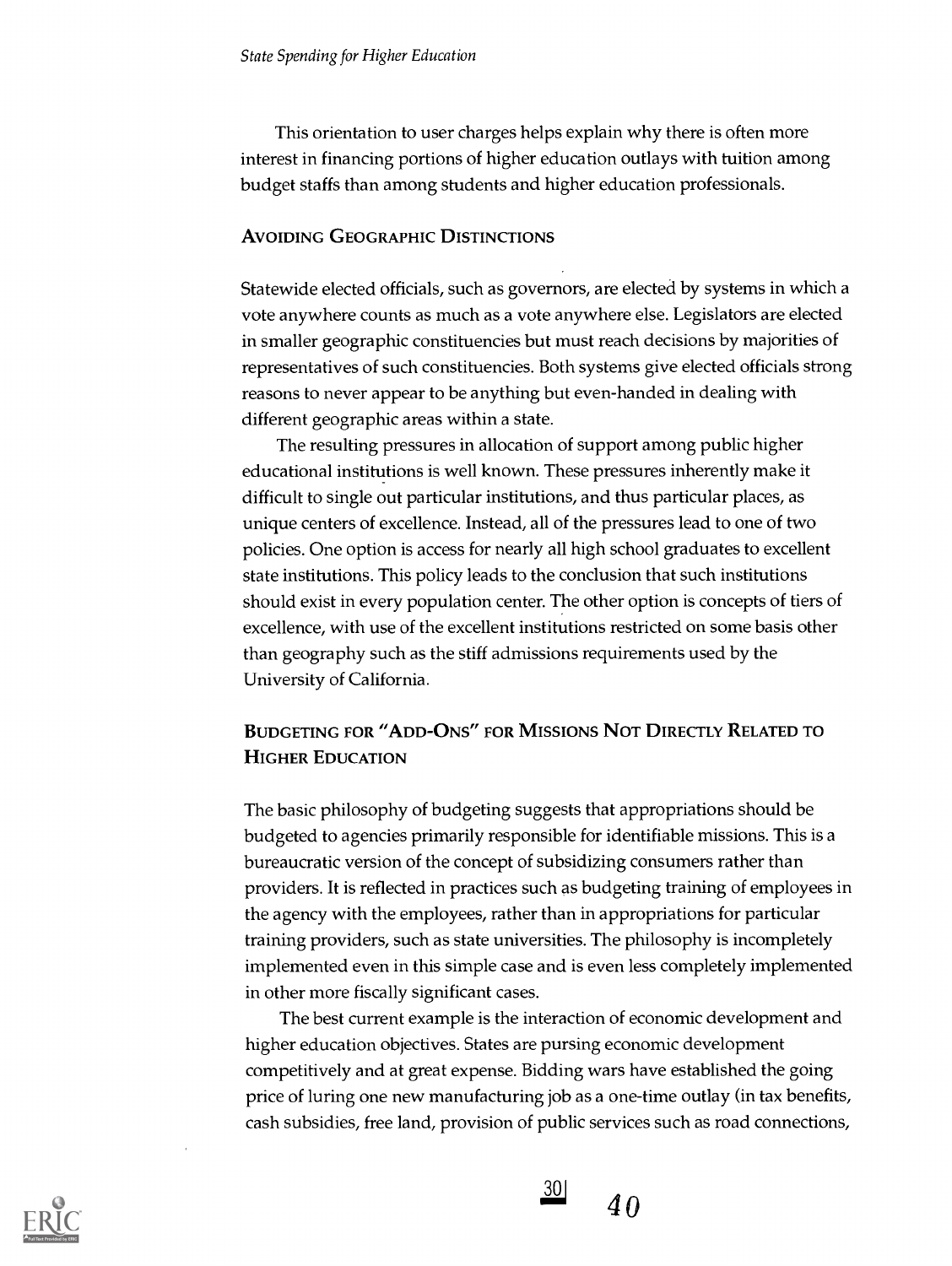This orientation to user charges helps explain why there is often more interest in financing portions of higher education outlays with tuition among budget staffs than among students and higher education professionals.

### AVOIDING GEOGRAPHIC DISTINCTIONS

Statewide elected officials, such as governors, are elected by systems in which a vote anywhere counts as much as a vote anywhere else. Legislators are elected in smaller geographic constituencies but must reach decisions by majorities of representatives of such constituencies. Both systems give elected officials strong reasons to never appear to be anything but even-handed in dealing with different geographic areas within a state.

The resulting pressures in allocation of support among public higher educational institutions is well known. These pressures inherently make it difficult to single out particular institutions, and thus particular places, as unique centers of excellence. Instead, all of the pressures lead to one of two policies. One option is access for nearly all high school graduates to excellent state institutions. This policy leads to the conclusion that such institutions should exist in every population center. The other option is concepts of tiers of excellence, with use of the excellent institutions restricted on some basis other than geography such as the stiff admissions requirements used by the University of California.

### BUDGETING FOR "ADD-ONS" FOR MISSIONS NOT DIRECTLY RELATED TO HIGHER EDUCATION

The basic philosophy of budgeting suggests that appropriations should be budgeted to agencies primarily responsible for identifiable missions. This is a bureaucratic version of the concept of subsidizing consumers rather than providers. It is reflected in practices such as budgeting training of employees in the agency with the employees, rather than in appropriations for particular training providers, such as state universities. The philosophy is incompletely implemented even in this simple case and is even less completely implemented in other more fiscally significant cases.

The best current example is the interaction of economic development and higher education objectives. States are pursing economic development competitively and at great expense. Bidding wars have established the going price of luring one new manufacturing job as a one-time outlay (in tax benefits, cash subsidies, free land, provision of public services such as road connections,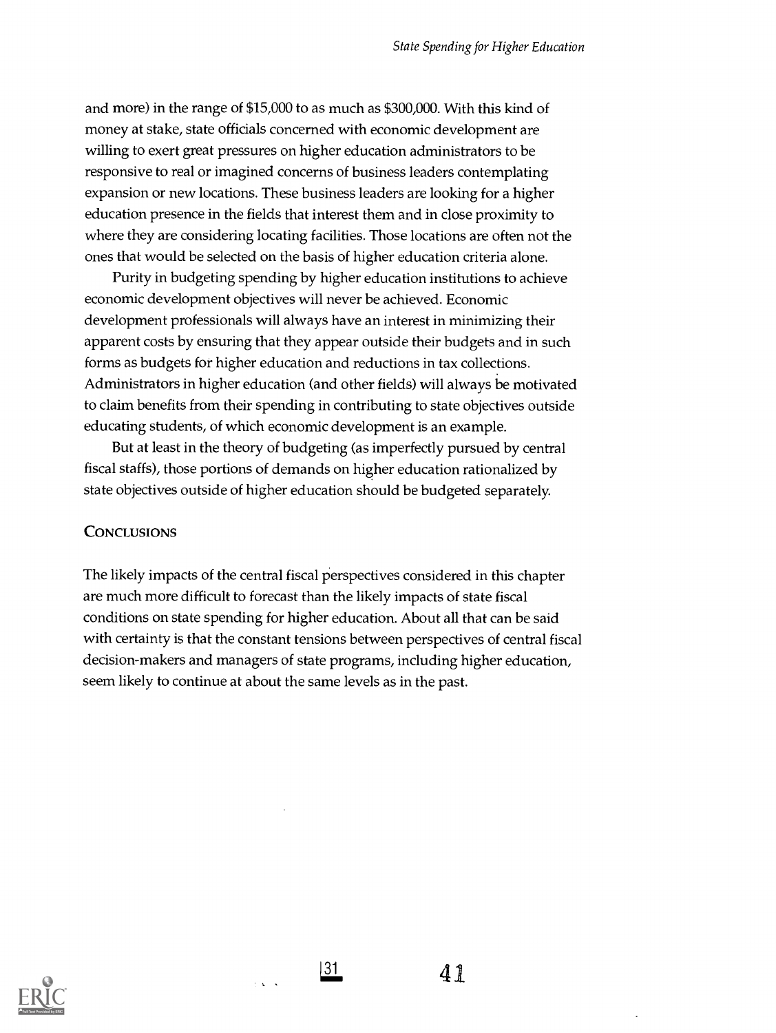and more) in the range of $15,000 to as much as $300,000. With this kind of money at stake, state officials concerned with economic development are willing to exert great pressures on higher education administrators to be responsive to real or imagined concerns of business leaders contemplating expansion or new locations. These business leaders are looking for a higher education presence in the fields that interest them and in close proximity to where they are considering locating facilities. Those locations are often not the ones that would be selected on the basis of higher education criteria alone.

Purity in budgeting spending by higher education institutions to achieve economic development objectives will never be achieved. Economic development professionals will always have an interest in minimizing their apparent costs by ensuring that they appear outside their budgets and in such forms as budgets for higher education and reductions in tax collections. Administrators in higher education (and other fields) will always be motivated to claim benefits from their spending in contributing to state objectives outside educating students, of which economic development is an example.

But at least in the theory of budgeting (as imperfectly pursued by central fiscal staffs), those portions of demands on higher education rationalized by state objectives outside of higher education should be budgeted separately.

## CONCLUSIONS

The likely impacts of the central fiscal perspectives considered in this chapter are much more difficult to forecast than the likely impacts of state fiscal conditions on state spending for higher education. About all that can be said with certainty is that the constant tensions between perspectives of central fiscal decision-makers and managers of state programs, including higher education, seem likely to continue at about the same levels as in the past.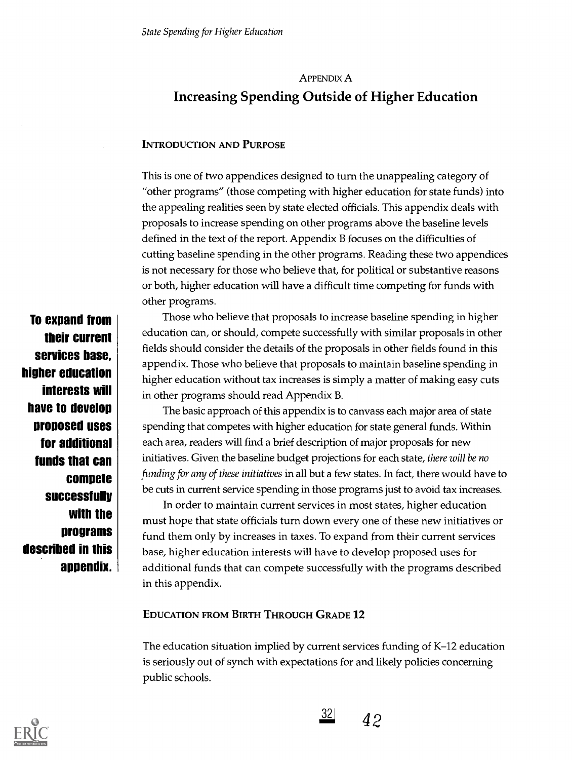## APPENDIX A

# Increasing Spending Outside of Higher Education

### INTRODUCTION AND PURPOSE

This is one of two appendices designed to turn the unappealing category of "other programs" (those competing with higher education for state funds) into the appealing realities seen by state elected officials. This appendix deals with proposals to increase spending on other programs above the baseline levels defined in the text of the report. Appendix B focuses on the difficulties of cutting baseline spending in the other programs. Reading these two appendices is not necessary for those who believe that, for political or substantive reasons or both, higher education will have a difficult time competing for funds with other programs.

Those who believe that proposals to increase baseline spending in higher education can, or should, compete successfully with similar proposals in other fields should consider the details of the proposals in other fields found in this appendix. Those who believe that proposals to maintain baseline spending in higher education without tax increases is simply a matter of making easy cuts in other programs should read Appendix B.

**To expand from their current services base, higher education interests will have to develop proposed uses for additional funds that can compete successfully with the programs described in this appendix.**

The basic approach of this appendix is to canvass each major area of state spending that competes with higher education for state general funds. Within each area, readers will find a brief description of major proposals for new initiatives. Given the baseline budget projections for each state, *there will be no funding for any of these initiatives* in all but a few states. In fact, there would have to be cuts in current service spending in those programs just to avoid tax increases.

In order to maintain current services in most states, higher education must hope that state officials turn down every one of these new initiatives or fund them only by increases in taxes. To expand from their current services base, higher education interests will have to develop proposed uses for additional funds that can compete successfully with the programs described in this appendix.

### EDUCATION FROM BIRTH THROUGH GRADE 12

The education situation implied by current services funding of K–12 education is seriously out of synch with expectations for and likely policies concerning public schools.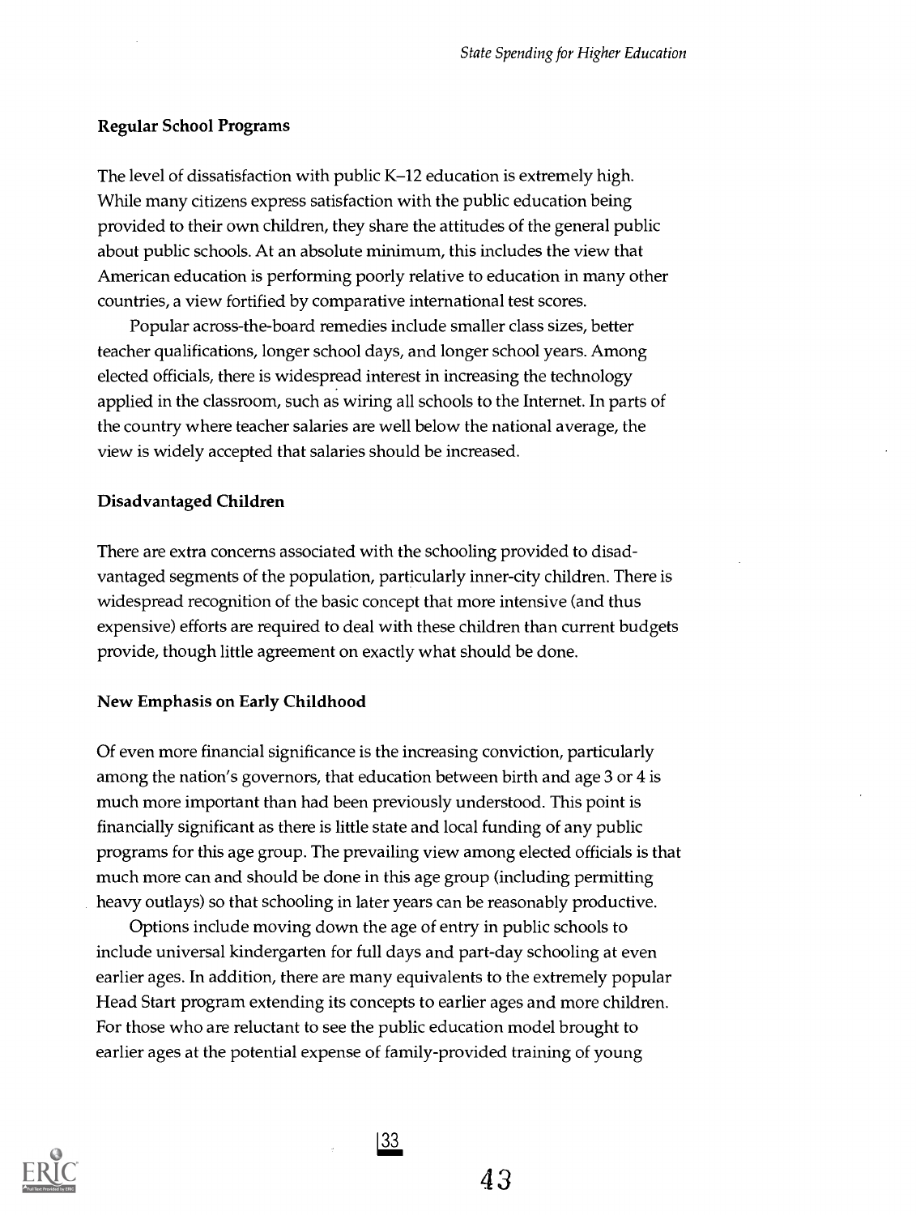### Regular School Programs

The level of dissatisfaction with public K–12 education is extremely high. While many citizens express satisfaction with the public education being provided to their own children, they share the attitudes of the general public about public schools. At an absolute minimum, this includes the view that American education is performing poorly relative to education in many other countries, a view fortified by comparative international test scores.

Popular across-the-board remedies include smaller class sizes, better teacher qualifications, longer school days, and longer school years. Among elected officials, there is widespread interest in increasing the technology applied in the classroom, such as wiring all schools to the Internet. In parts of the country where teacher salaries are well below the national average, the view is widely accepted that salaries should be increased.

### Disadvantaged Children

There are extra concerns associated with the schooling provided to disadvantaged segments of the population, particularly inner-city children. There is widespread recognition of the basic concept that more intensive (and thus expensive) efforts are required to deal with these children than current budgets provide, though little agreement on exactly what should be done.

### New Emphasis on Early Childhood

Of even more financial significance is the increasing conviction, particularly among the nation's governors, that education between birth and age 3 or 4 is much more important than had been previously understood. This point is financially significant as there is little state and local funding of any public programs for this age group. The prevailing view among elected officials is that much more can and should be done in this age group (including permitting heavy outlays) so that schooling in later years can be reasonably productive.

Options include moving down the age of entry in public schools to include universal kindergarten for full days and part-day schooling at even earlier ages. In addition, there are many equivalents to the extremely popular Head Start program extending its concepts to earlier ages and more children. For those who are reluctant to see the public education model brought to earlier ages at the potential expense of family-provided training of young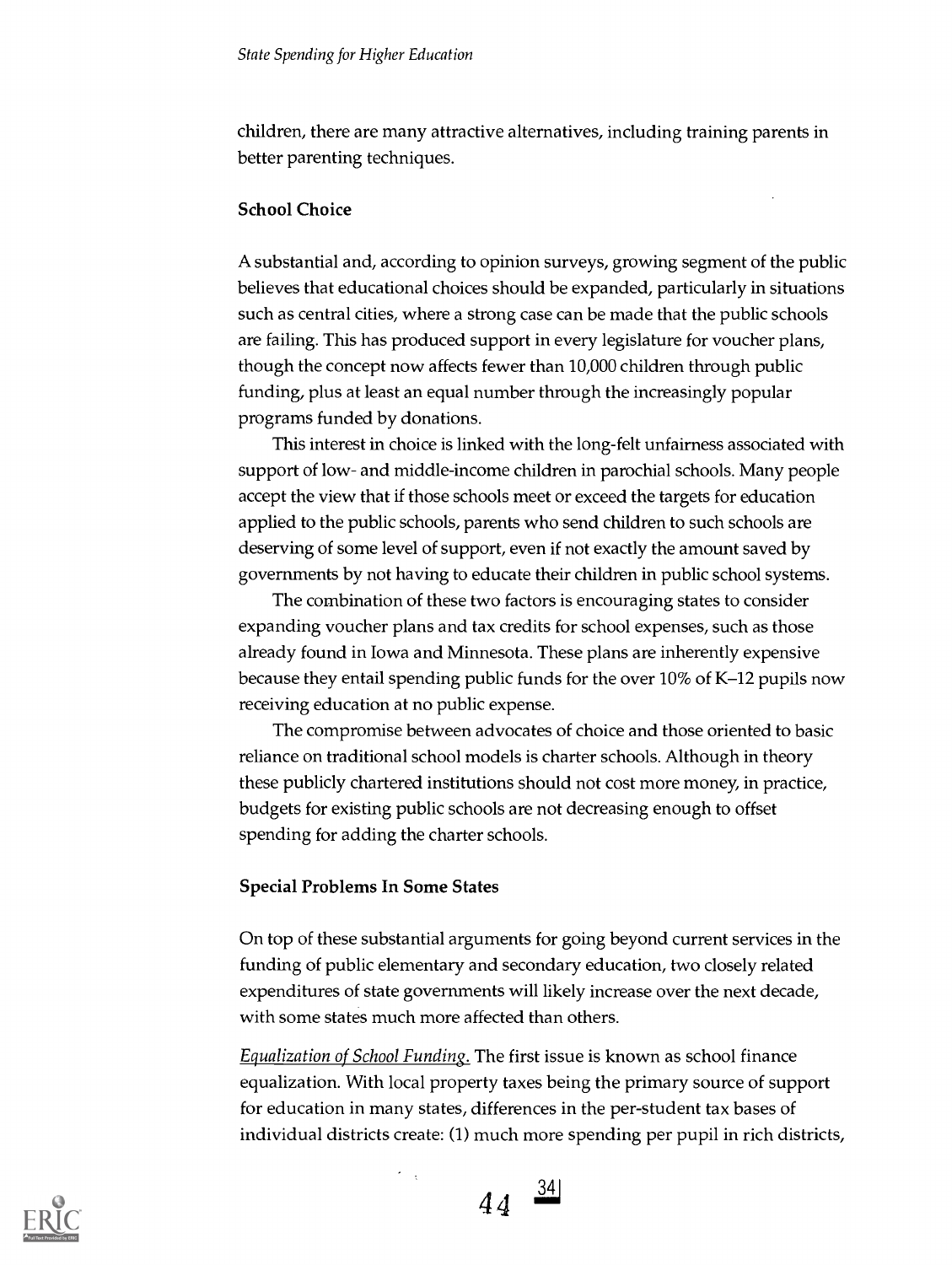children, there are many attractive alternatives, including training parents in better parenting techniques.

### School Choice

A substantial and, according to opinion surveys, growing segment of the public believes that educational choices should be expanded, particularly in situations such as central cities, where a strong case can be made that the public schools are failing. This has produced support in every legislature for voucher plans, though the concept now affects fewer than 10,000 children through public funding, plus at least an equal number through the increasingly popular programs funded by donations.

This interest in choice is linked with the long-felt unfairness associated with support of low- and middle-income children in parochial schools. Many people accept the view that if those schools meet or exceed the targets for education applied to the public schools, parents who send children to such schools are deserving of some level of support, even if not exactly the amount saved by governments by not having to educate their children in public school systems.

The combination of these two factors is encouraging states to consider expanding voucher plans and tax credits for school expenses, such as those already found in Iowa and Minnesota. These plans are inherently expensive because they entail spending public funds for the over 10% of K–12 pupils now receiving education at no public expense.

The compromise between advocates of choice and those oriented to basic reliance on traditional school models is charter schools. Although in theory these publicly chartered institutions should not cost more money, in practice, budgets for existing public schools are not decreasing enough to offset spending for adding the charter schools.

### Special Problems In Some States

On top of these substantial arguments for going beyond current services in the funding of public elementary and secondary education, two closely related expenditures of state governments will likely increase over the next decade, with some states much more affected than others.

*Equalization of School Funding.* The first issue is known as school finance equalization. With local property taxes being the primary source of support for education in many states, differences in the per-student tax bases of individual districts create: (1) much more spending per pupil in rich districts,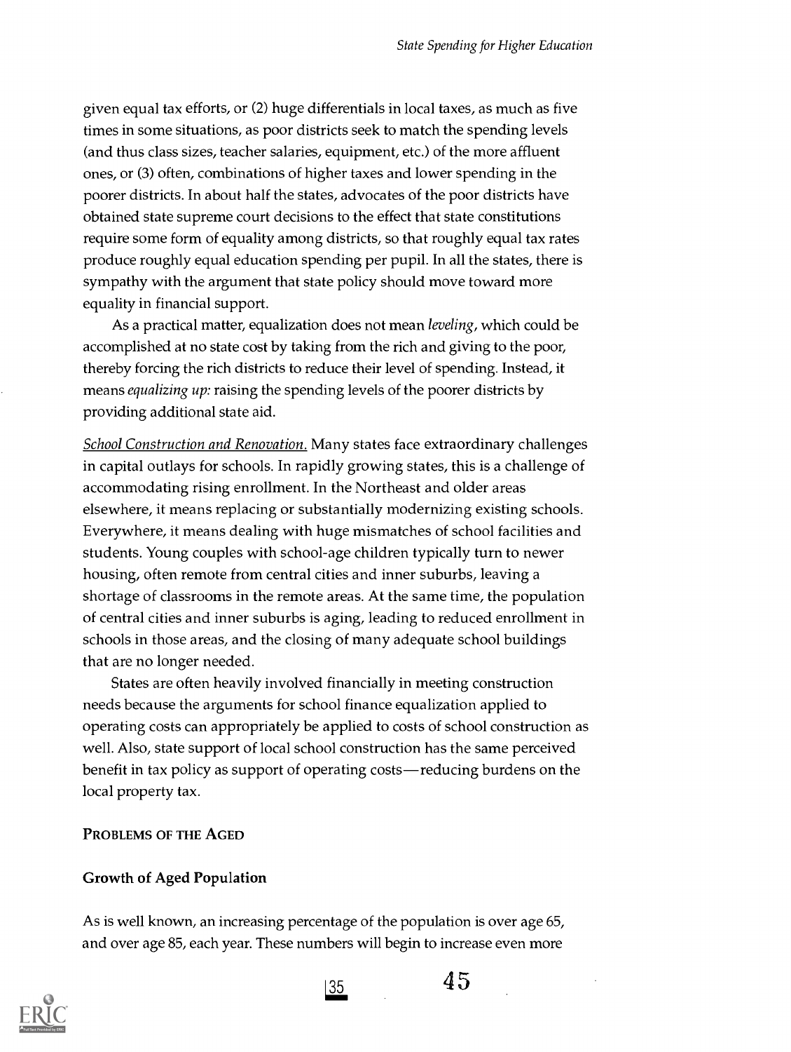given equal tax efforts, or (2) huge differentials in local taxes, as much as five times in some situations, as poor districts seek to match the spending levels (and thus class sizes, teacher salaries, equipment, etc.) of the more affluent ones, or (3) often, combinations of higher taxes and lower spending in the poorer districts. In about half the states, advocates of the poor districts have obtained state supreme court decisions to the effect that state constitutions require some form of equality among districts, so that roughly equal tax rates produce roughly equal education spending per pupil. In all the states, there is sympathy with the argument that state policy should move toward more equality in financial support.

As a practical matter, equalization does not mean *leveling*, which could be accomplished at no state cost by taking from the rich and giving to the poor, thereby forcing the rich districts to reduce their level of spending. Instead, it means *equalizing up:* raising the spending levels of the poorer districts by providing additional state aid.

*School Construction and Renovation.* Many states face extraordinary challenges in capital outlays for schools. In rapidly growing states, this is a challenge of accommodating rising enrollment. In the Northeast and older areas elsewhere, it means replacing or substantially modernizing existing schools. Everywhere, it means dealing with huge mismatches of school facilities and students. Young couples with school-age children typically turn to newer housing, often remote from central cities and inner suburbs, leaving a shortage of classrooms in the remote areas. At the same time, the population of central cities and inner suburbs is aging, leading to reduced enrollment in schools in those areas, and the closing of many adequate school buildings that are no longer needed.

States are often heavily involved financially in meeting construction needs because the arguments for school finance equalization applied to operating costs can appropriately be applied to costs of school construction as well. Also, state support of local school construction has the same perceived benefit in tax policy as support of operating costs—reducing burdens on the local property tax.

## PROBLEMS OF THE AGED

### Growth of Aged Population

As is well known, an increasing percentage of the population is over age 65, and over age 85, each year. These numbers will begin to increase even more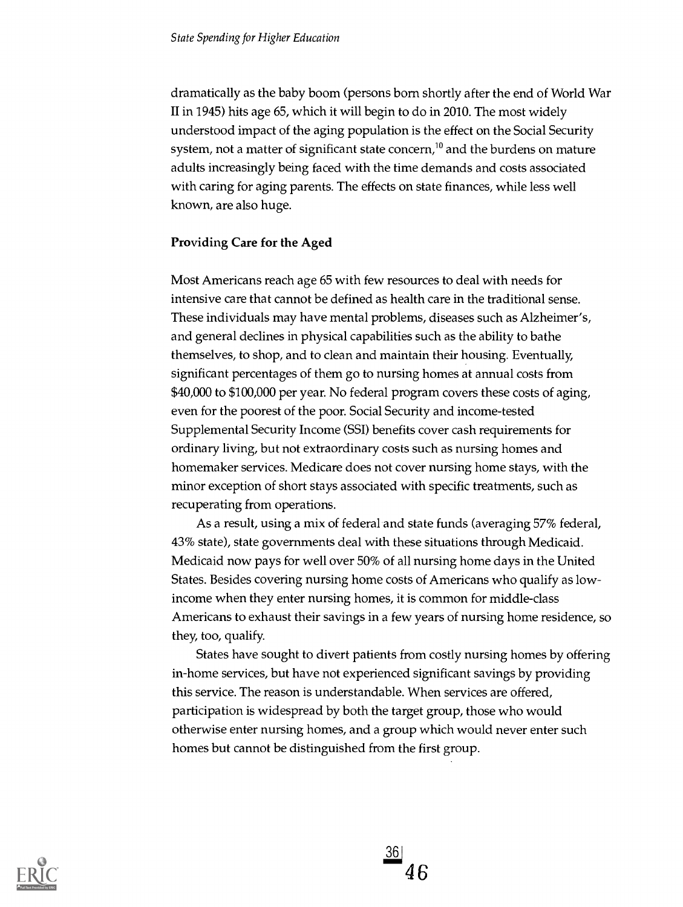dramatically as the baby boom (persons born shortly after the end of World War II in 1945) hits age 65, which it will begin to do in 2010. The most widely understood impact of the aging population is the effect on the Social Security system, not a matter of significant state concern,[10] and the burdens on mature adults increasingly being faced with the time demands and costs associated with caring for aging parents. The effects on state finances, while less well known, are also huge.

### Providing Care for the Aged

Most Americans reach age 65 with few resources to deal with needs for intensive care that cannot be defined as health care in the traditional sense. These individuals may have mental problems, diseases such as Alzheimer's, and general declines in physical capabilities such as the ability to bathe themselves, to shop, and to clean and maintain their housing. Eventually, significant percentages of them go to nursing homes at annual costs from $40,000 to $100,000 per year. No federal program covers these costs of aging, even for the poorest of the poor. Social Security and income-tested Supplemental Security Income (SSI) benefits cover cash requirements for ordinary living, but not extraordinary costs such as nursing homes and homemaker services. Medicare does not cover nursing home stays, with the minor exception of short stays associated with specific treatments, such as recuperating from operations.

As a result, using a mix of federal and state funds (averaging 57% federal, 43% state), state governments deal with these situations through Medicaid. Medicaid now pays for well over 50% of all nursing home days in the United States. Besides covering nursing home costs of Americans who qualify as low-income when they enter nursing homes, it is common for middle-class Americans to exhaust their savings in a few years of nursing home residence, so they, too, qualify.

States have sought to divert patients from costly nursing homes by offering in-home services, but have not experienced significant savings by providing this service. The reason is understandable. When services are offered, participation is widespread by both the target group, those who would otherwise enter nursing homes, and a group which would never enter such homes but cannot be distinguished from the first group.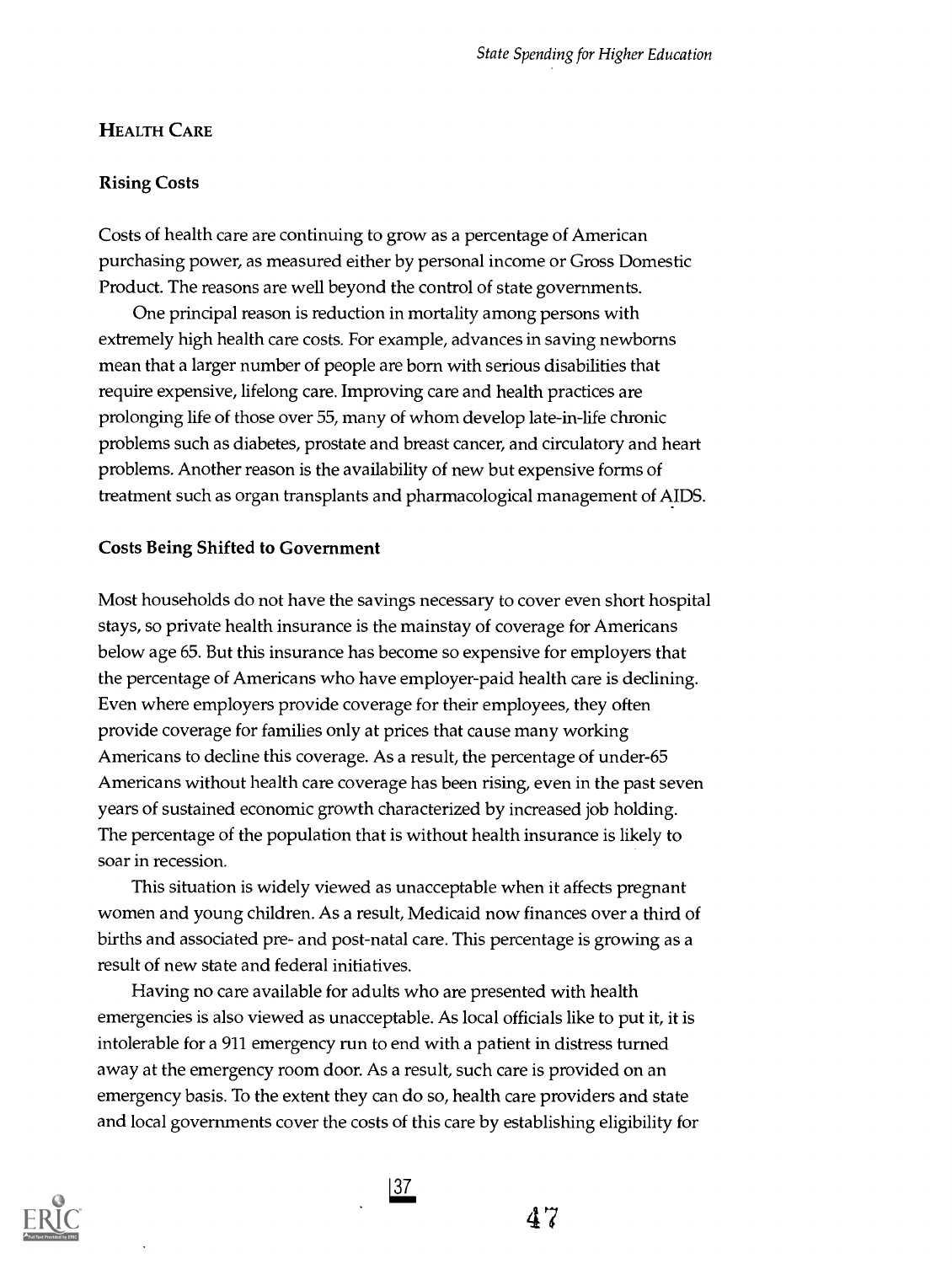## Health Care

### Rising Costs

Costs of health care are continuing to grow as a percentage of American purchasing power, as measured either by personal income or Gross Domestic Product. The reasons are well beyond the control of state governments.

One principal reason is reduction in mortality among persons with extremely high health care costs. For example, advances in saving newborns mean that a larger number of people are born with serious disabilities that require expensive, lifelong care. Improving care and health practices are prolonging life of those over 55, many of whom develop late-in-life chronic problems such as diabetes, prostate and breast cancer, and circulatory and heart problems. Another reason is the availability of new but expensive forms of treatment such as organ transplants and pharmacological management of AIDS.

### Costs Being Shifted to Government

Most households do not have the savings necessary to cover even short hospital stays, so private health insurance is the mainstay of coverage for Americans below age 65. But this insurance has become so expensive for employers that the percentage of Americans who have employer-paid health care is declining. Even where employers provide coverage for their employees, they often provide coverage for families only at prices that cause many working Americans to decline this coverage. As a result, the percentage of under-65 Americans without health care coverage has been rising, even in the past seven years of sustained economic growth characterized by increased job holding. The percentage of the population that is without health insurance is likely to soar in recession.

This situation is widely viewed as unacceptable when it affects pregnant women and young children. As a result, Medicaid now finances over a third of births and associated pre- and post-natal care. This percentage is growing as a result of new state and federal initiatives.

Having no care available for adults who are presented with health emergencies is also viewed as unacceptable. As local officials like to put it, it is intolerable for a 911 emergency run to end with a patient in distress turned away at the emergency room door. As a result, such care is provided on an emergency basis. To the extent they can do so, health care providers and state and local governments cover the costs of this care by establishing eligibility for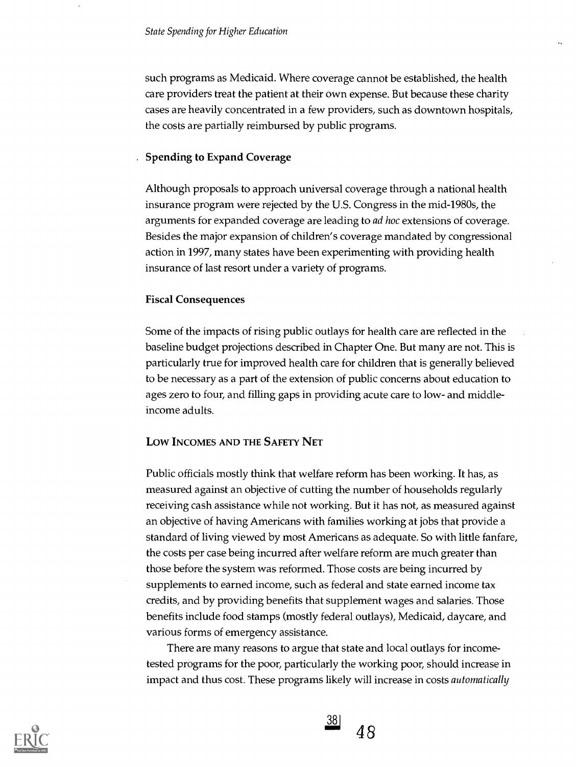such programs as Medicaid. Where coverage cannot be established, the health care providers treat the patient at their own expense. But because these charity cases are heavily concentrated in a few providers, such as downtown hospitals, the costs are partially reimbursed by public programs.

### Spending to Expand Coverage

Although proposals to approach universal coverage through a national health insurance program were rejected by the U.S. Congress in the mid-1980s, the arguments for expanded coverage are leading to *ad hoc* extensions of coverage. Besides the major expansion of children's coverage mandated by congressional action in 1997, many states have been experimenting with providing health insurance of last resort under a variety of programs.

### Fiscal Consequences

Some of the impacts of rising public outlays for health care are reflected in the baseline budget projections described in Chapter One. But many are not. This is particularly true for improved health care for children that is generally believed to be necessary as a part of the extension of public concerns about education to ages zero to four, and filling gaps in providing acute care to low- and middle-income adults.

## Low Incomes and the Safety Net

Public officials mostly think that welfare reform has been working. It has, as measured against an objective of cutting the number of households regularly receiving cash assistance while not working. But it has not, as measured against an objective of having Americans with families working at jobs that provide a standard of living viewed by most Americans as adequate. So with little fanfare, the costs per case being incurred after welfare reform are much greater than those before the system was reformed. Those costs are being incurred by supplements to earned income, such as federal and state earned income tax credits, and by providing benefits that supplement wages and salaries. Those benefits include food stamps (mostly federal outlays), Medicaid, daycare, and various forms of emergency assistance.

There are many reasons to argue that state and local outlays for income-tested programs for the poor, particularly the working poor, should increase in impact and thus cost. These programs likely will increase in costs *automatically*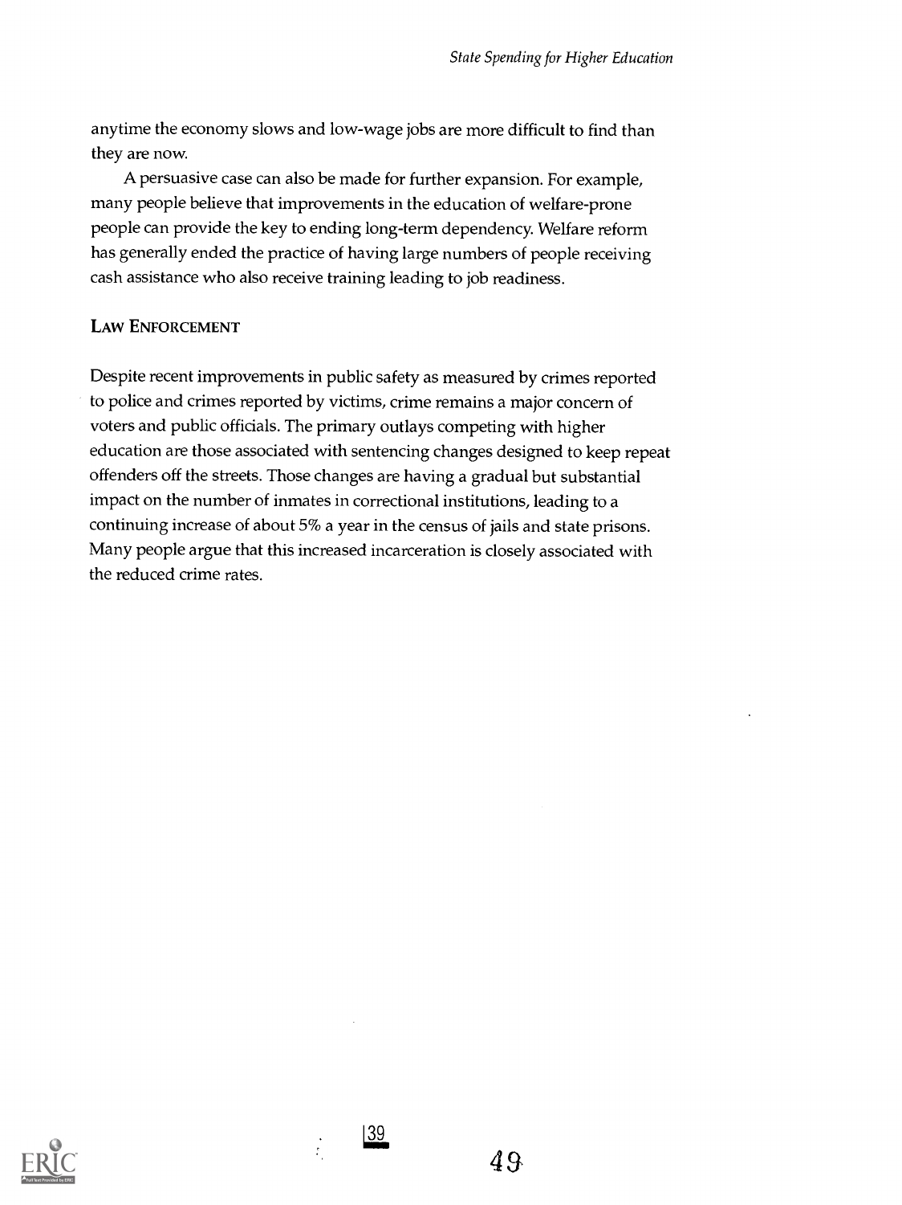anytime the economy slows and low-wage jobs are more difficult to find than they are now.

A persuasive case can also be made for further expansion. For example, many people believe that improvements in the education of welfare-prone people can provide the key to ending long-term dependency. Welfare reform has generally ended the practice of having large numbers of people receiving cash assistance who also receive training leading to job readiness.

### Law Enforcement

Despite recent improvements in public safety as measured by crimes reported to police and crimes reported by victims, crime remains a major concern of voters and public officials. The primary outlays competing with higher education are those associated with sentencing changes designed to keep repeat offenders off the streets. Those changes are having a gradual but substantial impact on the number of inmates in correctional institutions, leading to a continuing increase of about 5% a year in the census of jails and state prisons. Many people argue that this increased incarceration is closely associated with the reduced crime rates.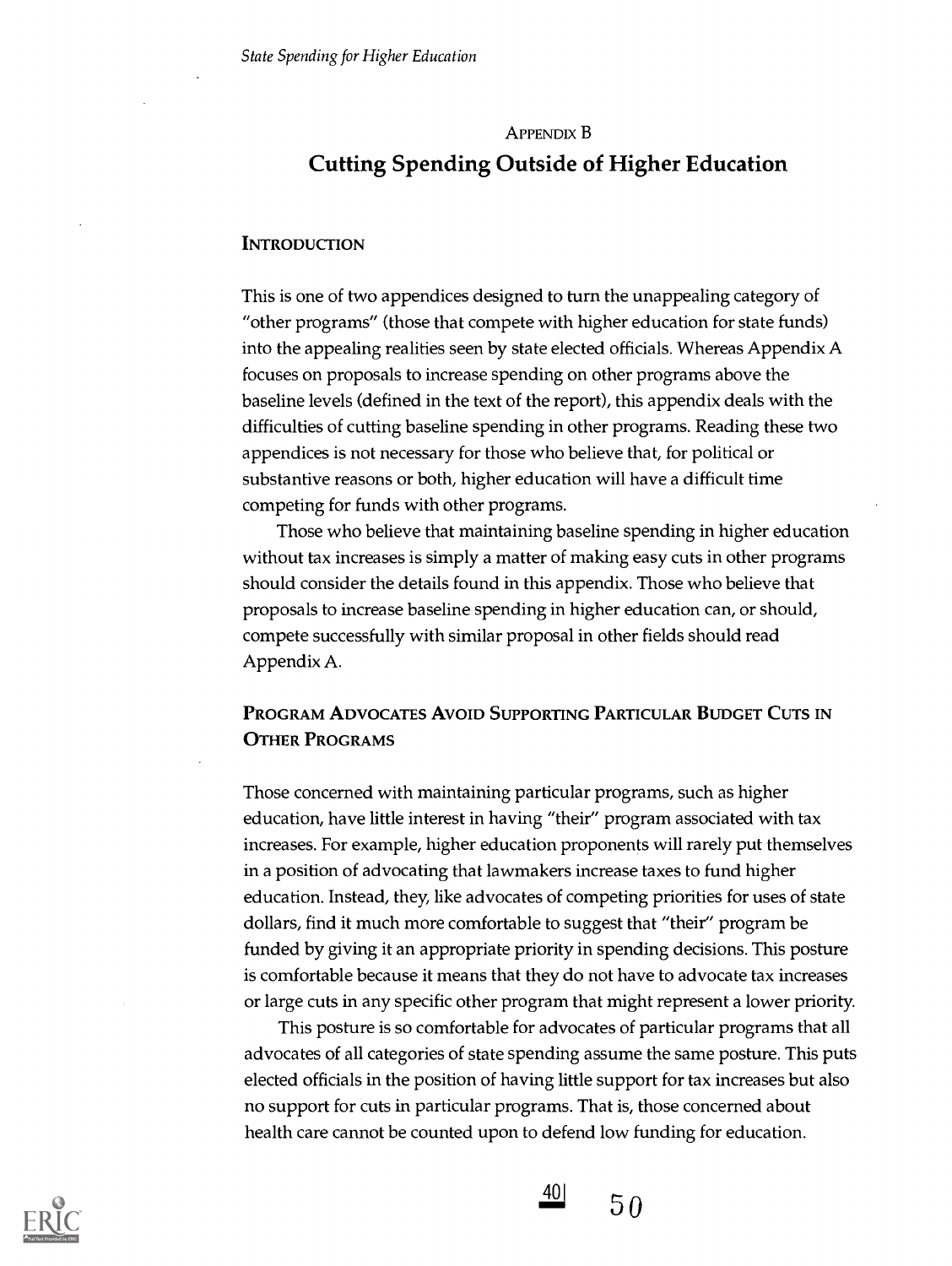## Appendix B

# Cutting Spending Outside of Higher Education

### Introduction

This is one of two appendices designed to turn the unappealing category of "other programs" (those that compete with higher education for state funds) into the appealing realities seen by state elected officials. Whereas Appendix A focuses on proposals to increase spending on other programs above the baseline levels (defined in the text of the report), this appendix deals with the difficulties of cutting baseline spending in other programs. Reading these two appendices is not necessary for those who believe that, for political or substantive reasons or both, higher education will have a difficult time competing for funds with other programs.

Those who believe that maintaining baseline spending in higher education without tax increases is simply a matter of making easy cuts in other programs should consider the details found in this appendix. Those who believe that proposals to increase baseline spending in higher education can, or should, compete successfully with similar proposal in other fields should read Appendix A.

### Program Advocates Avoid Supporting Particular Budget Cuts in Other Programs

Those concerned with maintaining particular programs, such as higher education, have little interest in having "their" program associated with tax increases. For example, higher education proponents will rarely put themselves in a position of advocating that lawmakers increase taxes to fund higher education. Instead, they, like advocates of competing priorities for uses of state dollars, find it much more comfortable to suggest that "their" program be funded by giving it an appropriate priority in spending decisions. This posture is comfortable because it means that they do not have to advocate tax increases or large cuts in any specific other program that might represent a lower priority.

This posture is so comfortable for advocates of particular programs that all advocates of all categories of state spending assume the same posture. This puts elected officials in the position of having little support for tax increases but also no support for cuts in particular programs. That is, those concerned about health care cannot be counted upon to defend low funding for education.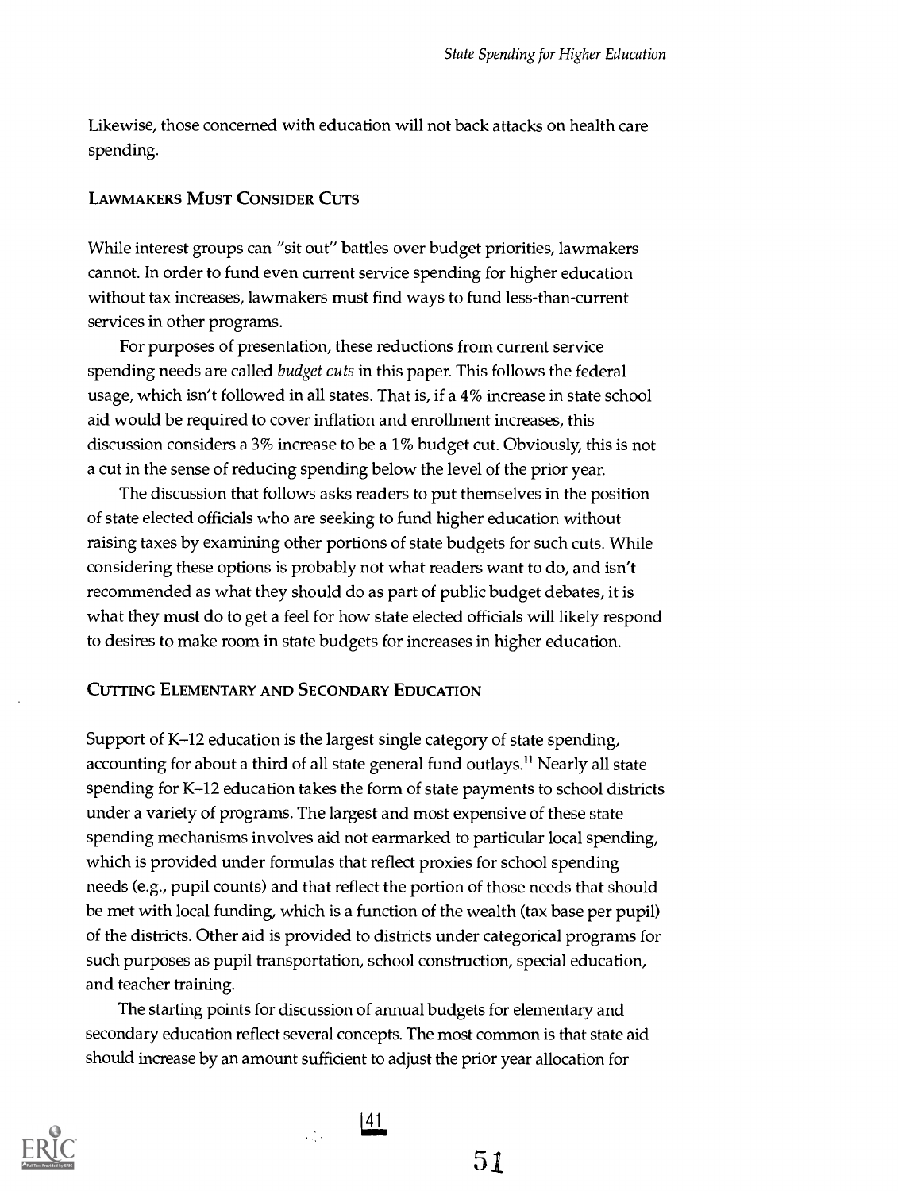Likewise, those concerned with education will not back attacks on health care spending.

### Lawmakers Must Consider Cuts

While interest groups can "sit out" battles over budget priorities, lawmakers cannot. In order to fund even current service spending for higher education without tax increases, lawmakers must find ways to fund less-than-current services in other programs.

For purposes of presentation, these reductions from current service spending needs are called *budget cuts* in this paper. This follows the federal usage, which isn't followed in all states. That is, if a 4% increase in state school aid would be required to cover inflation and enrollment increases, this discussion considers a 3% increase to be a 1% budget cut. Obviously, this is not a cut in the sense of reducing spending below the level of the prior year.

The discussion that follows asks readers to put themselves in the position of state elected officials who are seeking to fund higher education without raising taxes by examining other portions of state budgets for such cuts. While considering these options is probably not what readers want to do, and isn't recommended as what they should do as part of public budget debates, it is what they must do to get a feel for how state elected officials will likely respond to desires to make room in state budgets for increases in higher education.

### Cutting Elementary and Secondary Education

Support of K–12 education is the largest single category of state spending, accounting for about a third of all state general fund outlays.[11] Nearly all state spending for K–12 education takes the form of state payments to school districts under a variety of programs. The largest and most expensive of these state spending mechanisms involves aid not earmarked to particular local spending, which is provided under formulas that reflect proxies for school spending needs (e.g., pupil counts) and that reflect the portion of those needs that should be met with local funding, which is a function of the wealth (tax base per pupil) of the districts. Other aid is provided to districts under categorical programs for such purposes as pupil transportation, school construction, special education, and teacher training.

The starting points for discussion of annual budgets for elementary and secondary education reflect several concepts. The most common is that state aid should increase by an amount sufficient to adjust the prior year allocation for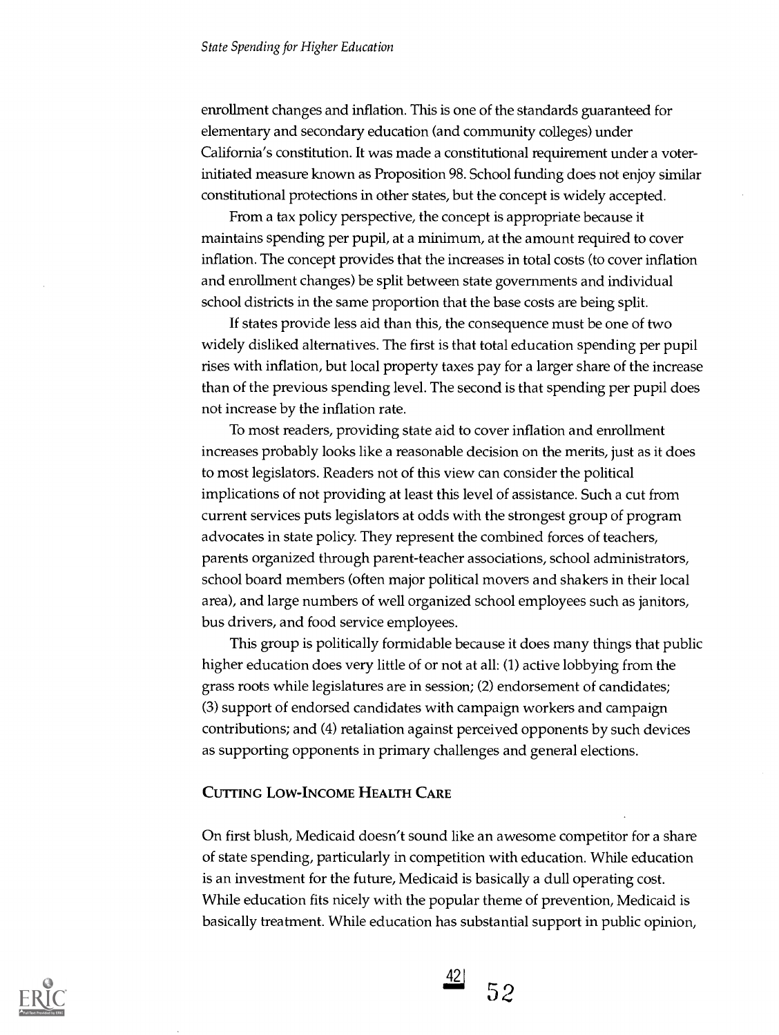enrollment changes and inflation. This is one of the standards guaranteed for elementary and secondary education (and community colleges) under California's constitution. It was made a constitutional requirement under a voter-initiated measure known as Proposition 98. School funding does not enjoy similar constitutional protections in other states, but the concept is widely accepted.

From a tax policy perspective, the concept is appropriate because it maintains spending per pupil, at a minimum, at the amount required to cover inflation. The concept provides that the increases in total costs (to cover inflation and enrollment changes) be split between state governments and individual school districts in the same proportion that the base costs are being split.

If states provide less aid than this, the consequence must be one of two widely disliked alternatives. The first is that total education spending per pupil rises with inflation, but local property taxes pay for a larger share of the increase than of the previous spending level. The second is that spending per pupil does not increase by the inflation rate.

To most readers, providing state aid to cover inflation and enrollment increases probably looks like a reasonable decision on the merits, just as it does to most legislators. Readers not of this view can consider the political implications of not providing at least this level of assistance. Such a cut from current services puts legislators at odds with the strongest group of program advocates in state policy. They represent the combined forces of teachers, parents organized through parent-teacher associations, school administrators, school board members (often major political movers and shakers in their local area), and large numbers of well organized school employees such as janitors, bus drivers, and food service employees.

This group is politically formidable because it does many things that public higher education does very little of or not at all: (1) active lobbying from the grass roots while legislatures are in session; (2) endorsement of candidates; (3) support of endorsed candidates with campaign workers and campaign contributions; and (4) retaliation against perceived opponents by such devices as supporting opponents in primary challenges and general elections.

### Cutting Low-Income Health Care

On first blush, Medicaid doesn't sound like an awesome competitor for a share of state spending, particularly in competition with education. While education is an investment for the future, Medicaid is basically a dull operating cost. While education fits nicely with the popular theme of prevention, Medicaid is basically treatment. While education has substantial support in public opinion,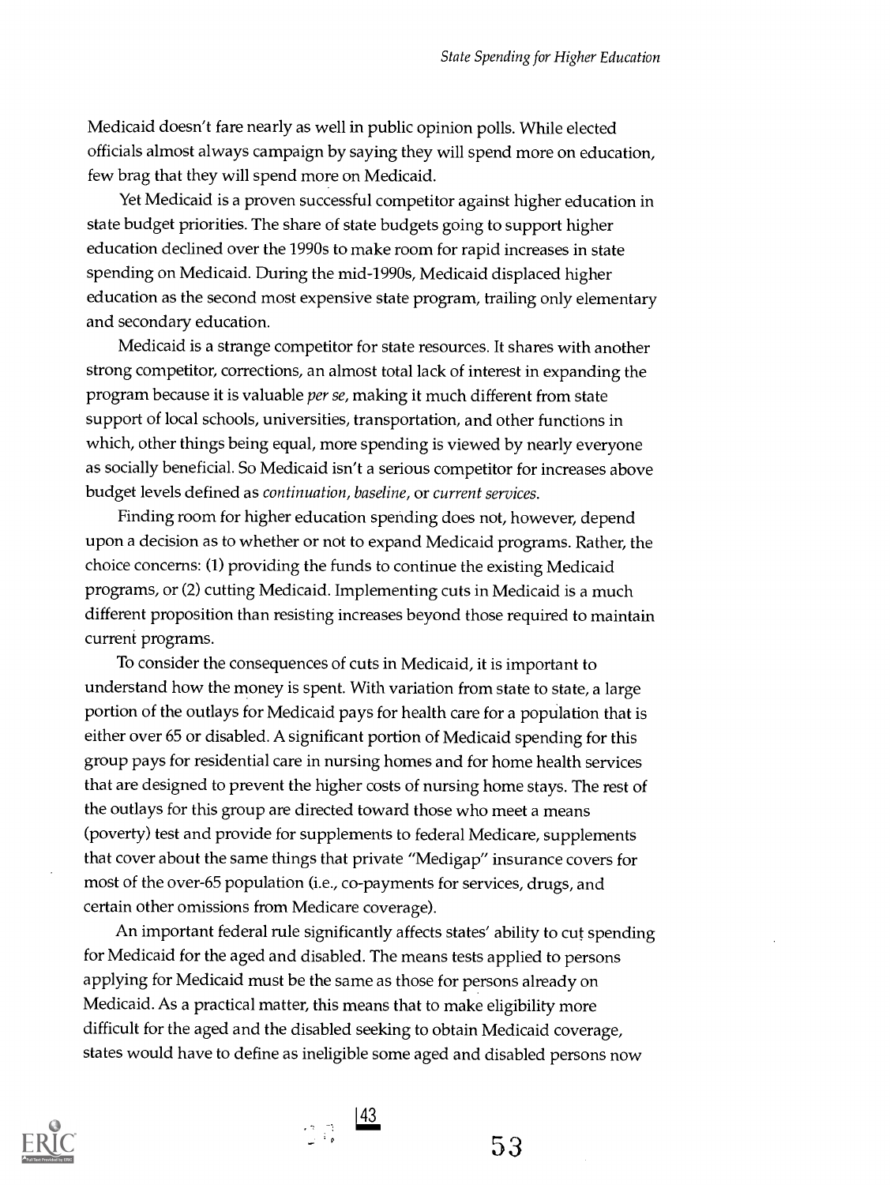Medicaid doesn't fare nearly as well in public opinion polls. While elected officials almost always campaign by saying they will spend more on education, few brag that they will spend more on Medicaid.

Yet Medicaid is a proven successful competitor against higher education in state budget priorities. The share of state budgets going to support higher education declined over the 1990s to make room for rapid increases in state spending on Medicaid. During the mid-1990s, Medicaid displaced higher education as the second most expensive state program, trailing only elementary and secondary education.

Medicaid is a strange competitor for state resources. It shares with another strong competitor, corrections, an almost total lack of interest in expanding the program because it is valuable *per se*, making it much different from state support of local schools, universities, transportation, and other functions in which, other things being equal, more spending is viewed by nearly everyone as socially beneficial. So Medicaid isn't a serious competitor for increases above budget levels defined as *continuation*, *baseline*, or *current services*.

Finding room for higher education spending does not, however, depend upon a decision as to whether or not to expand Medicaid programs. Rather, the choice concerns: (1) providing the funds to continue the existing Medicaid programs, or (2) cutting Medicaid. Implementing cuts in Medicaid is a much different proposition than resisting increases beyond those required to maintain current programs.

To consider the consequences of cuts in Medicaid, it is important to understand how the money is spent. With variation from state to state, a large portion of the outlays for Medicaid pays for health care for a population that is either over 65 or disabled. A significant portion of Medicaid spending for this group pays for residential care in nursing homes and for home health services that are designed to prevent the higher costs of nursing home stays. The rest of the outlays for this group are directed toward those who meet a means (poverty) test and provide for supplements to federal Medicare, supplements that cover about the same things that private "Medigap" insurance covers for most of the over-65 population (i.e., co-payments for services, drugs, and certain other omissions from Medicare coverage).

An important federal rule significantly affects states' ability to cut spending for Medicaid for the aged and disabled. The means tests applied to persons applying for Medicaid must be the same as those for persons already on Medicaid. As a practical matter, this means that to make eligibility more difficult for the aged and the disabled seeking to obtain Medicaid coverage, states would have to define as ineligible some aged and disabled persons now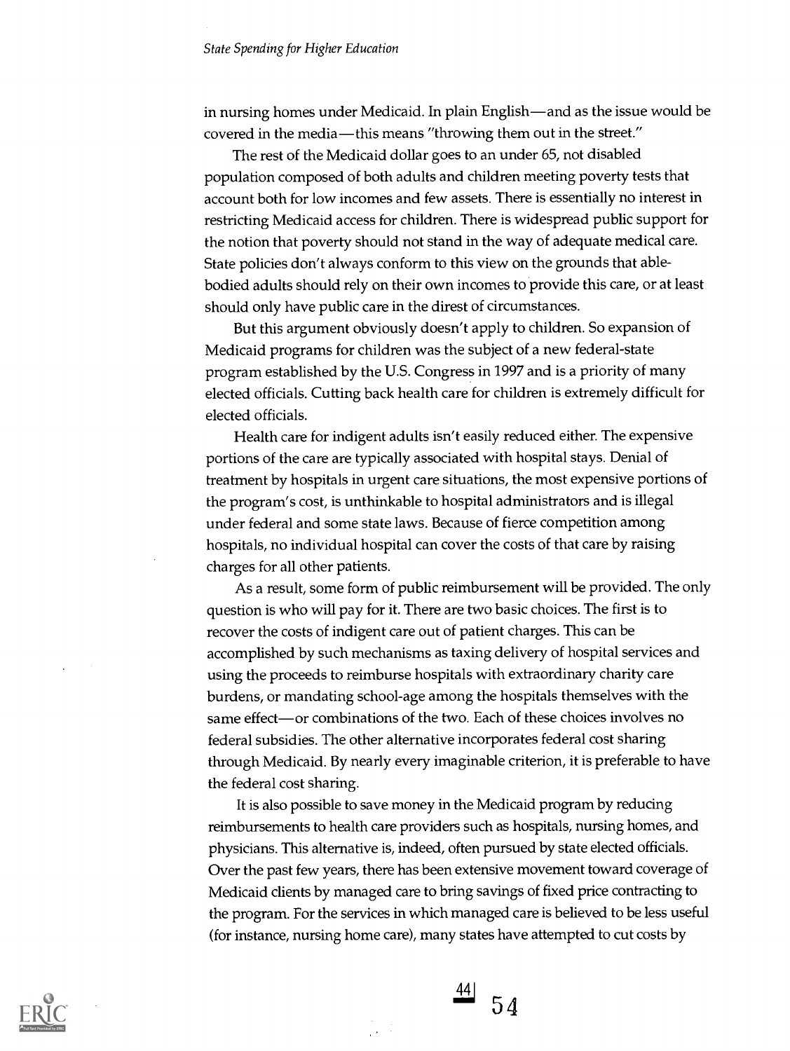in nursing homes under Medicaid. In plain English—and as the issue would be covered in the media—this means "throwing them out in the street."

The rest of the Medicaid dollar goes to an under 65, not disabled population composed of both adults and children meeting poverty tests that account both for low incomes and few assets. There is essentially no interest in restricting Medicaid access for children. There is widespread public support for the notion that poverty should not stand in the way of adequate medical care. State policies don't always conform to this view on the grounds that able-bodied adults should rely on their own incomes to provide this care, or at least should only have public care in the direst of circumstances.

But this argument obviously doesn't apply to children. So expansion of Medicaid programs for children was the subject of a new federal-state program established by the U.S. Congress in 1997 and is a priority of many elected officials. Cutting back health care for children is extremely difficult for elected officials.

Health care for indigent adults isn't easily reduced either. The expensive portions of the care are typically associated with hospital stays. Denial of treatment by hospitals in urgent care situations, the most expensive portions of the program's cost, is unthinkable to hospital administrators and is illegal under federal and some state laws. Because of fierce competition among hospitals, no individual hospital can cover the costs of that care by raising charges for all other patients.

As a result, some form of public reimbursement will be provided. The only question is who will pay for it. There are two basic choices. The first is to recover the costs of indigent care out of patient charges. This can be accomplished by such mechanisms as taxing delivery of hospital services and using the proceeds to reimburse hospitals with extraordinary charity care burdens, or mandating school-age among the hospitals themselves with the same effect—or combinations of the two. Each of these choices involves no federal subsidies. The other alternative incorporates federal cost sharing through Medicaid. By nearly every imaginable criterion, it is preferable to have the federal cost sharing.

It is also possible to save money in the Medicaid program by reducing reimbursements to health care providers such as hospitals, nursing homes, and physicians. This alternative is, indeed, often pursued by state elected officials. Over the past few years, there has been extensive movement toward coverage of Medicaid clients by managed care to bring savings of fixed price contracting to the program. For the services in which managed care is believed to be less useful (for instance, nursing home care), many states have attempted to cut costs by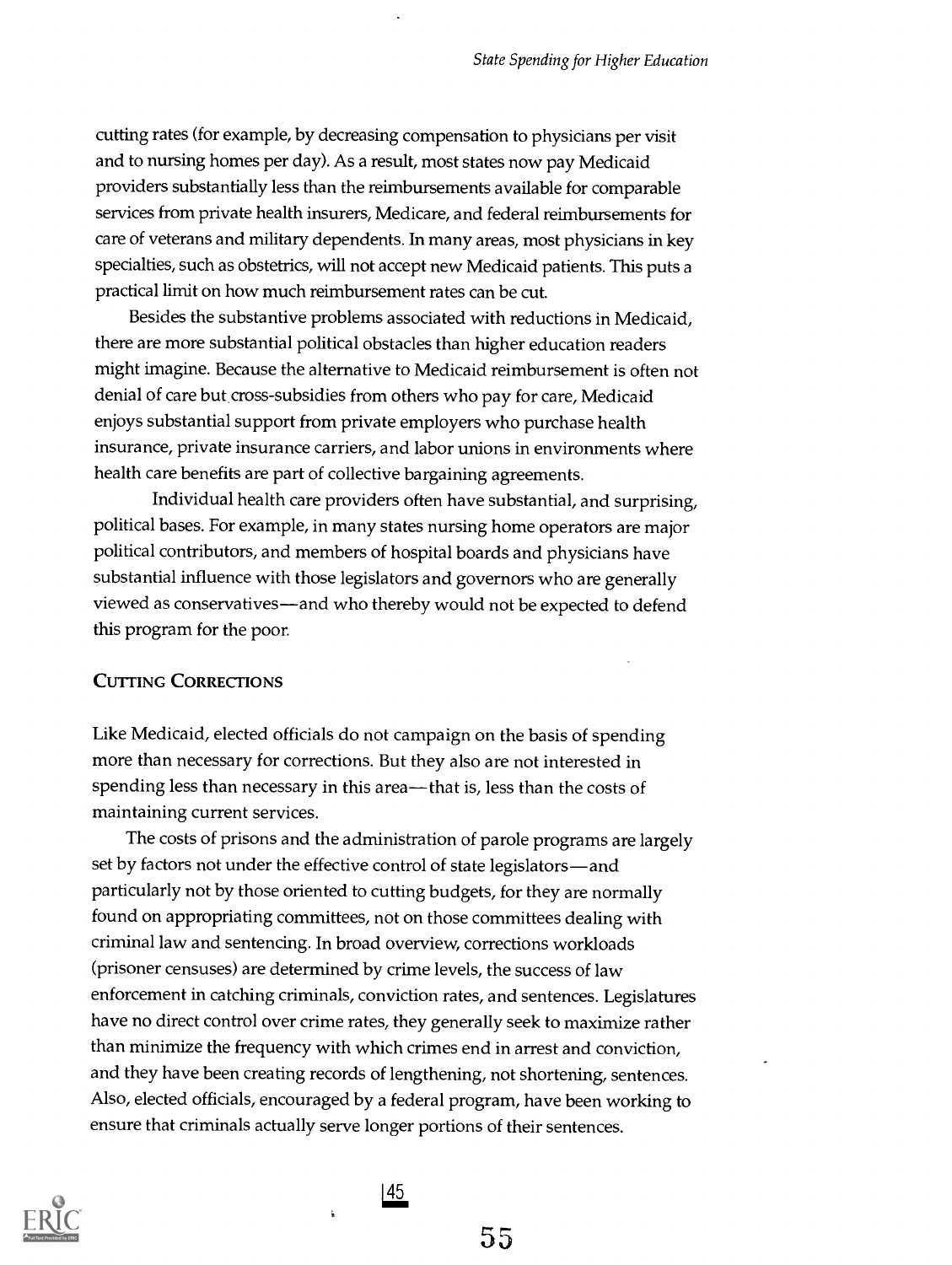cutting rates (for example, by decreasing compensation to physicians per visit and to nursing homes per day). As a result, most states now pay Medicaid providers substantially less than the reimbursements available for comparable services from private health insurers, Medicare, and federal reimbursements for care of veterans and military dependents. In many areas, most physicians in key specialties, such as obstetrics, will not accept new Medicaid patients. This puts a practical limit on how much reimbursement rates can be cut.

Besides the substantive problems associated with reductions in Medicaid, there are more substantial political obstacles than higher education readers might imagine. Because the alternative to Medicaid reimbursement is often not denial of care but cross-subsidies from others who pay for care, Medicaid enjoys substantial support from private employers who purchase health insurance, private insurance carriers, and labor unions in environments where health care benefits are part of collective bargaining agreements.

Individual health care providers often have substantial, and surprising, political bases. For example, in many states nursing home operators are major political contributors, and members of hospital boards and physicians have substantial influence with those legislators and governors who are generally viewed as conservatives—and who thereby would not be expected to defend this program for the poor.

### Cutting Corrections

Like Medicaid, elected officials do not campaign on the basis of spending more than necessary for corrections. But they also are not interested in spending less than necessary in this area—that is, less than the costs of maintaining current services.

The costs of prisons and the administration of parole programs are largely set by factors not under the effective control of state legislators—and particularly not by those oriented to cutting budgets, for they are normally found on appropriating committees, not on those committees dealing with criminal law and sentencing. In broad overview, corrections workloads (prisoner censuses) are determined by crime levels, the success of law enforcement in catching criminals, conviction rates, and sentences. Legislatures have no direct control over crime rates, they generally seek to maximize rather than minimize the frequency with which crimes end in arrest and conviction, and they have been creating records of lengthening, not shortening, sentences. Also, elected officials, encouraged by a federal program, have been working to ensure that criminals actually serve longer portions of their sentences.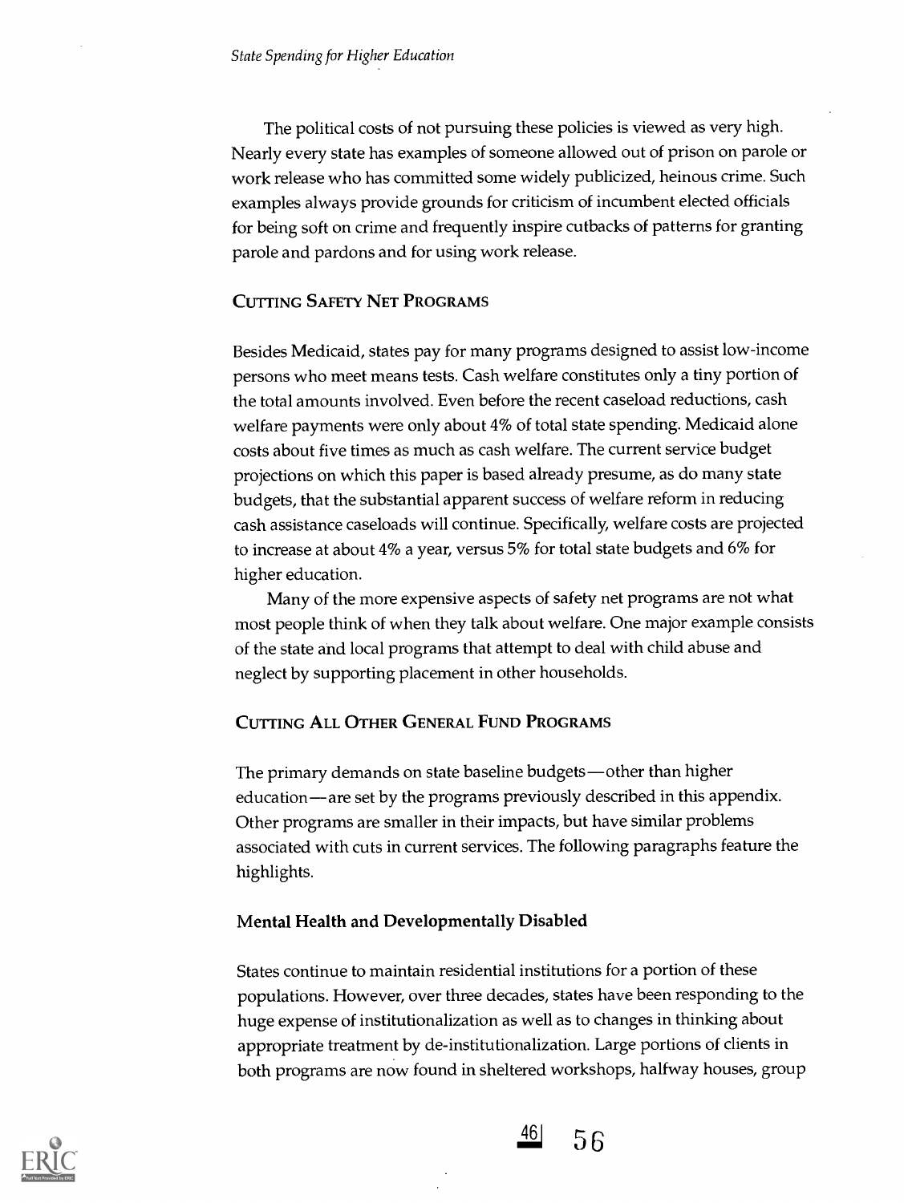The political costs of not pursuing these policies is viewed as very high. Nearly every state has examples of someone allowed out of prison on parole or work release who has committed some widely publicized, heinous crime. Such examples always provide grounds for criticism of incumbent elected officials for being soft on crime and frequently inspire cutbacks of patterns for granting parole and pardons and for using work release.

## CUTTING SAFETY NET PROGRAMS

Besides Medicaid, states pay for many programs designed to assist low-income persons who meet means tests. Cash welfare constitutes only a tiny portion of the total amounts involved. Even before the recent caseload reductions, cash welfare payments were only about 4% of total state spending. Medicaid alone costs about five times as much as cash welfare. The current service budget projections on which this paper is based already presume, as do many state budgets, that the substantial apparent success of welfare reform in reducing cash assistance caseloads will continue. Specifically, welfare costs are projected to increase at about 4% a year, versus 5% for total state budgets and 6% for higher education.

Many of the more expensive aspects of safety net programs are not what most people think of when they talk about welfare. One major example consists of the state and local programs that attempt to deal with child abuse and neglect by supporting placement in other households.

## CUTTING ALL OTHER GENERAL FUND PROGRAMS

The primary demands on state baseline budgets—other than higher education—are set by the programs previously described in this appendix. Other programs are smaller in their impacts, but have similar problems associated with cuts in current services. The following paragraphs feature the highlights.

### Mental Health and Developmentally Disabled

States continue to maintain residential institutions for a portion of these populations. However, over three decades, states have been responding to the huge expense of institutionalization as well as to changes in thinking about appropriate treatment by de-institutionalization. Large portions of clients in both programs are now found in sheltered workshops, halfway houses, group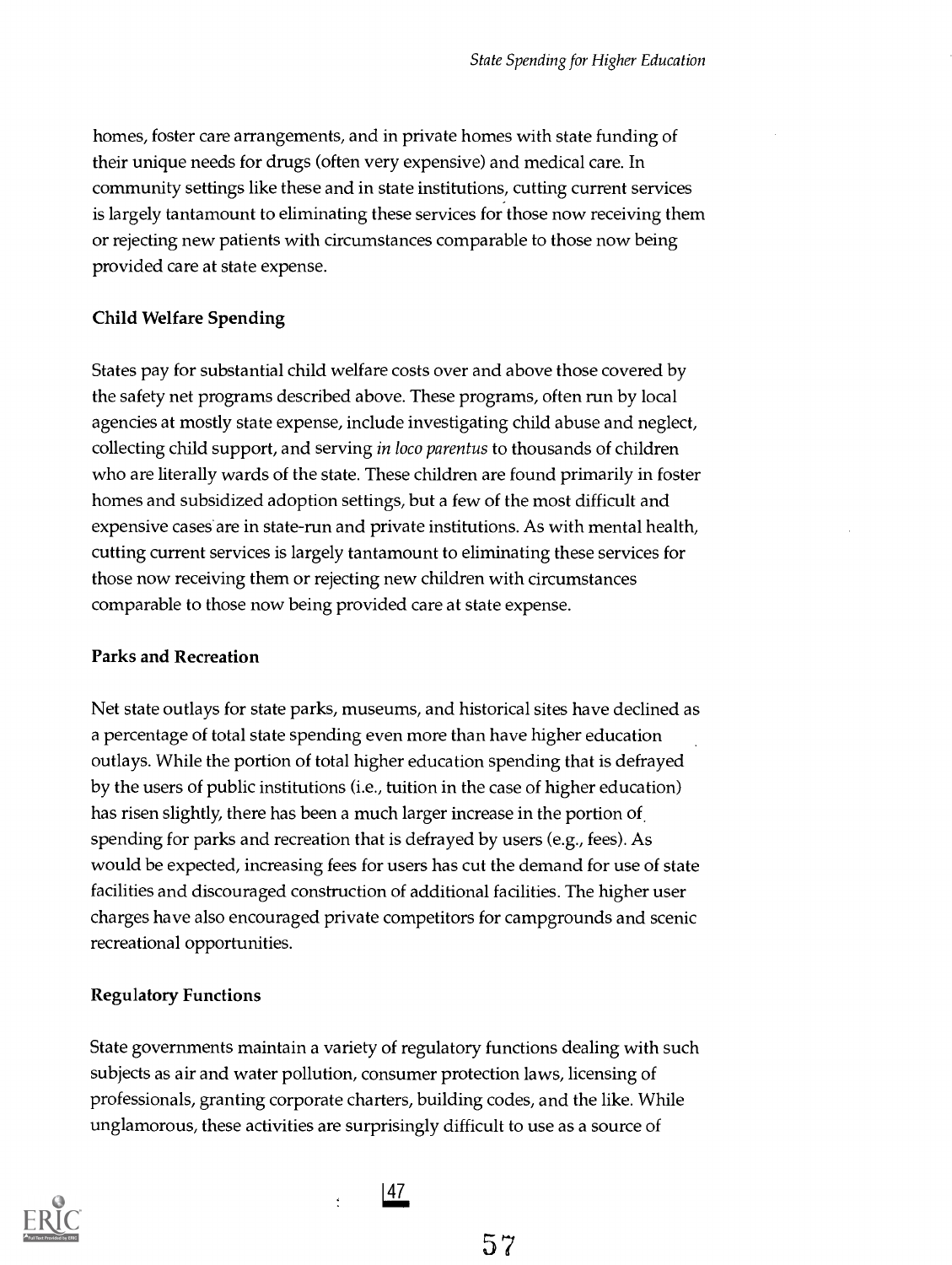homes, foster care arrangements, and in private homes with state funding of their unique needs for drugs (often very expensive) and medical care. In community settings like these and in state institutions, cutting current services is largely tantamount to eliminating these services for those now receiving them or rejecting new patients with circumstances comparable to those now being provided care at state expense.

### Child Welfare Spending

States pay for substantial child welfare costs over and above those covered by the safety net programs described above. These programs, often run by local agencies at mostly state expense, include investigating child abuse and neglect, collecting child support, and serving *in loco parentus* to thousands of children who are literally wards of the state. These children are found primarily in foster homes and subsidized adoption settings, but a few of the most difficult and expensive cases are in state-run and private institutions. As with mental health, cutting current services is largely tantamount to eliminating these services for those now receiving them or rejecting new children with circumstances comparable to those now being provided care at state expense.

### Parks and Recreation

Net state outlays for state parks, museums, and historical sites have declined as a percentage of total state spending even more than have higher education outlays. While the portion of total higher education spending that is defrayed by the users of public institutions (i.e., tuition in the case of higher education) has risen slightly, there has been a much larger increase in the portion of spending for parks and recreation that is defrayed by users (e.g., fees). As would be expected, increasing fees for users has cut the demand for use of state facilities and discouraged construction of additional facilities. The higher user charges have also encouraged private competitors for campgrounds and scenic recreational opportunities.

### Regulatory Functions

State governments maintain a variety of regulatory functions dealing with such subjects as air and water pollution, consumer protection laws, licensing of professionals, granting corporate charters, building codes, and the like. While unglamorous, these activities are surprisingly difficult to use as a source of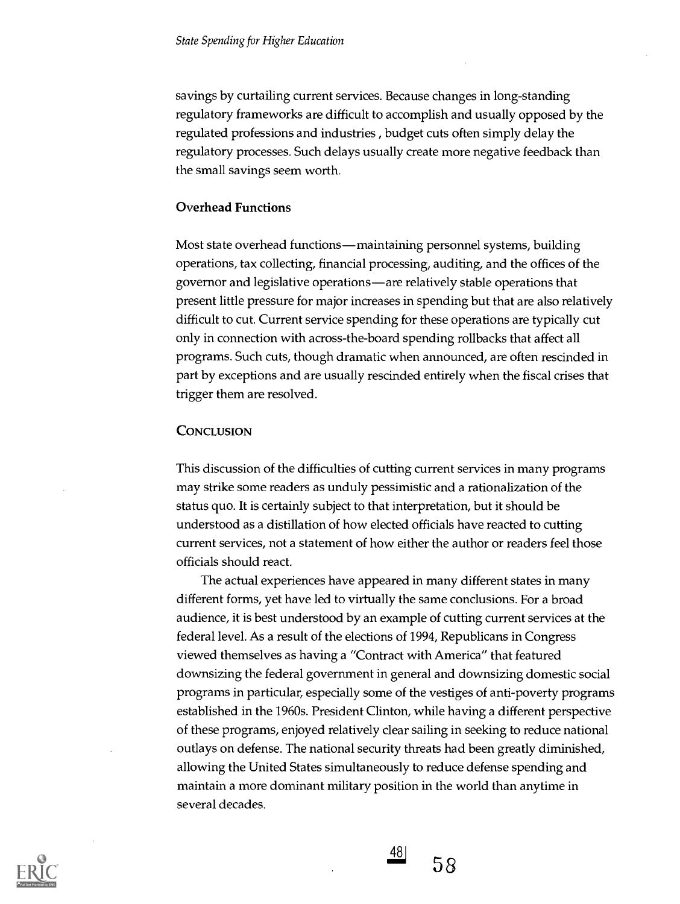savings by curtailing current services. Because changes in long-standing regulatory frameworks are difficult to accomplish and usually opposed by the regulated professions and industries , budget cuts often simply delay the regulatory processes. Such delays usually create more negative feedback than the small savings seem worth.

### Overhead Functions

Most state overhead functions—maintaining personnel systems, building operations, tax collecting, financial processing, auditing, and the offices of the governor and legislative operations—are relatively stable operations that present little pressure for major increases in spending but that are also relatively difficult to cut. Current service spending for these operations are typically cut only in connection with across-the-board spending rollbacks that affect all programs. Such cuts, though dramatic when announced, are often rescinded in part by exceptions and are usually rescinded entirely when the fiscal crises that trigger them are resolved.

## Conclusion

This discussion of the difficulties of cutting current services in many programs may strike some readers as unduly pessimistic and a rationalization of the status quo. It is certainly subject to that interpretation, but it should be understood as a distillation of how elected officials have reacted to cutting current services, not a statement of how either the author or readers feel those officials should react.

The actual experiences have appeared in many different states in many different forms, yet have led to virtually the same conclusions. For a broad audience, it is best understood by an example of cutting current services at the federal level. As a result of the elections of 1994, Republicans in Congress viewed themselves as having a "Contract with America" that featured downsizing the federal government in general and downsizing domestic social programs in particular, especially some of the vestiges of anti-poverty programs established in the 1960s. President Clinton, while having a different perspective of these programs, enjoyed relatively clear sailing in seeking to reduce national outlays on defense. The national security threats had been greatly diminished, allowing the United States simultaneously to reduce defense spending and maintain a more dominant military position in the world than anytime in several decades.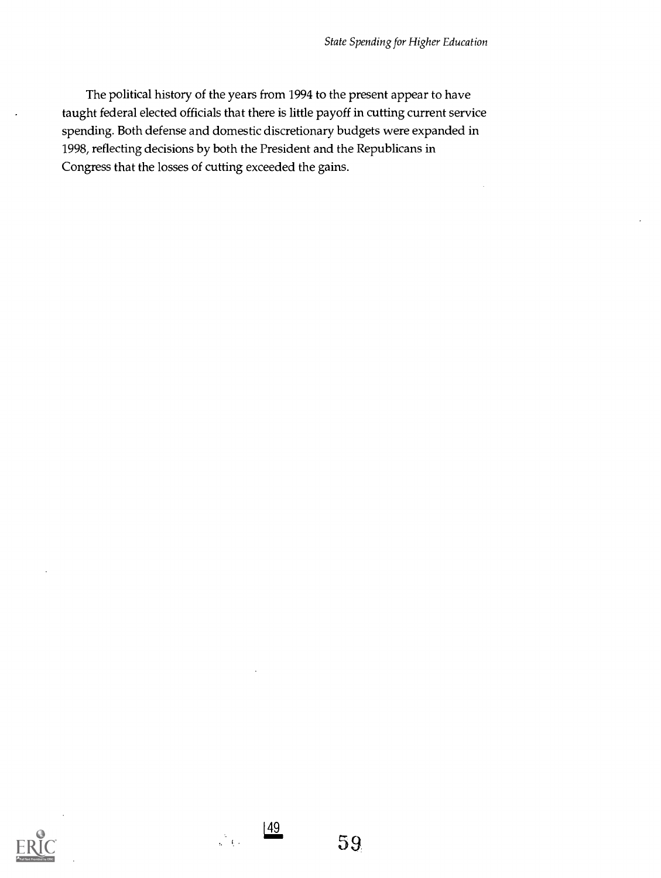The political history of the years from 1994 to the present appear to have taught federal elected officials that there is little payoff in cutting current service spending. Both defense and domestic discretionary budgets were expanded in 1998, reflecting decisions by both the President and the Republicans in Congress that the losses of cutting exceeded the gains.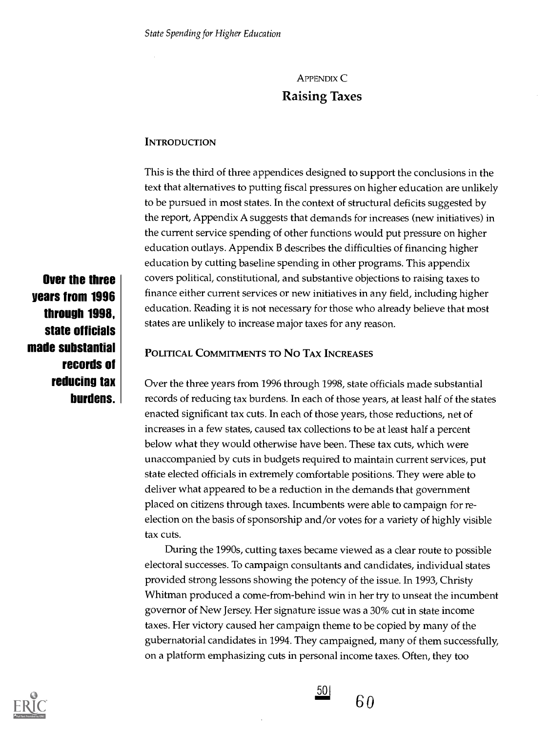## Appendix C
# Raising Taxes

### Introduction

This is the third of three appendices designed to support the conclusions in the text that alternatives to putting fiscal pressures on higher education are unlikely to be pursued in most states. In the context of structural deficits suggested by the report, Appendix A suggests that demands for increases (new initiatives) in the current service spending of other functions would put pressure on higher education outlays. Appendix B describes the difficulties of financing higher education by cutting baseline spending in other programs. This appendix covers political, constitutional, and substantive objections to raising taxes to finance either current services or new initiatives in any field, including higher education. Reading it is not necessary for those who already believe that most states are unlikely to increase major taxes for any reason.

**Over the three years from 1996 through 1998, state officials made substantial records of reducing tax burdens.**

### Political Commitments to No Tax Increases

Over the three years from 1996 through 1998, state officials made substantial records of reducing tax burdens. In each of those years, at least half of the states enacted significant tax cuts. In each of those years, those reductions, net of increases in a few states, caused tax collections to be at least half a percent below what they would otherwise have been. These tax cuts, which were unaccompanied by cuts in budgets required to maintain current services, put state elected officials in extremely comfortable positions. They were able to deliver what appeared to be a reduction in the demands that government placed on citizens through taxes. Incumbents were able to campaign for re-election on the basis of sponsorship and/or votes for a variety of highly visible tax cuts.

During the 1990s, cutting taxes became viewed as a clear route to possible electoral successes. To campaign consultants and candidates, individual states provided strong lessons showing the potency of the issue. In 1993, Christy Whitman produced a come-from-behind win in her try to unseat the incumbent governor of New Jersey. Her signature issue was a 30% cut in state income taxes. Her victory caused her campaign theme to be copied by many of the gubernatorial candidates in 1994. They campaigned, many of them successfully, on a platform emphasizing cuts in personal income taxes. Often, they too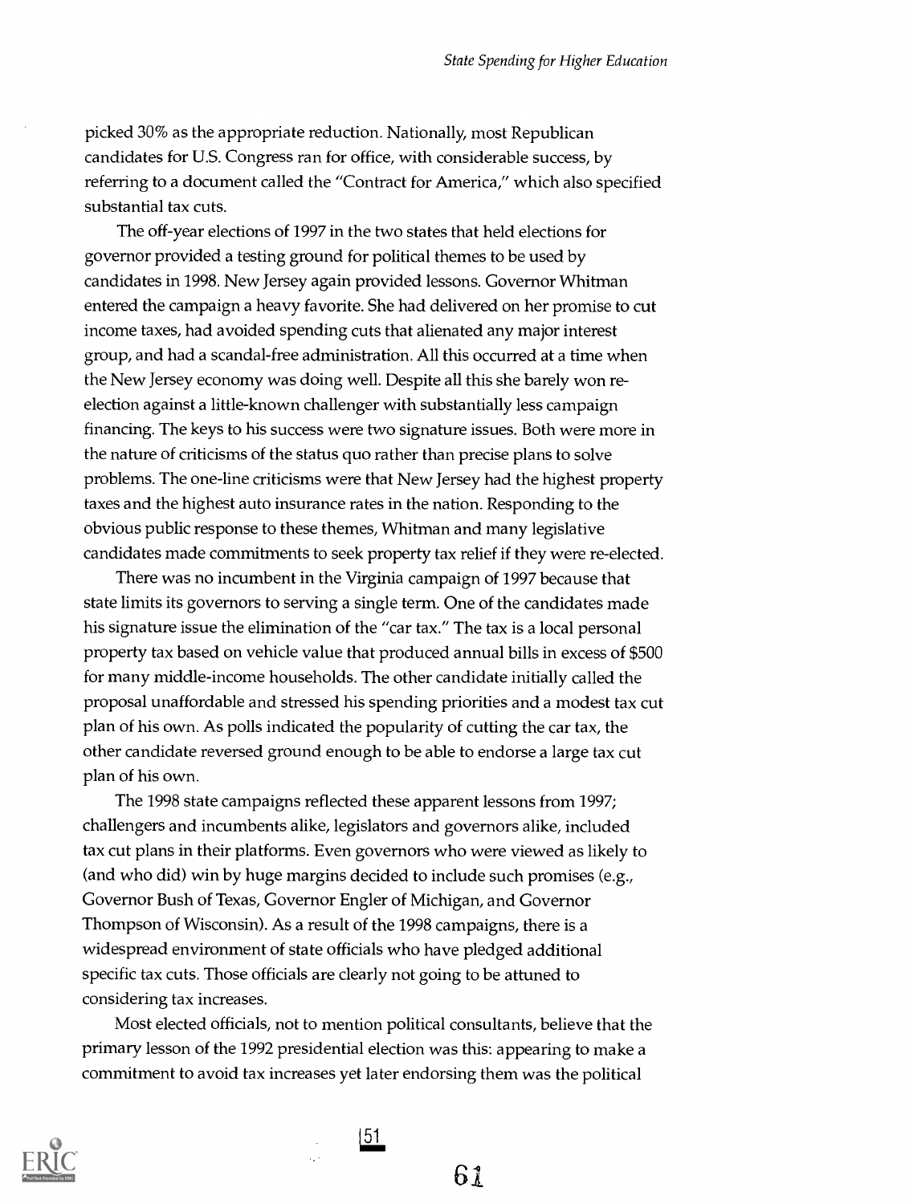picked 30% as the appropriate reduction. Nationally, most Republican candidates for U.S. Congress ran for office, with considerable success, by referring to a document called the "Contract for America," which also specified substantial tax cuts.

The off-year elections of 1997 in the two states that held elections for governor provided a testing ground for political themes to be used by candidates in 1998. New Jersey again provided lessons. Governor Whitman entered the campaign a heavy favorite. She had delivered on her promise to cut income taxes, had avoided spending cuts that alienated any major interest group, and had a scandal-free administration. All this occurred at a time when the New Jersey economy was doing well. Despite all this she barely won re-election against a little-known challenger with substantially less campaign financing. The keys to his success were two signature issues. Both were more in the nature of criticisms of the status quo rather than precise plans to solve problems. The one-line criticisms were that New Jersey had the highest property taxes and the highest auto insurance rates in the nation. Responding to the obvious public response to these themes, Whitman and many legislative candidates made commitments to seek property tax relief if they were re-elected.

There was no incumbent in the Virginia campaign of 1997 because that state limits its governors to serving a single term. One of the candidates made his signature issue the elimination of the "car tax." The tax is a local personal property tax based on vehicle value that produced annual bills in excess of $500 for many middle-income households. The other candidate initially called the proposal unaffordable and stressed his spending priorities and a modest tax cut plan of his own. As polls indicated the popularity of cutting the car tax, the other candidate reversed ground enough to be able to endorse a large tax cut plan of his own.

The 1998 state campaigns reflected these apparent lessons from 1997; challengers and incumbents alike, legislators and governors alike, included tax cut plans in their platforms. Even governors who were viewed as likely to (and who did) win by huge margins decided to include such promises (e.g., Governor Bush of Texas, Governor Engler of Michigan, and Governor Thompson of Wisconsin). As a result of the 1998 campaigns, there is a widespread environment of state officials who have pledged additional specific tax cuts. Those officials are clearly not going to be attuned to considering tax increases.

Most elected officials, not to mention political consultants, believe that the primary lesson of the 1992 presidential election was this: appearing to make a commitment to avoid tax increases yet later endorsing them was the political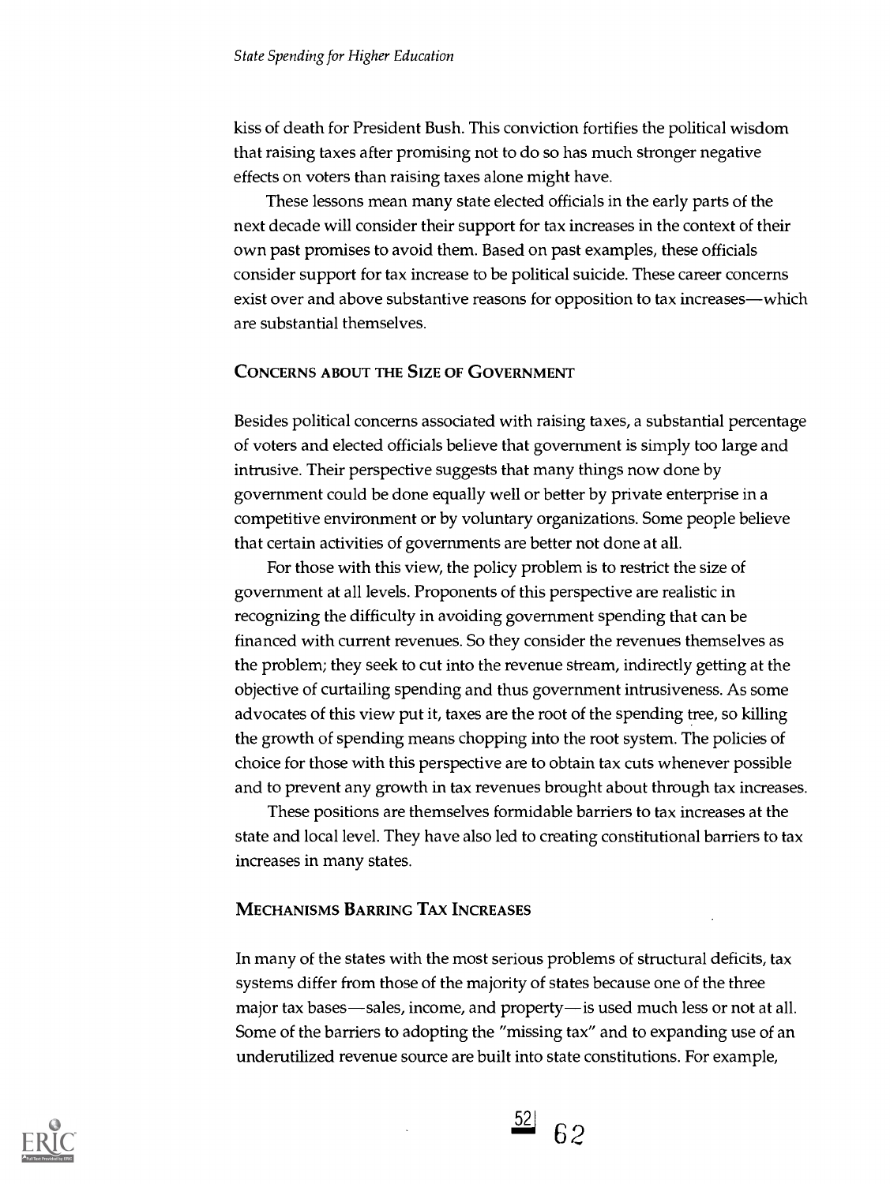kiss of death for President Bush. This conviction fortifies the political wisdom that raising taxes after promising not to do so has much stronger negative effects on voters than raising taxes alone might have.

These lessons mean many state elected officials in the early parts of the next decade will consider their support for tax increases in the context of their own past promises to avoid them. Based on past examples, these officials consider support for tax increase to be political suicide. These career concerns exist over and above substantive reasons for opposition to tax increases—which are substantial themselves.

### Concerns about the Size of Government

Besides political concerns associated with raising taxes, a substantial percentage of voters and elected officials believe that government is simply too large and intrusive. Their perspective suggests that many things now done by government could be done equally well or better by private enterprise in a competitive environment or by voluntary organizations. Some people believe that certain activities of governments are better not done at all.

For those with this view, the policy problem is to restrict the size of government at all levels. Proponents of this perspective are realistic in recognizing the difficulty in avoiding government spending that can be financed with current revenues. So they consider the revenues themselves as the problem; they seek to cut into the revenue stream, indirectly getting at the objective of curtailing spending and thus government intrusiveness. As some advocates of this view put it, taxes are the root of the spending tree, so killing the growth of spending means chopping into the root system. The policies of choice for those with this perspective are to obtain tax cuts whenever possible and to prevent any growth in tax revenues brought about through tax increases.

These positions are themselves formidable barriers to tax increases at the state and local level. They have also led to creating constitutional barriers to tax increases in many states.

### Mechanisms Barring Tax Increases

In many of the states with the most serious problems of structural deficits, tax systems differ from those of the majority of states because one of the three major tax bases—sales, income, and property—is used much less or not at all. Some of the barriers to adopting the "missing tax" and to expanding use of an underutilized revenue source are built into state constitutions. For example,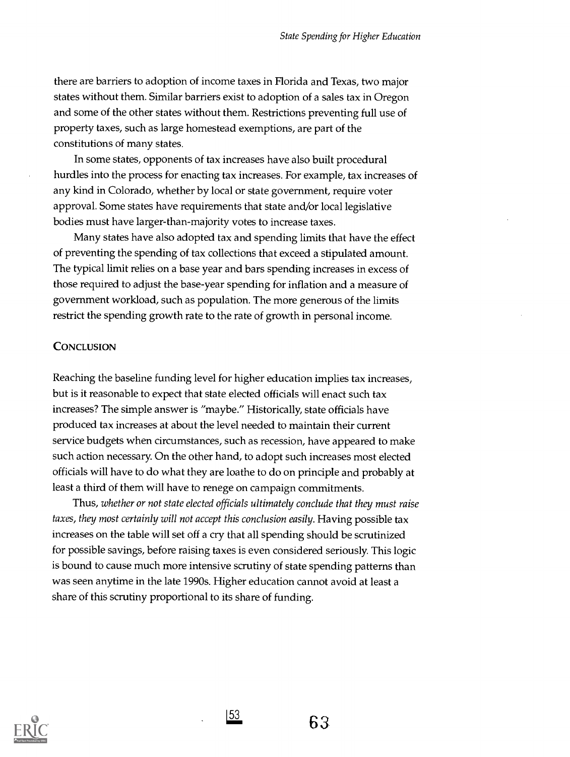there are barriers to adoption of income taxes in Florida and Texas, two major states without them. Similar barriers exist to adoption of a sales tax in Oregon and some of the other states without them. Restrictions preventing full use of property taxes, such as large homestead exemptions, are part of the constitutions of many states.

In some states, opponents of tax increases have also built procedural hurdles into the process for enacting tax increases. For example, tax increases of any kind in Colorado, whether by local or state government, require voter approval. Some states have requirements that state and/or local legislative bodies must have larger-than-majority votes to increase taxes.

Many states have also adopted tax and spending limits that have the effect of preventing the spending of tax collections that exceed a stipulated amount. The typical limit relies on a base year and bars spending increases in excess of those required to adjust the base-year spending for inflation and a measure of government workload, such as population. The more generous of the limits restrict the spending growth rate to the rate of growth in personal income.

## Conclusion

Reaching the baseline funding level for higher education implies tax increases, but is it reasonable to expect that state elected officials will enact such tax increases? The simple answer is "maybe." Historically, state officials have produced tax increases at about the level needed to maintain their current service budgets when circumstances, such as recession, have appeared to make such action necessary. On the other hand, to adopt such increases most elected officials will have to do what they are loathe to do on principle and probably at least a third of them will have to renege on campaign commitments.

Thus, *whether or not state elected officials ultimately conclude that they must raise taxes, they most certainly will not accept this conclusion easily*. Having possible tax increases on the table will set off a cry that all spending should be scrutinized for possible savings, before raising taxes is even considered seriously. This logic is bound to cause much more intensive scrutiny of state spending patterns than was seen anytime in the late 1990s. Higher education cannot avoid at least a share of this scrutiny proportional to its share of funding.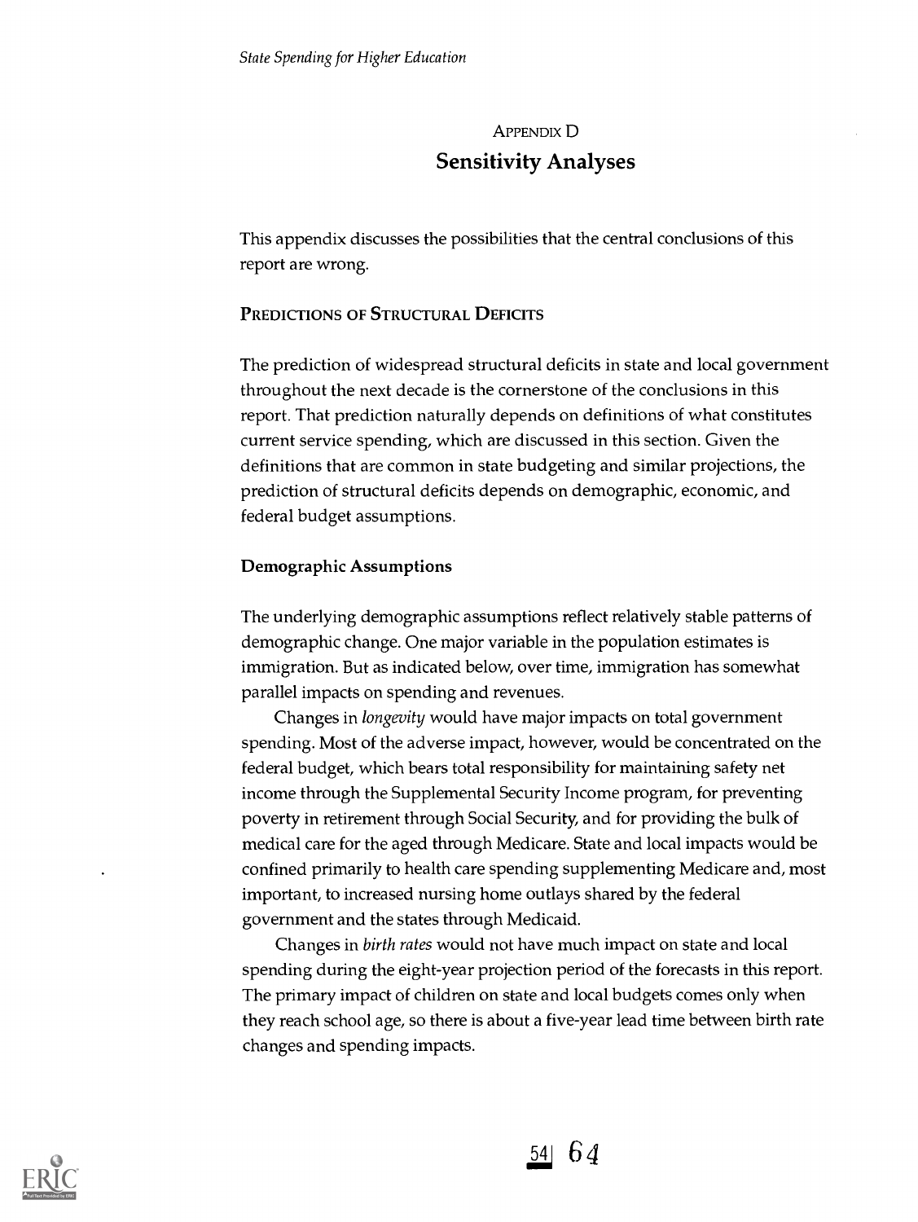## APPENDIX D

# Sensitivity Analyses

This appendix discusses the possibilities that the central conclusions of this report are wrong.

### PREDICTIONS OF STRUCTURAL DEFICITS

The prediction of widespread structural deficits in state and local government throughout the next decade is the cornerstone of the conclusions in this report. That prediction naturally depends on definitions of what constitutes current service spending, which are discussed in this section. Given the definitions that are common in state budgeting and similar projections, the prediction of structural deficits depends on demographic, economic, and federal budget assumptions.

#### Demographic Assumptions

The underlying demographic assumptions reflect relatively stable patterns of demographic change. One major variable in the population estimates is immigration. But as indicated below, over time, immigration has somewhat parallel impacts on spending and revenues.

Changes in *longevity* would have major impacts on total government spending. Most of the adverse impact, however, would be concentrated on the federal budget, which bears total responsibility for maintaining safety net income through the Supplemental Security Income program, for preventing poverty in retirement through Social Security, and for providing the bulk of medical care for the aged through Medicare. State and local impacts would be confined primarily to health care spending supplementing Medicare and, most important, to increased nursing home outlays shared by the federal government and the states through Medicaid.

Changes in *birth rates* would not have much impact on state and local spending during the eight-year projection period of the forecasts in this report. The primary impact of children on state and local budgets comes only when they reach school age, so there is about a five-year lead time between birth rate changes and spending impacts.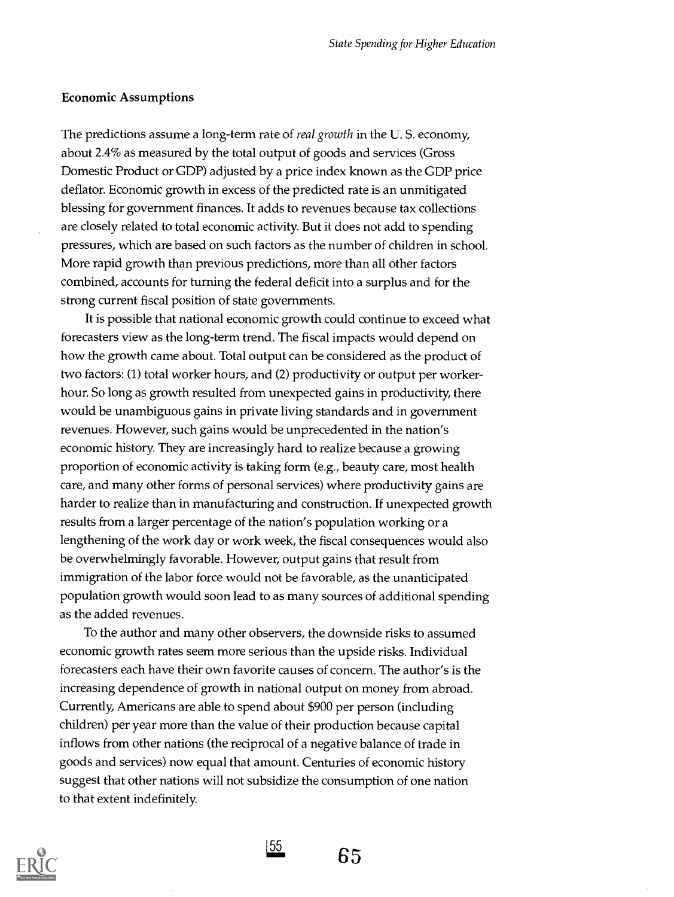### Economic Assumptions

The predictions assume a long-term rate of *real growth* in the U. S. economy, about 2.4% as measured by the total output of goods and services (Gross Domestic Product or GDP) adjusted by a price index known as the GDP price deflator. Economic growth in excess of the predicted rate is an unmitigated blessing for government finances. It adds to revenues because tax collections are closely related to total economic activity. But it does not add to spending pressures, which are based on such factors as the number of children in school. More rapid growth than previous predictions, more than all other factors combined, accounts for turning the federal deficit into a surplus and for the strong current fiscal position of state governments.

It is possible that national economic growth could continue to exceed what forecasters view as the long-term trend. The fiscal impacts would depend on how the growth came about. Total output can be considered as the product of two factors: (1) total worker hours, and (2) productivity or output per worker-hour. So long as growth resulted from unexpected gains in productivity, there would be unambiguous gains in private living standards and in government revenues. However, such gains would be unprecedented in the nation's economic history. They are increasingly hard to realize because a growing proportion of economic activity is taking form (e.g., beauty care, most health care, and many other forms of personal services) where productivity gains are harder to realize than in manufacturing and construction. If unexpected growth results from a larger percentage of the nation's population working or a lengthening of the work day or work week, the fiscal consequences would also be overwhelmingly favorable. However, output gains that result from immigration of the labor force would not be favorable, as the unanticipated population growth would soon lead to as many sources of additional spending as the added revenues.

To the author and many other observers, the downside risks to assumed economic growth rates seem more serious than the upside risks. Individual forecasters each have their own favorite causes of concern. The author's is the increasing dependence of growth in national output on money from abroad. Currently, Americans are able to spend about $900 per person (including children) per year more than the value of their production because capital inflows from other nations (the reciprocal of a negative balance of trade in goods and services) now equal that amount. Centuries of economic history suggest that other nations will not subsidize the consumption of one nation to that extent indefinitely.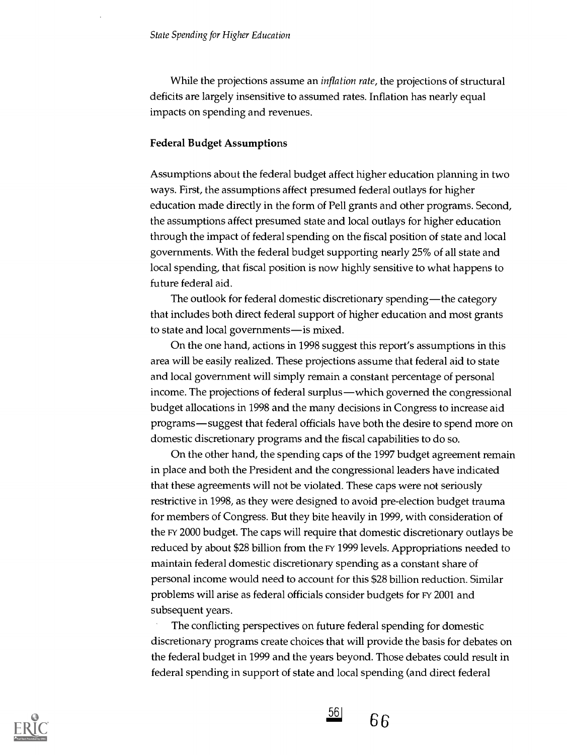While the projections assume an *inflation rate*, the projections of structural deficits are largely insensitive to assumed rates. Inflation has nearly equal impacts on spending and revenues.

### Federal Budget Assumptions

Assumptions about the federal budget affect higher education planning in two ways. First, the assumptions affect presumed federal outlays for higher education made directly in the form of Pell grants and other programs. Second, the assumptions affect presumed state and local outlays for higher education through the impact of federal spending on the fiscal position of state and local governments. With the federal budget supporting nearly 25% of all state and local spending, that fiscal position is now highly sensitive to what happens to future federal aid.

The outlook for federal domestic discretionary spending—the category that includes both direct federal support of higher education and most grants to state and local governments—is mixed.

On the one hand, actions in 1998 suggest this report's assumptions in this area will be easily realized. These projections assume that federal aid to state and local government will simply remain a constant percentage of personal income. The projections of federal surplus—which governed the congressional budget allocations in 1998 and the many decisions in Congress to increase aid programs—suggest that federal officials have both the desire to spend more on domestic discretionary programs and the fiscal capabilities to do so.

On the other hand, the spending caps of the 1997 budget agreement remain in place and both the President and the congressional leaders have indicated that these agreements will not be violated. These caps were not seriously restrictive in 1998, as they were designed to avoid pre-election budget trauma for members of Congress. But they bite heavily in 1999, with consideration of the FY 2000 budget. The caps will require that domestic discretionary outlays be reduced by about $28 billion from the FY 1999 levels. Appropriations needed to maintain federal domestic discretionary spending as a constant share of personal income would need to account for this $28 billion reduction. Similar problems will arise as federal officials consider budgets for FY 2001 and subsequent years.

The conflicting perspectives on future federal spending for domestic discretionary programs create choices that will provide the basis for debates on the federal budget in 1999 and the years beyond. Those debates could result in federal spending in support of state and local spending (and direct federal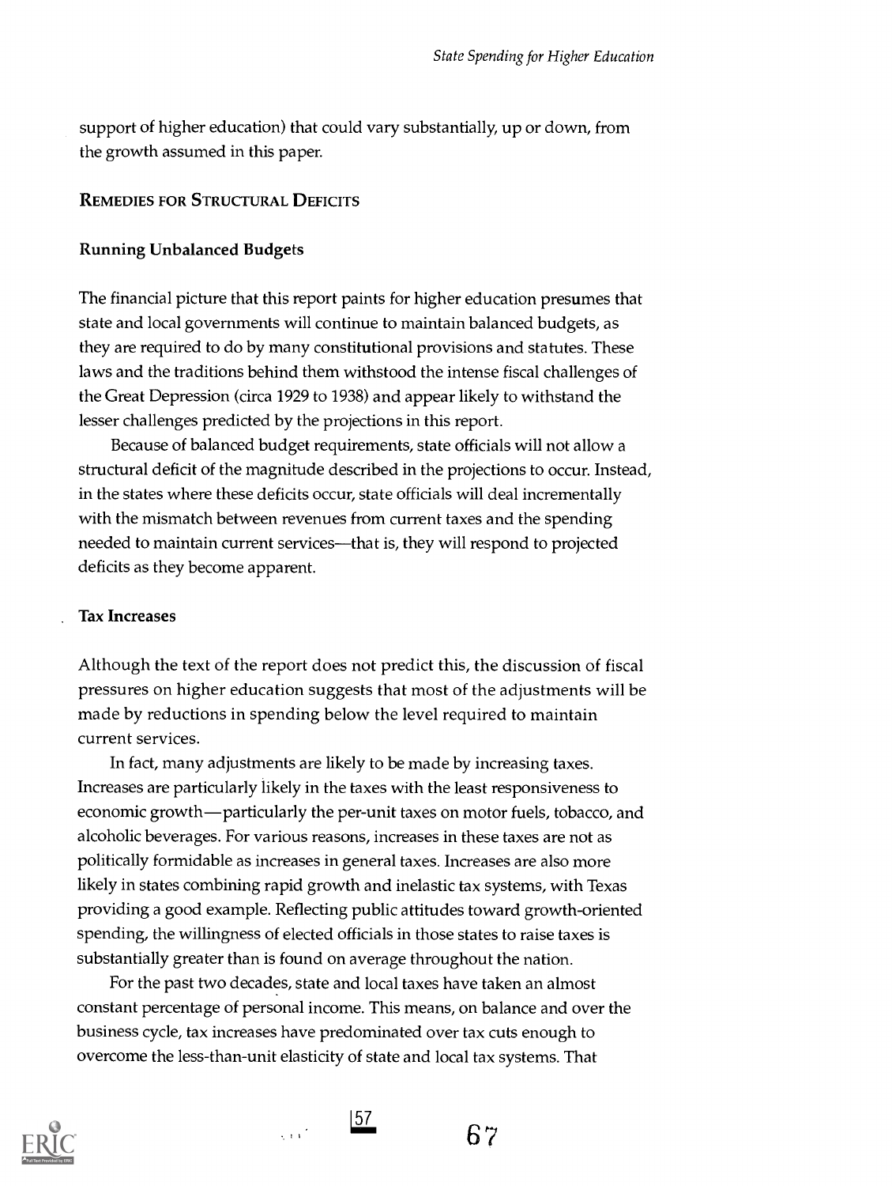support of higher education) that could vary substantially, up or down, from the growth assumed in this paper.

## REMEDIES FOR STRUCTURAL DEFICITS

### Running Unbalanced Budgets

The financial picture that this report paints for higher education presumes that state and local governments will continue to maintain balanced budgets, as they are required to do by many constitutional provisions and statutes. These laws and the traditions behind them withstood the intense fiscal challenges of the Great Depression (circa 1929 to 1938) and appear likely to withstand the lesser challenges predicted by the projections in this report.

Because of balanced budget requirements, state officials will not allow a structural deficit of the magnitude described in the projections to occur. Instead, in the states where these deficits occur, state officials will deal incrementally with the mismatch between revenues from current taxes and the spending needed to maintain current services—that is, they will respond to projected deficits as they become apparent.

### Tax Increases

Although the text of the report does not predict this, the discussion of fiscal pressures on higher education suggests that most of the adjustments will be made by reductions in spending below the level required to maintain current services.

In fact, many adjustments are likely to be made by increasing taxes. Increases are particularly likely in the taxes with the least responsiveness to economic growth—particularly the per-unit taxes on motor fuels, tobacco, and alcoholic beverages. For various reasons, increases in these taxes are not as politically formidable as increases in general taxes. Increases are also more likely in states combining rapid growth and inelastic tax systems, with Texas providing a good example. Reflecting public attitudes toward growth-oriented spending, the willingness of elected officials in those states to raise taxes is substantially greater than is found on average throughout the nation.

For the past two decades, state and local taxes have taken an almost constant percentage of personal income. This means, on balance and over the business cycle, tax increases have predominated over tax cuts enough to overcome the less-than-unit elasticity of state and local tax systems. That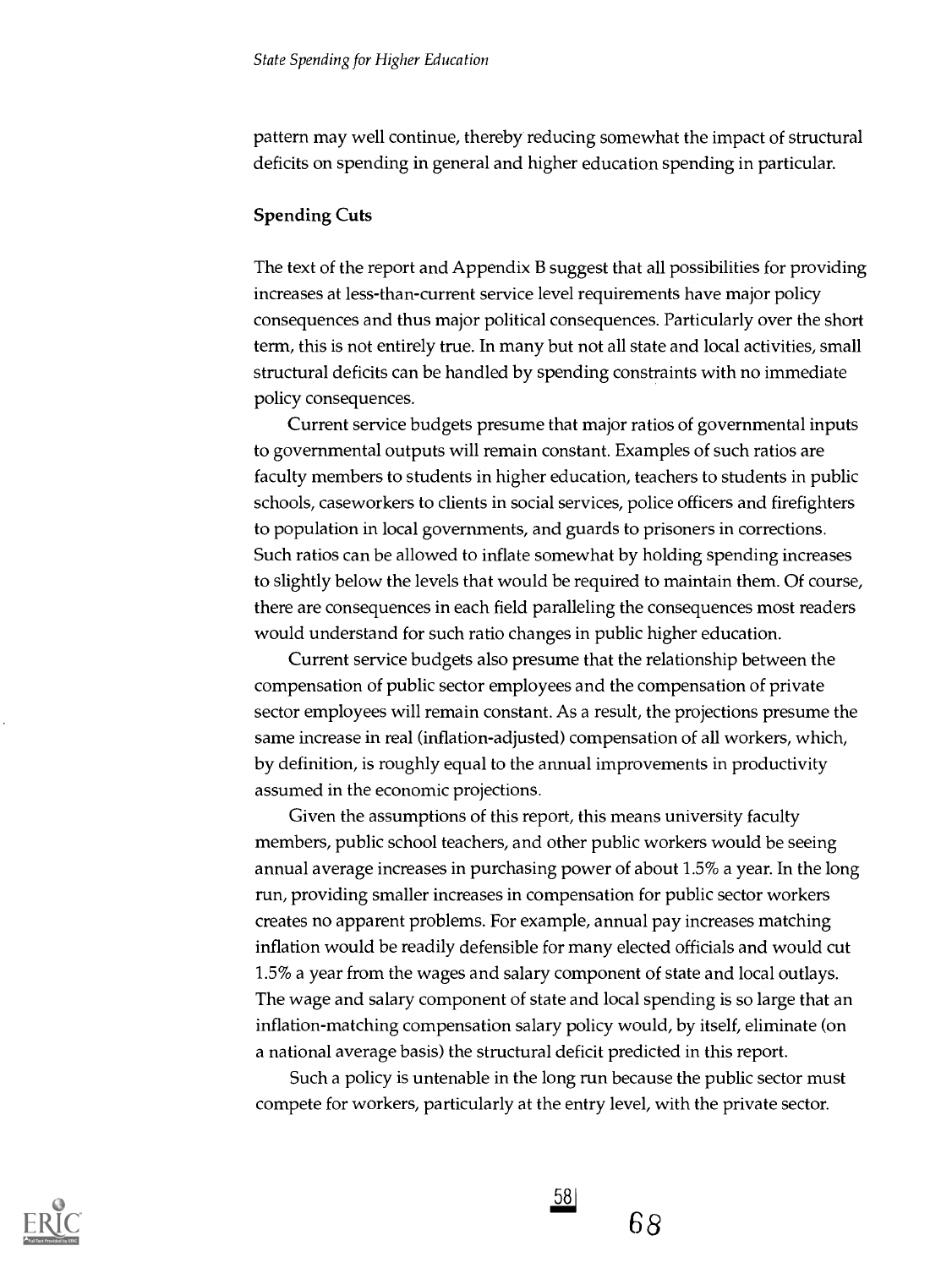pattern may well continue, thereby reducing somewhat the impact of structural deficits on spending in general and higher education spending in particular.

### Spending Cuts

The text of the report and Appendix B suggest that all possibilities for providing increases at less-than-current service level requirements have major policy consequences and thus major political consequences. Particularly over the short term, this is not entirely true. In many but not all state and local activities, small structural deficits can be handled by spending constraints with no immediate policy consequences.

Current service budgets presume that major ratios of governmental inputs to governmental outputs will remain constant. Examples of such ratios are faculty members to students in higher education, teachers to students in public schools, caseworkers to clients in social services, police officers and firefighters to population in local governments, and guards to prisoners in corrections. Such ratios can be allowed to inflate somewhat by holding spending increases to slightly below the levels that would be required to maintain them. Of course, there are consequences in each field paralleling the consequences most readers would understand for such ratio changes in public higher education.

Current service budgets also presume that the relationship between the compensation of public sector employees and the compensation of private sector employees will remain constant. As a result, the projections presume the same increase in real (inflation-adjusted) compensation of all workers, which, by definition, is roughly equal to the annual improvements in productivity assumed in the economic projections.

Given the assumptions of this report, this means university faculty members, public school teachers, and other public workers would be seeing annual average increases in purchasing power of about 1.5% a year. In the long run, providing smaller increases in compensation for public sector workers creates no apparent problems. For example, annual pay increases matching inflation would be readily defensible for many elected officials and would cut 1.5% a year from the wages and salary component of state and local outlays. The wage and salary component of state and local spending is so large that an inflation-matching compensation salary policy would, by itself, eliminate (on a national average basis) the structural deficit predicted in this report.

Such a policy is untenable in the long run because the public sector must compete for workers, particularly at the entry level, with the private sector.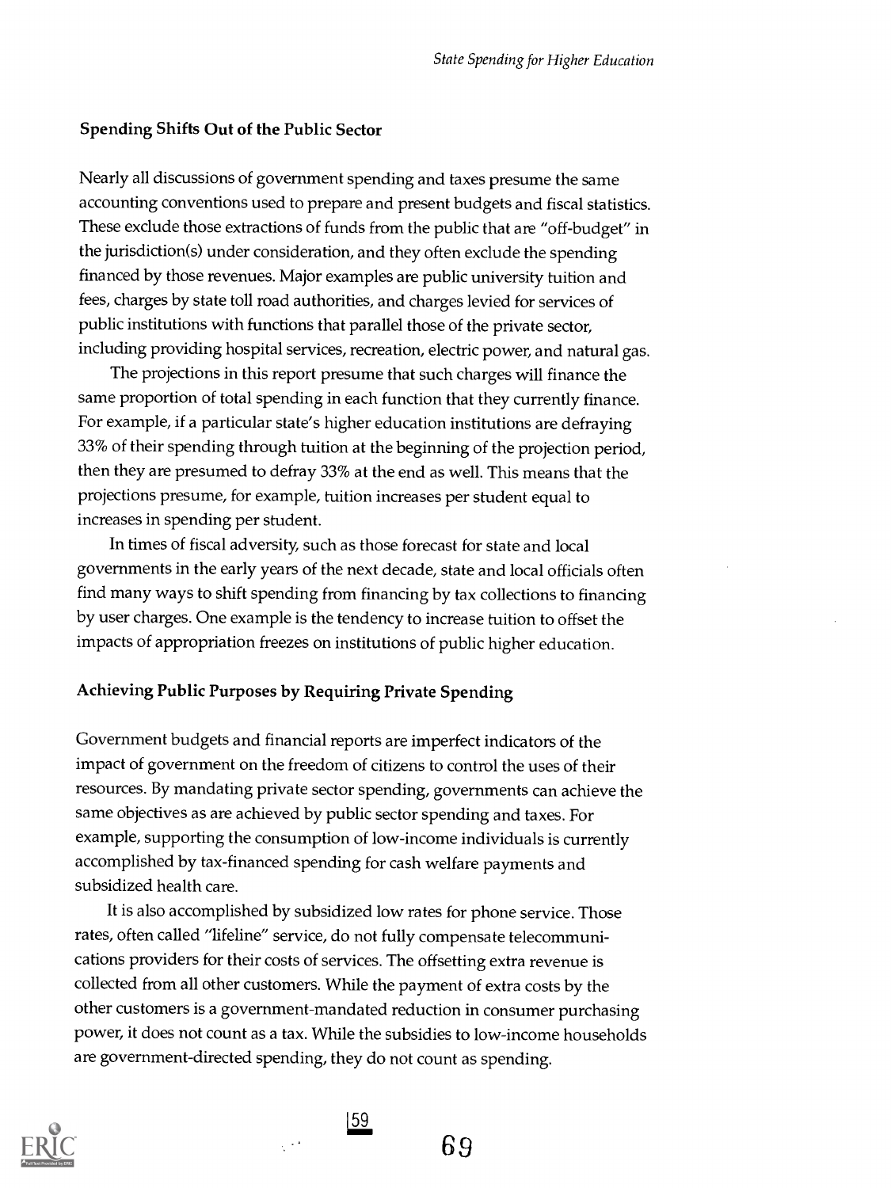## Spending Shifts Out of the Public Sector

Nearly all discussions of government spending and taxes presume the same accounting conventions used to prepare and present budgets and fiscal statistics. These exclude those extractions of funds from the public that are "off-budget" in the jurisdiction(s) under consideration, and they often exclude the spending financed by those revenues. Major examples are public university tuition and fees, charges by state toll road authorities, and charges levied for services of public institutions with functions that parallel those of the private sector, including providing hospital services, recreation, electric power, and natural gas.

The projections in this report presume that such charges will finance the same proportion of total spending in each function that they currently finance. For example, if a particular state's higher education institutions are defraying 33% of their spending through tuition at the beginning of the projection period, then they are presumed to defray 33% at the end as well. This means that the projections presume, for example, tuition increases per student equal to increases in spending per student.

In times of fiscal adversity, such as those forecast for state and local governments in the early years of the next decade, state and local officials often find many ways to shift spending from financing by tax collections to financing by user charges. One example is the tendency to increase tuition to offset the impacts of appropriation freezes on institutions of public higher education.

## Achieving Public Purposes by Requiring Private Spending

Government budgets and financial reports are imperfect indicators of the impact of government on the freedom of citizens to control the uses of their resources. By mandating private sector spending, governments can achieve the same objectives as are achieved by public sector spending and taxes. For example, supporting the consumption of low-income individuals is currently accomplished by tax-financed spending for cash welfare payments and subsidized health care.

It is also accomplished by subsidized low rates for phone service. Those rates, often called "lifeline" service, do not fully compensate telecommunications providers for their costs of services. The offsetting extra revenue is collected from all other customers. While the payment of extra costs by the other customers is a government-mandated reduction in consumer purchasing power, it does not count as a tax. While the subsidies to low-income households are government-directed spending, they do not count as spending.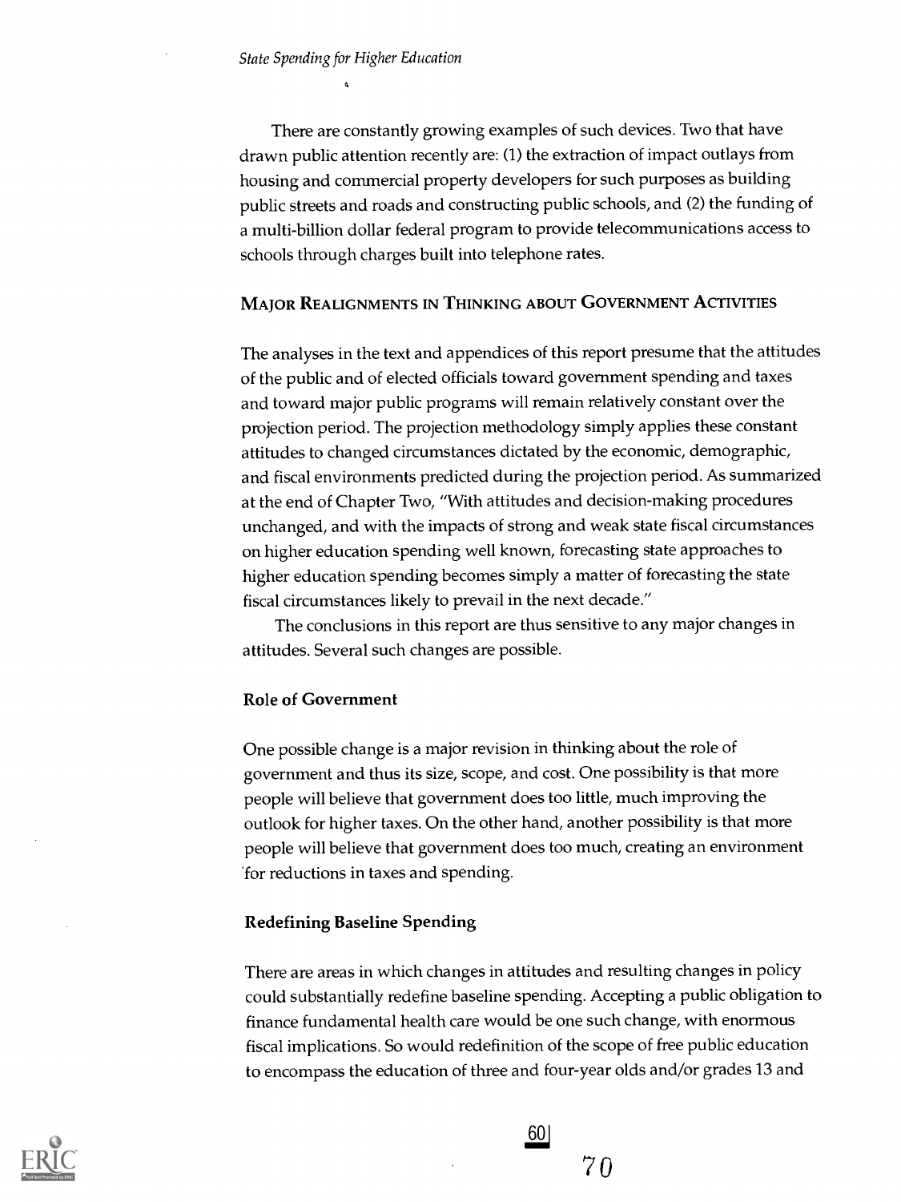There are constantly growing examples of such devices. Two that have drawn public attention recently are: (1) the extraction of impact outlays from housing and commercial property developers for such purposes as building public streets and roads and constructing public schools, and (2) the funding of a multi-billion dollar federal program to provide telecommunications access to schools through charges built into telephone rates.

## Major Realignments in Thinking about Government Activities

The analyses in the text and appendices of this report presume that the attitudes of the public and of elected officials toward government spending and taxes and toward major public programs will remain relatively constant over the projection period. The projection methodology simply applies these constant attitudes to changed circumstances dictated by the economic, demographic, and fiscal environments predicted during the projection period. As summarized at the end of Chapter Two, "With attitudes and decision-making procedures unchanged, and with the impacts of strong and weak state fiscal circumstances on higher education spending well known, forecasting state approaches to higher education spending becomes simply a matter of forecasting the state fiscal circumstances likely to prevail in the next decade."

The conclusions in this report are thus sensitive to any major changes in attitudes. Several such changes are possible.

### Role of Government

One possible change is a major revision in thinking about the role of government and thus its size, scope, and cost. One possibility is that more people will believe that government does too little, much improving the outlook for higher taxes. On the other hand, another possibility is that more people will believe that government does too much, creating an environment for reductions in taxes and spending.

### Redefining Baseline Spending

There are areas in which changes in attitudes and resulting changes in policy could substantially redefine baseline spending. Accepting a public obligation to finance fundamental health care would be one such change, with enormous fiscal implications. So would redefinition of the scope of free public education to encompass the education of three and four-year olds and/or grades 13 and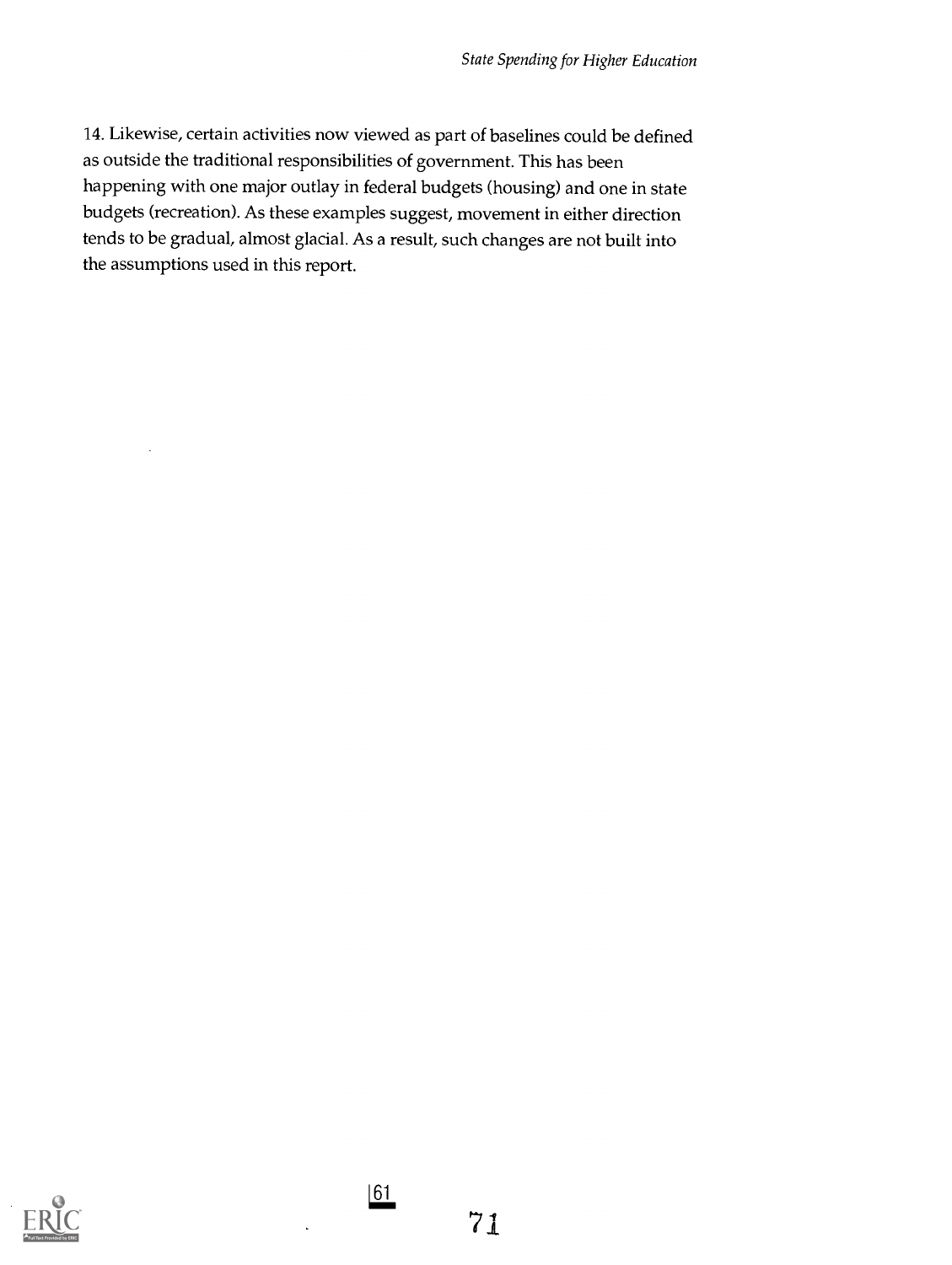14. Likewise, certain activities now viewed as part of baselines could be defined as outside the traditional responsibilities of government. This has been happening with one major outlay in federal budgets (housing) and one in state budgets (recreation). As these examples suggest, movement in either direction tends to be gradual, almost glacial. As a result, such changes are not built into the assumptions used in this report.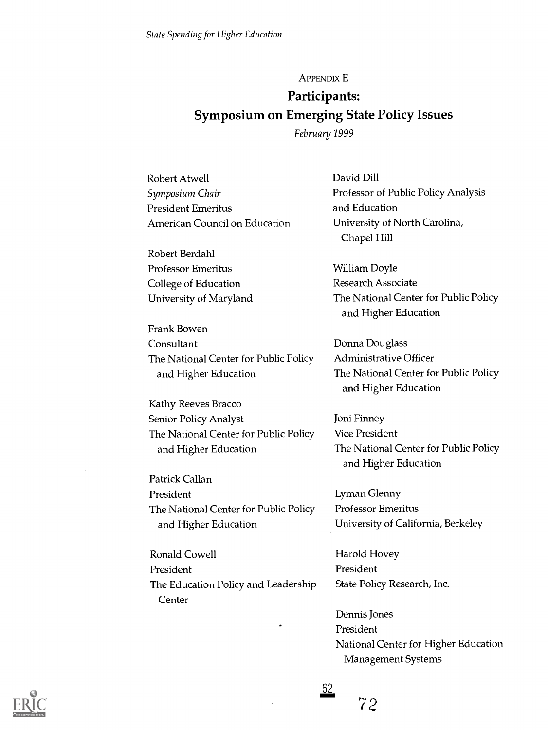APPENDIX E

## Participants: Symposium on Emerging State Policy Issues

*February 1999*

Robert Atwell
*Symposium Chair*
President Emeritus
American Council on Education

Robert Berdahl
Professor Emeritus
College of Education
University of Maryland

Frank Bowen
Consultant
The National Center for Public Policy and Higher Education

Kathy Reeves Bracco
Senior Policy Analyst
The National Center for Public Policy and Higher Education

Patrick Callan
President
The National Center for Public Policy and Higher Education

Ronald Cowell
President
The Education Policy and Leadership Center

David Dill
Professor of Public Policy Analysis and Education
University of North Carolina, Chapel Hill

William Doyle
Research Associate
The National Center for Public Policy and Higher Education

Donna Douglass
Administrative Officer
The National Center for Public Policy and Higher Education

Joni Finney
Vice President
The National Center for Public Policy and Higher Education

Lyman Glenny
Professor Emeritus
University of California, Berkeley

Harold Hovey
President
State Policy Research, Inc.

Dennis Jones
President
National Center for Higher Education Management Systems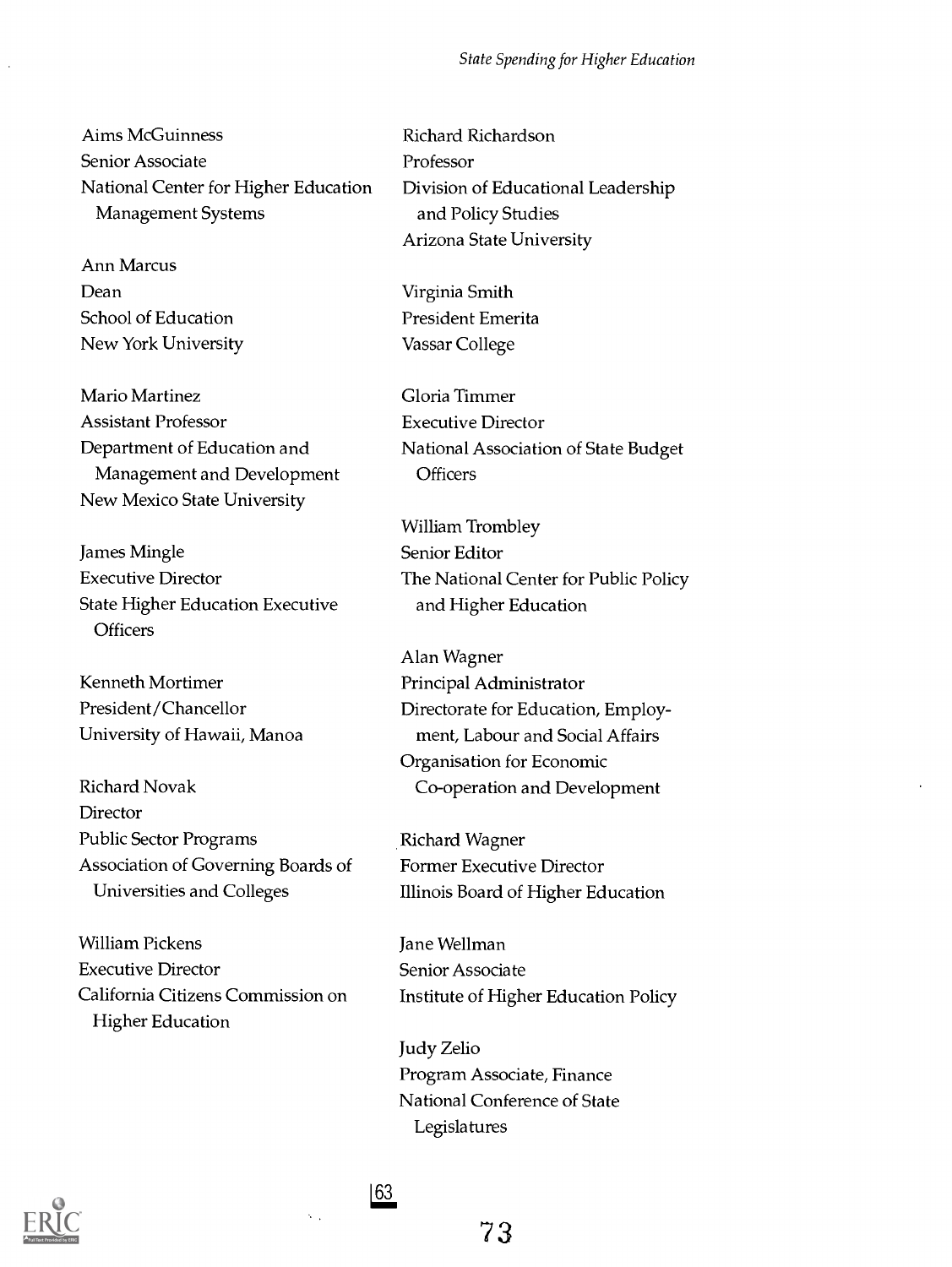Aims McGuinness
Senior Associate
National Center for Higher Education Management Systems

Ann Marcus
Dean
School of Education
New York University

Mario Martinez
Assistant Professor
Department of Education and Management and Development
New Mexico State University

James Mingle
Executive Director
State Higher Education Executive Officers

Kenneth Mortimer
President/Chancellor
University of Hawaii, Manoa

Richard Novak
Director
Public Sector Programs
Association of Governing Boards of Universities and Colleges

William Pickens
Executive Director
California Citizens Commission on Higher Education

Richard Richardson
Professor
Division of Educational Leadership and Policy Studies
Arizona State University

Virginia Smith
President Emerita
Vassar College

Gloria Timmer
Executive Director
National Association of State Budget Officers

William Trombley
Senior Editor
The National Center for Public Policy and Higher Education

Alan Wagner
Principal Administrator
Directorate for Education, Employment, Labour and Social Affairs
Organisation for Economic Co-operation and Development

Richard Wagner
Former Executive Director
Illinois Board of Higher Education

Jane Wellman
Senior Associate
Institute of Higher Education Policy

Judy Zelio
Program Associate, Finance
National Conference of State Legislatures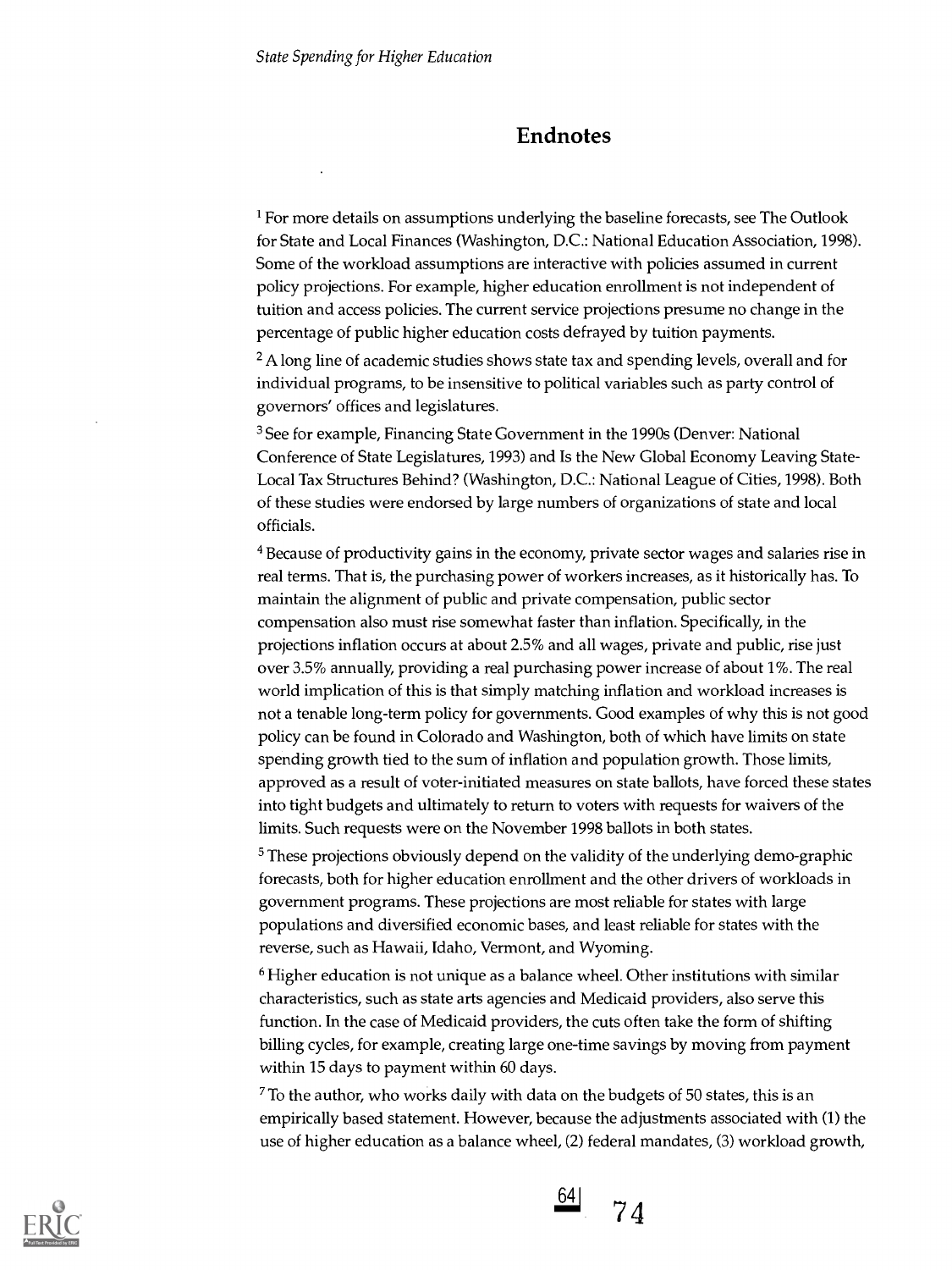## Endnotes

[1] For more details on assumptions underlying the baseline forecasts, see The Outlook for State and Local Finances (Washington, D.C.: National Education Association, 1998). Some of the workload assumptions are interactive with policies assumed in current policy projections. For example, higher education enrollment is not independent of tuition and access policies. The current service projections presume no change in the percentage of public higher education costs defrayed by tuition payments.

[2] A long line of academic studies shows state tax and spending levels, overall and for individual programs, to be insensitive to political variables such as party control of governors' offices and legislatures.

[3] See for example, Financing State Government in the 1990s (Denver: National Conference of State Legislatures, 1993) and Is the New Global Economy Leaving State-Local Tax Structures Behind? (Washington, D.C.: National League of Cities, 1998). Both of these studies were endorsed by large numbers of organizations of state and local officials.

[4] Because of productivity gains in the economy, private sector wages and salaries rise in real terms. That is, the purchasing power of workers increases, as it historically has. To maintain the alignment of public and private compensation, public sector compensation also must rise somewhat faster than inflation. Specifically, in the projections inflation occurs at about 2.5% and all wages, private and public, rise just over 3.5% annually, providing a real purchasing power increase of about 1%. The real world implication of this is that simply matching inflation and workload increases is not a tenable long-term policy for governments. Good examples of why this is not good policy can be found in Colorado and Washington, both of which have limits on state spending growth tied to the sum of inflation and population growth. Those limits, approved as a result of voter-initiated measures on state ballots, have forced these states into tight budgets and ultimately to return to voters with requests for waivers of the limits. Such requests were on the November 1998 ballots in both states.

[5] These projections obviously depend on the validity of the underlying demo-graphic forecasts, both for higher education enrollment and the other drivers of workloads in government programs. These projections are most reliable for states with large populations and diversified economic bases, and least reliable for states with the reverse, such as Hawaii, Idaho, Vermont, and Wyoming.

[6] Higher education is not unique as a balance wheel. Other institutions with similar characteristics, such as state arts agencies and Medicaid providers, also serve this function. In the case of Medicaid providers, the cuts often take the form of shifting billing cycles, for example, creating large one-time savings by moving from payment within 15 days to payment within 60 days.

[7] To the author, who works daily with data on the budgets of 50 states, this is an empirically based statement. However, because the adjustments associated with (1) the use of higher education as a balance wheel, (2) federal mandates, (3) workload growth,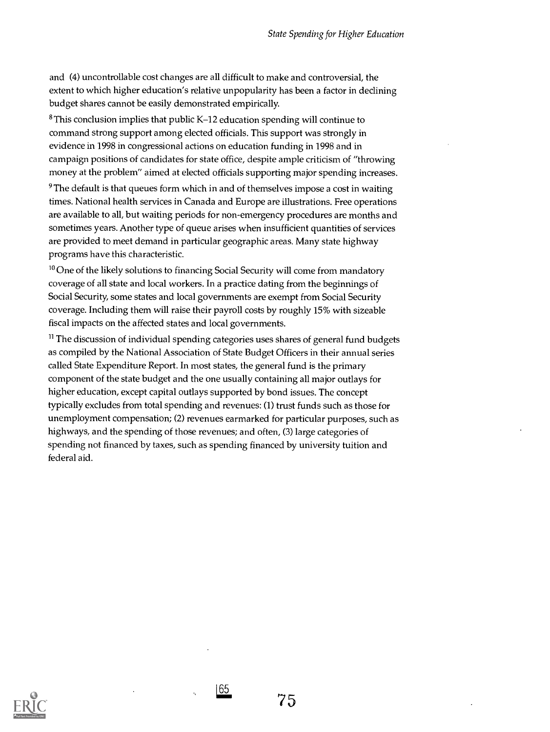and (4) uncontrollable cost changes are all difficult to make and controversial, the extent to which higher education's relative unpopularity has been a factor in declining budget shares cannot be easily demonstrated empirically.

[8] This conclusion implies that public K–12 education spending will continue to command strong support among elected officials. This support was strongly in evidence in 1998 in congressional actions on education funding in 1998 and in campaign positions of candidates for state office, despite ample criticism of "throwing money at the problem" aimed at elected officials supporting major spending increases.

[9] The default is that queues form which in and of themselves impose a cost in waiting times. National health services in Canada and Europe are illustrations. Free operations are available to all, but waiting periods for non-emergency procedures are months and sometimes years. Another type of queue arises when insufficient quantities of services are provided to meet demand in particular geographic areas. Many state highway programs have this characteristic.

[10] One of the likely solutions to financing Social Security will come from mandatory coverage of all state and local workers. In a practice dating from the beginnings of Social Security, some states and local governments are exempt from Social Security coverage. Including them will raise their payroll costs by roughly 15% with sizeable fiscal impacts on the affected states and local governments.

[11] The discussion of individual spending categories uses shares of general fund budgets as compiled by the National Association of State Budget Officers in their annual series called State Expenditure Report. In most states, the general fund is the primary component of the state budget and the one usually containing all major outlays for higher education, except capital outlays supported by bond issues. The concept typically excludes from total spending and revenues: (1) trust funds such as those for unemployment compensation; (2) revenues earmarked for particular purposes, such as highways, and the spending of those revenues; and often, (3) large categories of spending not financed by taxes, such as spending financed by university tuition and federal aid.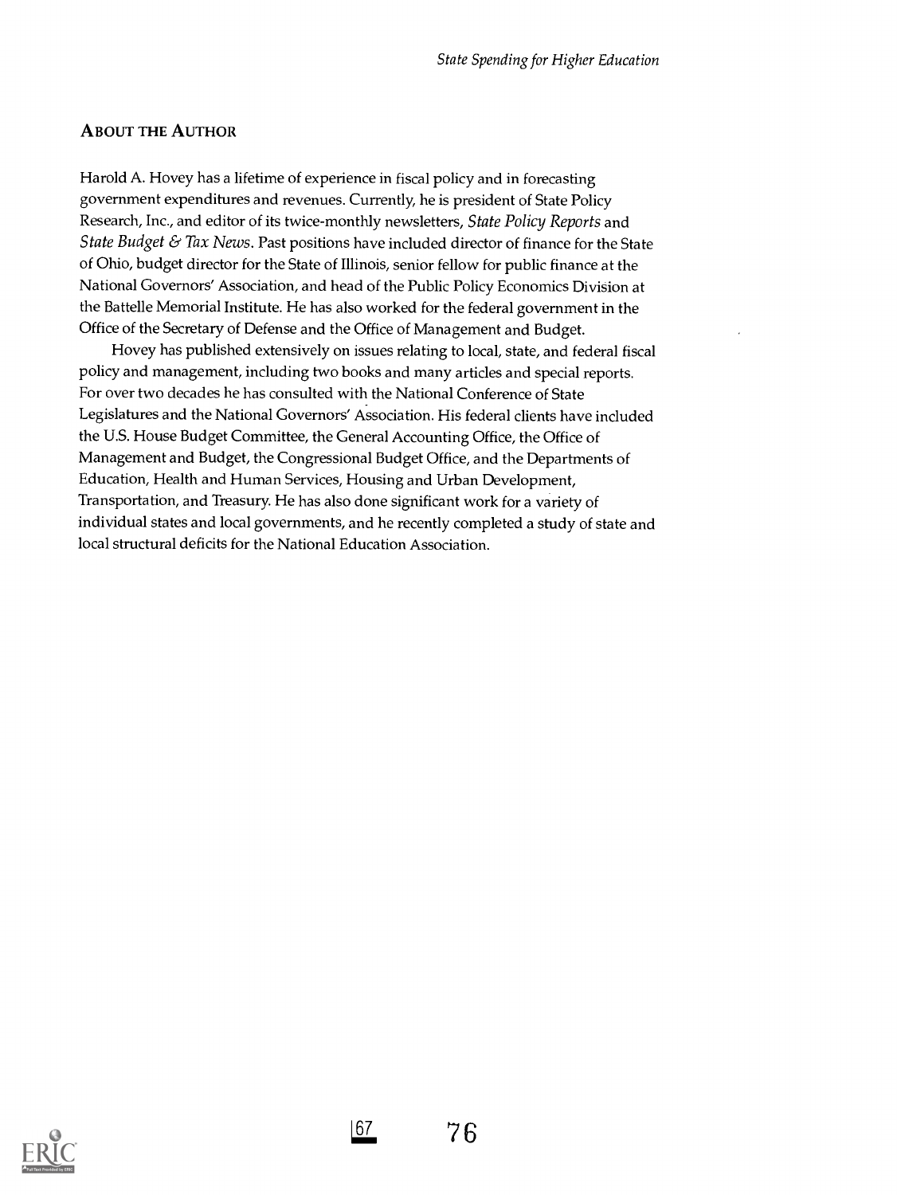## About the Author

Harold A. Hovey has a lifetime of experience in fiscal policy and in forecasting government expenditures and revenues. Currently, he is president of State Policy Research, Inc., and editor of its twice-monthly newsletters, *State Policy Reports* and *State Budget & Tax News*. Past positions have included director of finance for the State of Ohio, budget director for the State of Illinois, senior fellow for public finance at the National Governors' Association, and head of the Public Policy Economics Division at the Battelle Memorial Institute. He has also worked for the federal government in the Office of the Secretary of Defense and the Office of Management and Budget.

Hovey has published extensively on issues relating to local, state, and federal fiscal policy and management, including two books and many articles and special reports. For over two decades he has consulted with the National Conference of State Legislatures and the National Governors' Association. His federal clients have included the U.S. House Budget Committee, the General Accounting Office, the Office of Management and Budget, the Congressional Budget Office, and the Departments of Education, Health and Human Services, Housing and Urban Development, Transportation, and Treasury. He has also done significant work for a variety of individual states and local governments, and he recently completed a study of state and local structural deficits for the National Education Association.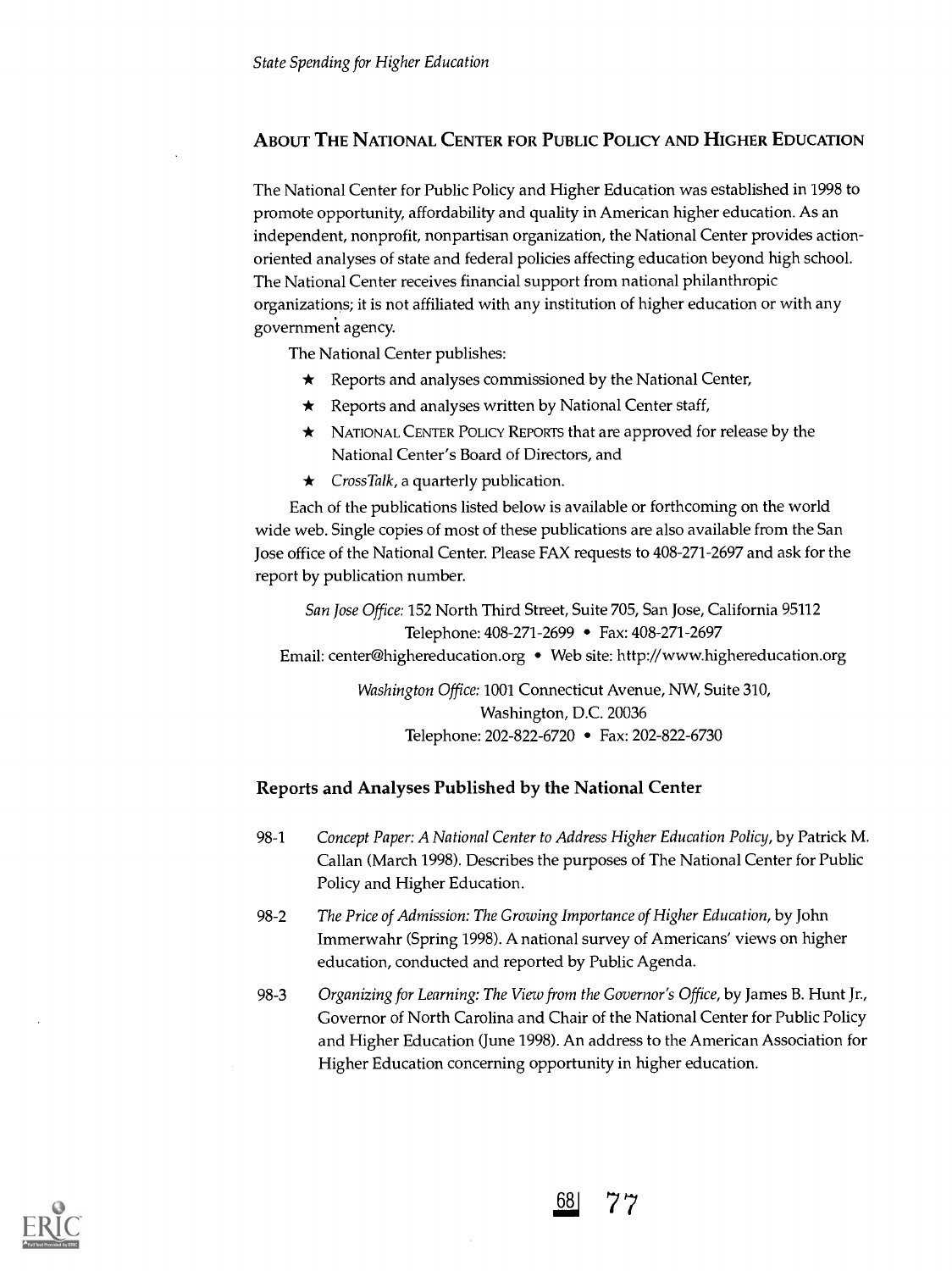## About The National Center for Public Policy and Higher Education

The National Center for Public Policy and Higher Education was established in 1998 to promote opportunity, affordability and quality in American higher education. As an independent, nonprofit, nonpartisan organization, the National Center provides action-oriented analyses of state and federal policies affecting education beyond high school. The National Center receives financial support from national philanthropic organizations; it is not affiliated with any institution of higher education or with any government agency.

The National Center publishes:

- ★ Reports and analyses commissioned by the National Center,
- ★ Reports and analyses written by National Center staff,
- ★ National Center Policy Reports that are approved for release by the National Center's Board of Directors, and
- ★ *CrossTalk*, a quarterly publication.

Each of the publications listed below is available or forthcoming on the world wide web. Single copies of most of these publications are also available from the San Jose office of the National Center. Please FAX requests to 408-271-2697 and ask for the report by publication number.

*San Jose Office:* 152 North Third Street, Suite 705, San Jose, California 95112
Telephone: 408-271-2699 • Fax: 408-271-2697
Email: center@highereducation.org • Web site: http://www.highereducation.org

*Washington Office:* 1001 Connecticut Avenue, NW, Suite 310,
Washington, D.C. 20036
Telephone: 202-822-6720 • Fax: 202-822-6730

### Reports and Analyses Published by the National Center

98-1 *Concept Paper: A National Center to Address Higher Education Policy*, by Patrick M. Callan (March 1998). Describes the purposes of The National Center for Public Policy and Higher Education.

98-2 *The Price of Admission: The Growing Importance of Higher Education*, by John Immerwahr (Spring 1998). A national survey of Americans' views on higher education, conducted and reported by Public Agenda.

98-3 *Organizing for Learning: The View from the Governor's Office*, by James B. Hunt Jr., Governor of North Carolina and Chair of the National Center for Public Policy and Higher Education (June 1998). An address to the American Association for Higher Education concerning opportunity in higher education.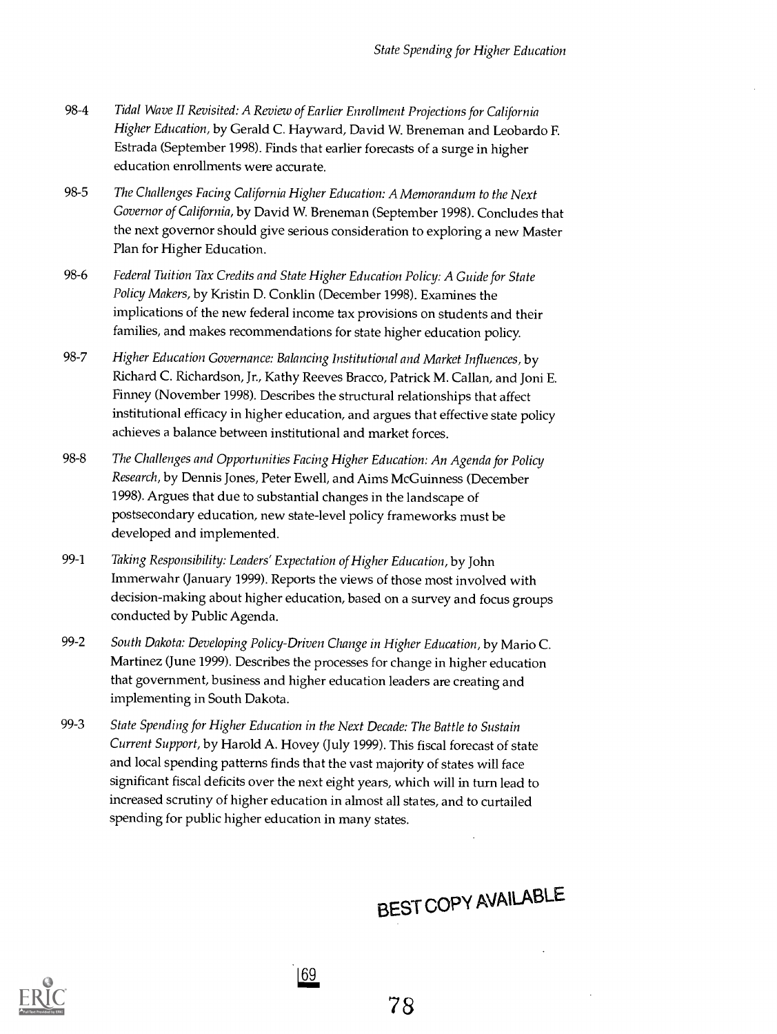98-4 *Tidal Wave II Revisited: A Review of Earlier Enrollment Projections for California Higher Education*, by Gerald C. Hayward, David W. Breneman and Leobardo F. Estrada (September 1998). Finds that earlier forecasts of a surge in higher education enrollments were accurate.

98-5 *The Challenges Facing California Higher Education: A Memorandum to the Next Governor of California*, by David W. Breneman (September 1998). Concludes that the next governor should give serious consideration to exploring a new Master Plan for Higher Education.

98-6 *Federal Tuition Tax Credits and State Higher Education Policy: A Guide for State Policy Makers*, by Kristin D. Conklin (December 1998). Examines the implications of the new federal income tax provisions on students and their families, and makes recommendations for state higher education policy.

98-7 *Higher Education Governance: Balancing Institutional and Market Influences*, by Richard C. Richardson, Jr., Kathy Reeves Bracco, Patrick M. Callan, and Joni E. Finney (November 1998). Describes the structural relationships that affect institutional efficacy in higher education, and argues that effective state policy achieves a balance between institutional and market forces.

98-8 *The Challenges and Opportunities Facing Higher Education: An Agenda for Policy Research*, by Dennis Jones, Peter Ewell, and Aims McGuinness (December 1998). Argues that due to substantial changes in the landscape of postsecondary education, new state-level policy frameworks must be developed and implemented.

99-1 *Taking Responsibility: Leaders' Expectation of Higher Education*, by John Immerwahr (January 1999). Reports the views of those most involved with decision-making about higher education, based on a survey and focus groups conducted by Public Agenda.

99-2 *South Dakota: Developing Policy-Driven Change in Higher Education*, by Mario C. Martinez (June 1999). Describes the processes for change in higher education that government, business and higher education leaders are creating and implementing in South Dakota.

99-3 *State Spending for Higher Education in the Next Decade: The Battle to Sustain Current Support*, by Harold A. Hovey (July 1999). This fiscal forecast of state and local spending patterns finds that the vast majority of states will face significant fiscal deficits over the next eight years, which will in turn lead to increased scrutiny of higher education in almost all states, and to curtailed spending for public higher education in many states.

BEST COPY AVAILABLE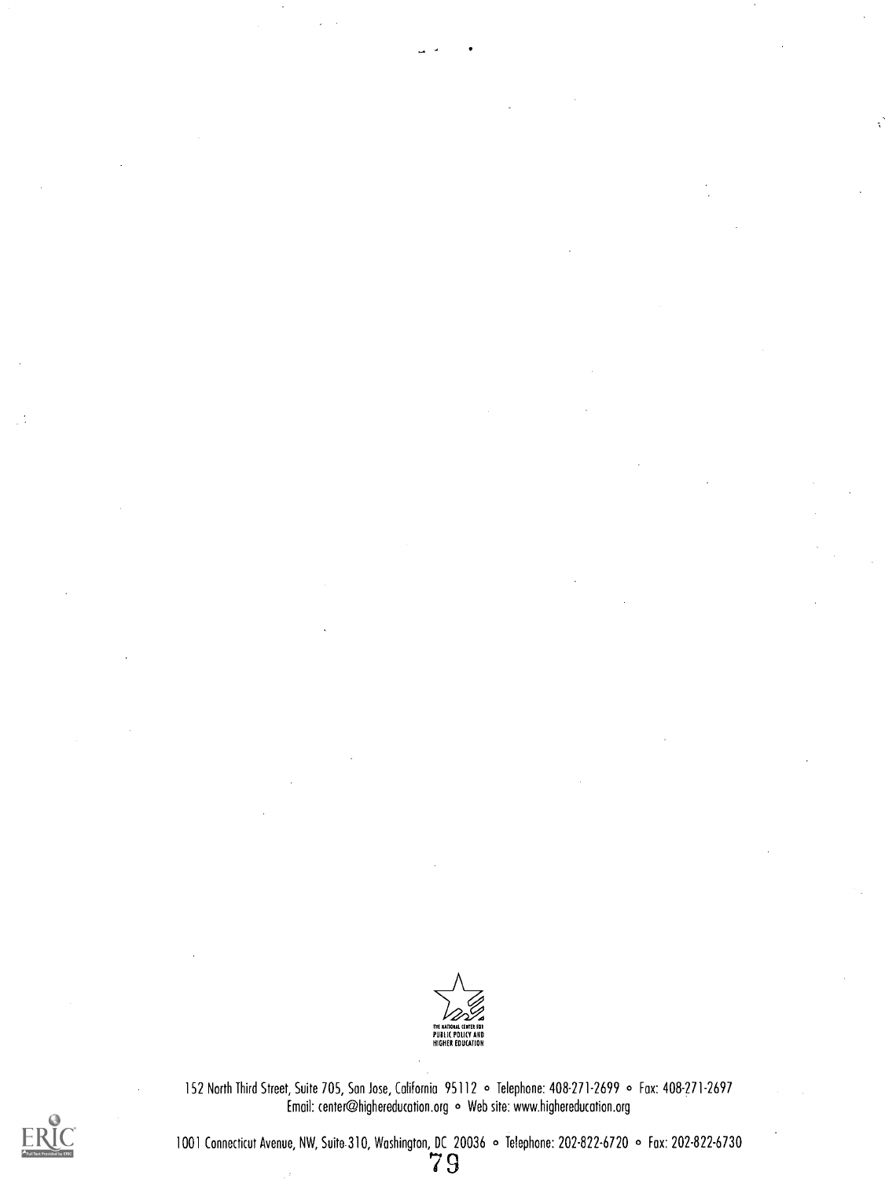THE NATIONAL CENTER FOR PUBLIC POLICY AND HIGHER EDUCATION

152 North Third Street, Suite 705, San Jose, California 95112 ∘ Telephone: 408-271-2699 ∘ Fax: 408-271-2697
Email: center@highereducation.org ∘ Web site: www.highereducation.org

1001 Connecticut Avenue, NW, Suite 310, Washington, DC 20036 ∘ Telephone: 202-822-6720 ∘ Fax: 202-822-6730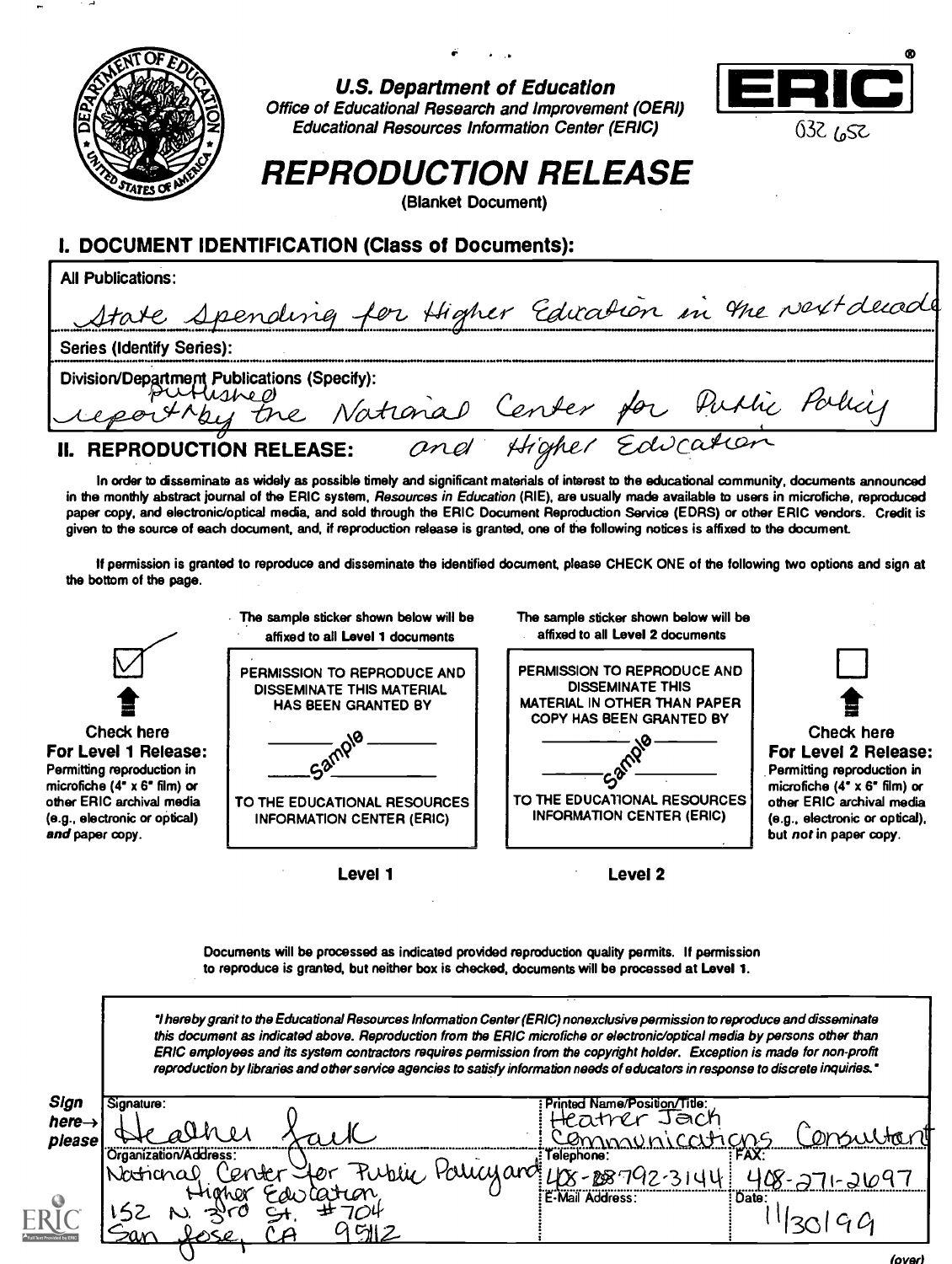U.S. Department of Education
*Office of Educational Research and Improvement (OERI)*
*Educational Resources Information Center (ERIC)*

ERIC®

032 652

# REPRODUCTION RELEASE

(Blanket Document)

## I. DOCUMENT IDENTIFICATION (Class of Documents):

All Publications: State Spending for Higher Education in the next decade

Series (Identify Series):

Division/Department Publications (Specify): report published by the National Center for Public Policy and Higher Education

## II. REPRODUCTION RELEASE:

In order to disseminate as widely as possible timely and significant materials of interest to the educational community, documents announced in the monthly abstract journal of the ERIC system, *Resources in Education* (RIE), are usually made available to users in microfiche, reproduced paper copy, and electronic/optical media, and sold through the ERIC Document Reproduction Service (EDRS) or other ERIC vendors. Credit is given to the source of each document, and, if reproduction release is granted, one of the following notices is affixed to the document.

If permission is granted to reproduce and disseminate the identified document, please CHECK ONE of the following two options and sign at the bottom of the page.

☑ **Check here For Level 1 Release:** Permitting reproduction in microfiche (4" x 6" film) or other ERIC archival media (e.g., electronic or optical) *and* paper copy.

The sample sticker shown below will be affixed to all **Level 1** documents

PERMISSION TO REPRODUCE AND DISSEMINATE THIS MATERIAL HAS BEEN GRANTED BY

Sample

TO THE EDUCATIONAL RESOURCES INFORMATION CENTER (ERIC)

**Level 1**

The sample sticker shown below will be affixed to all **Level 2** documents

PERMISSION TO REPRODUCE AND DISSEMINATE THIS MATERIAL IN OTHER THAN PAPER COPY HAS BEEN GRANTED BY

Sample

TO THE EDUCATIONAL RESOURCES INFORMATION CENTER (ERIC)

**Level 2**

☐ **Check here For Level 2 Release:** Permitting reproduction in microfiche (4" x 6" film) or other ERIC archival media (e.g., electronic or optical), but *not* in paper copy.

Documents will be processed as indicated provided reproduction quality permits. If permission to reproduce is granted, but neither box is checked, documents will be processed at Level 1.

*"I hereby grant to the Educational Resources Information Center (ERIC) nonexclusive permission to reproduce and disseminate this document as indicated above. Reproduction from the ERIC microfiche or electronic/optical media by persons other than ERIC employees and its system contractors requires permission from the copyright holder. Exception is made for non-profit reproduction by libraries and other service agencies to satisfy information needs of educators in response to discrete inquiries."*

**Sign here→ please**

| Signature: Heather Jack | Printed Name/Position/Title: Heather Jack, Communications Consultant | |
|---|---|---|
| Organization/Address: National Center for Public Policy and Higher Education, 152 N. 3rd St. #704, San Jose, CA 95112 | Telephone: 408-792-3144 | FAX: 408-271-2697 |
| | E-Mail Address: | Date: 11/30/99 |

(over)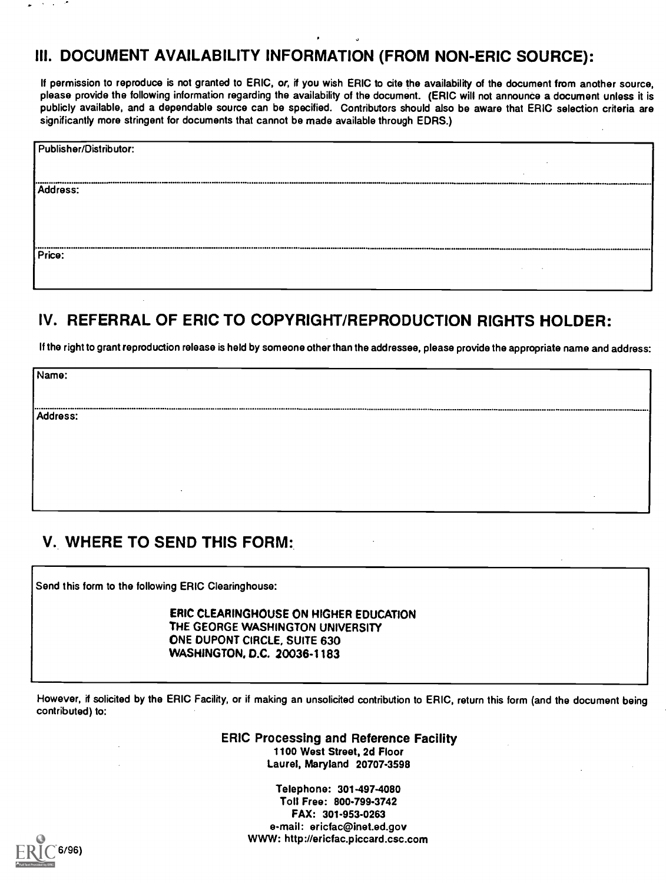## III. DOCUMENT AVAILABILITY INFORMATION (FROM NON-ERIC SOURCE):

If permission to reproduce is not granted to ERIC, or, if you wish ERIC to cite the availability of the document from another source, please provide the following information regarding the availability of the document. (ERIC will not announce a document unless it is publicly available, and a dependable source can be specified. Contributors should also be aware that ERIC selection criteria are significantly more stringent for documents that cannot be made available through EDRS.)

Publisher/Distributor:

Address:

Price:

## IV. REFERRAL OF ERIC TO COPYRIGHT/REPRODUCTION RIGHTS HOLDER:

If the right to grant reproduction release is held by someone other than the addressee, please provide the appropriate name and address:

Name:

Address:

## V. WHERE TO SEND THIS FORM:

Send this form to the following ERIC Clearinghouse:

**ERIC CLEARINGHOUSE ON HIGHER EDUCATION**
**THE GEORGE WASHINGTON UNIVERSITY**
**ONE DUPONT CIRCLE, SUITE 630**
**WASHINGTON, D.C. 20036-1183**

However, if solicited by the ERIC Facility, or if making an unsolicited contribution to ERIC, return this form (and the document being contributed) to:

**ERIC Processing and Reference Facility**
**1100 West Street, 2d Floor**
**Laurel, Maryland 20707-3598**

**Telephone: 301-497-4080**
**Toll Free: 800-799-3742**
**FAX: 301-953-0263**
**e-mail: ericfac@inet.ed.gov**
**WWW: http://ericfac.piccard.csc.com**

(Rev. 6/96)